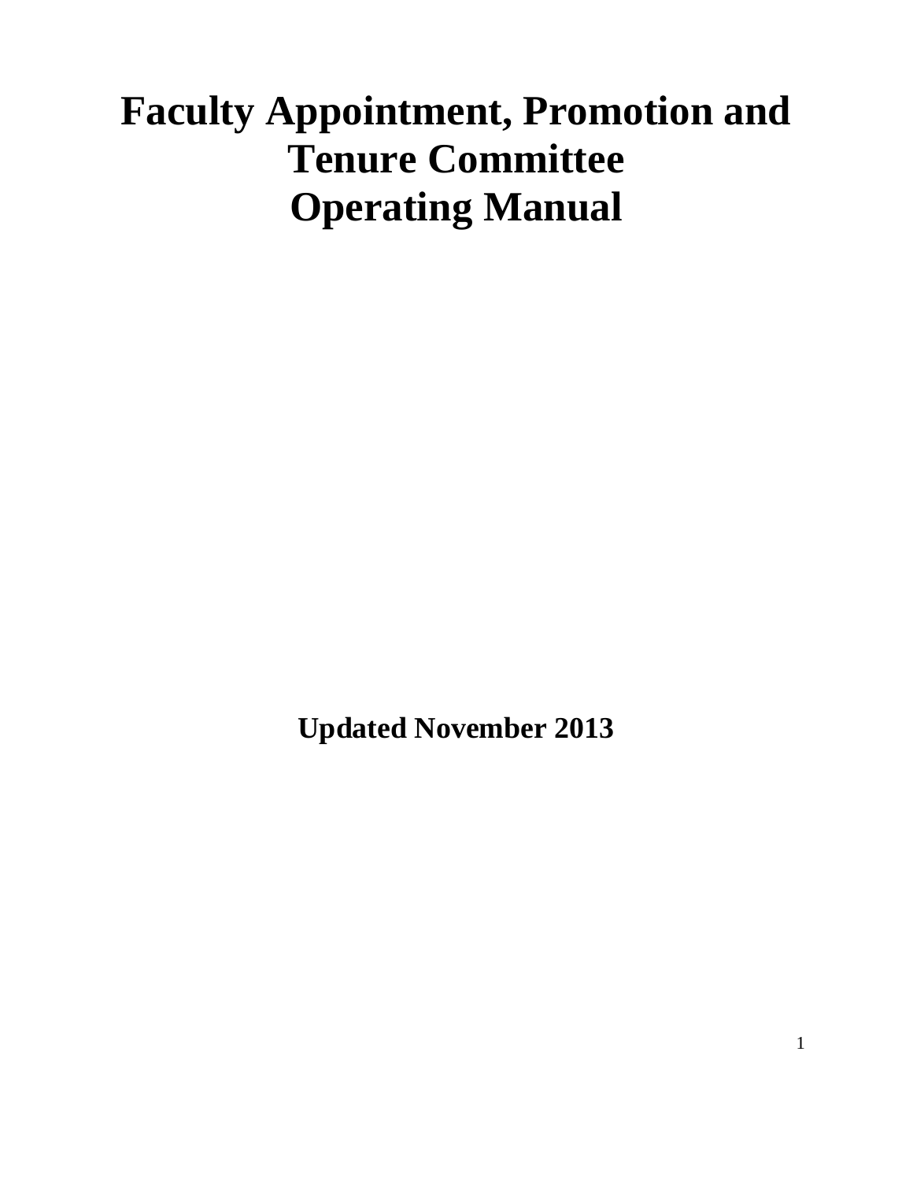# Faculty Appointment, Promotion and Tenure Committee Operating Manual

**Updated November 2013**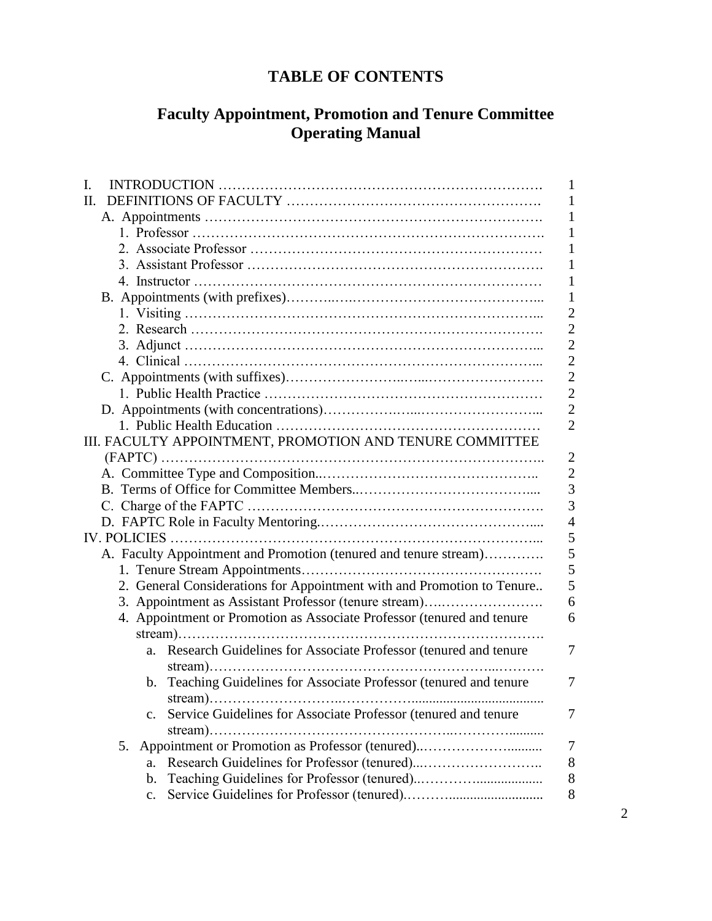# TABLE OF CONTENTS

## Faculty Appointment, Promotion and Tenure Committee Operating Manual

| | |
|---|---|
| I. INTRODUCTION | 1 |
| II. DEFINITIONS OF FACULTY | 1 |
| A. Appointments | 1 |
| 1. Professor | 1 |
| 2. Associate Professor | 1 |
| 3. Assistant Professor | 1 |
| 4. Instructor | 1 |
| B. Appointments (with prefixes) | 1 |
| 1. Visiting | 2 |
| 2. Research | 2 |
| 3. Adjunct | 2 |
| 4. Clinical | 2 |
| C. Appointments (with suffixes) | 2 |
| 1. Public Health Practice | 2 |
| D. Appointments (with concentrations) | 2 |
| 1. Public Health Education | 2 |
| III. FACULTY APPOINTMENT, PROMOTION AND TENURE COMMITTEE (FAPTC) | 2 |
| A. Committee Type and Composition | 2 |
| B. Terms of Office for Committee Members | 3 |
| C. Charge of the FAPTC | 3 |
| D. FAPTC Role in Faculty Mentoring | 4 |
| IV. POLICIES | 5 |
| A. Faculty Appointment and Promotion (tenured and tenure stream) | 5 |
| 1. Tenure Stream Appointments | 5 |
| 2. General Considerations for Appointment with and Promotion to Tenure | 5 |
| 3. Appointment as Assistant Professor (tenure stream) | 6 |
| 4. Appointment or Promotion as Associate Professor (tenured and tenure stream) | 6 |
| a. Research Guidelines for Associate Professor (tenured and tenure stream) | 7 |
| b. Teaching Guidelines for Associate Professor (tenured and tenure stream) | 7 |
| c. Service Guidelines for Associate Professor (tenured and tenure stream) | 7 |
| 5. Appointment or Promotion as Professor (tenured) | 7 |
| a. Research Guidelines for Professor (tenured) | 8 |
| b. Teaching Guidelines for Professor (tenured) | 8 |
| c. Service Guidelines for Professor (tenured) | 8 |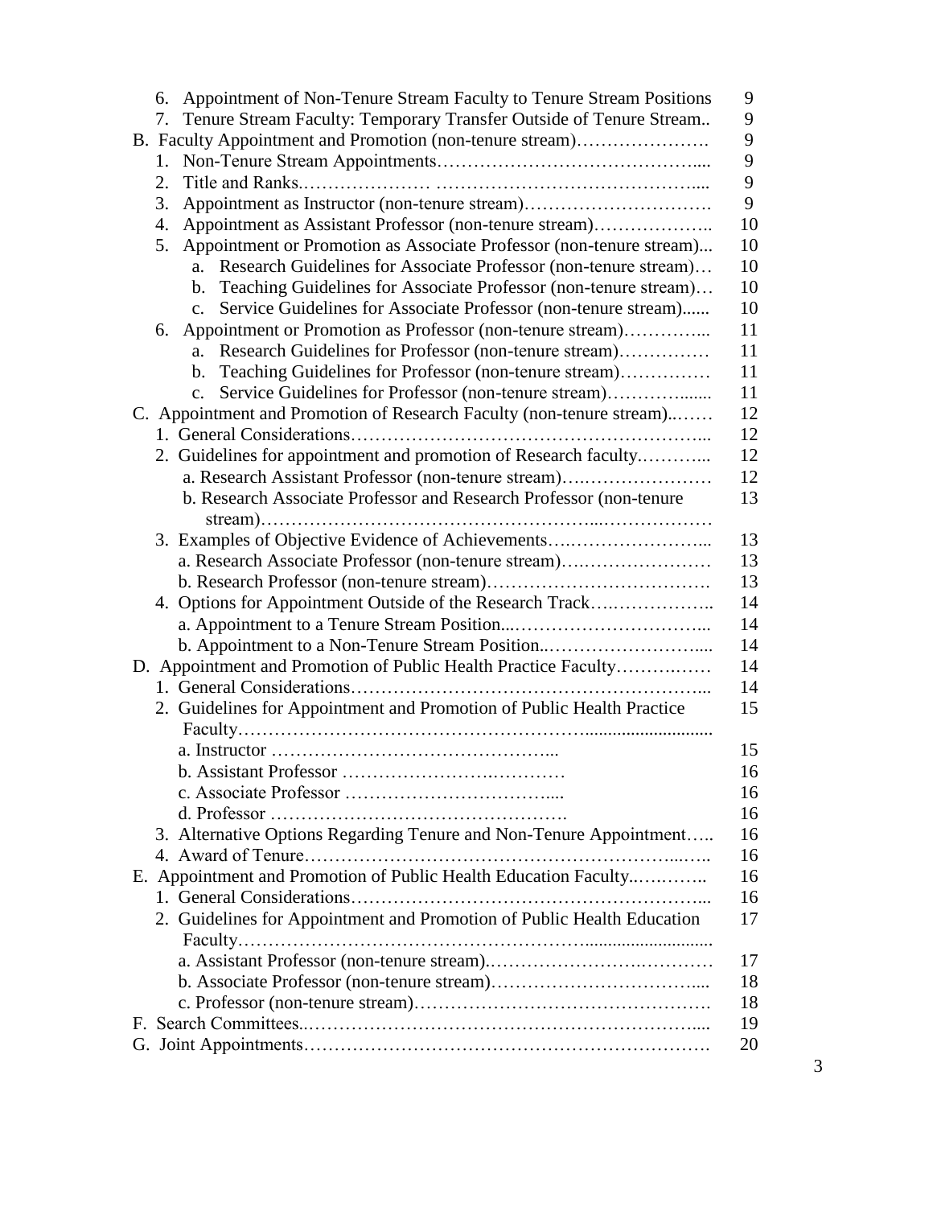6. Appointment of Non-Tenure Stream Faculty to Tenure Stream Positions ... 9
7. Tenure Stream Faculty: Temporary Transfer Outside of Tenure Stream.. ... 9

B. Faculty Appointment and Promotion (non-tenure stream)... 9
1. Non-Tenure Stream Appointments... 9
2. Title and Ranks... 9
3. Appointment as Instructor (non-tenure stream)... 9
4. Appointment as Assistant Professor (non-tenure stream)... 10
5. Appointment or Promotion as Associate Professor (non-tenure stream)... 10
   a. Research Guidelines for Associate Professor (non-tenure stream)... 10
   b. Teaching Guidelines for Associate Professor (non-tenure stream)... 10
   c. Service Guidelines for Associate Professor (non-tenure stream)... 10
6. Appointment or Promotion as Professor (non-tenure stream)... 11
   a. Research Guidelines for Professor (non-tenure stream)... 11
   b. Teaching Guidelines for Professor (non-tenure stream)... 11
   c. Service Guidelines for Professor (non-tenure stream)... 11

C. Appointment and Promotion of Research Faculty (non-tenure stream)... 12
1. General Considerations... 12
2. Guidelines for appointment and promotion of Research faculty... 12
   a. Research Assistant Professor (non-tenure stream)... 12
   b. Research Associate Professor and Research Professor (non-tenure stream)... 13
3. Examples of Objective Evidence of Achievements... 13
   a. Research Associate Professor (non-tenure stream)... 13
   b. Research Professor (non-tenure stream)... 13
4. Options for Appointment Outside of the Research Track... 14
   a. Appointment to a Tenure Stream Position... 14
   b. Appointment to a Non-Tenure Stream Position... 14

D. Appointment and Promotion of Public Health Practice Faculty... 14
1. General Considerations... 14
2. Guidelines for Appointment and Promotion of Public Health Practice Faculty... 15
   a. Instructor ... 15
   b. Assistant Professor ... 16
   c. Associate Professor ... 16
   d. Professor ... 16
3. Alternative Options Regarding Tenure and Non-Tenure Appointment... 16
4. Award of Tenure... 16

E. Appointment and Promotion of Public Health Education Faculty... 16
1. General Considerations... 16
2. Guidelines for Appointment and Promotion of Public Health Education Faculty... 17
   a. Assistant Professor (non-tenure stream)... 17
   b. Associate Professor (non-tenure stream)... 18
   c. Professor (non-tenure stream)... 18

F. Search Committees... 19

G. Joint Appointments... 20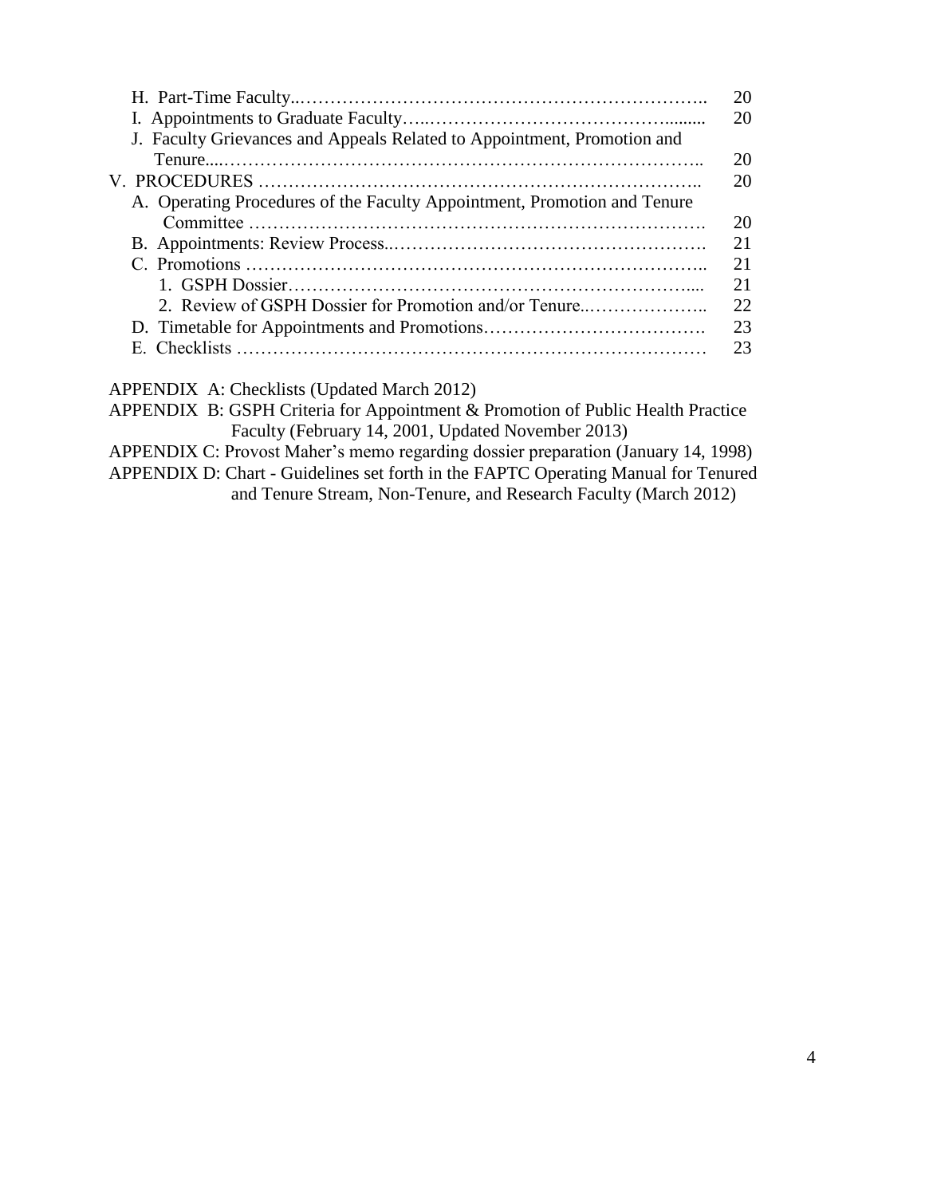| | |
|---|---|
| H. Part-Time Faculty | 20 |
| I. Appointments to Graduate Faculty | 20 |
| J. Faculty Grievances and Appeals Related to Appointment, Promotion and Tenure | 20 |
| V. PROCEDURES | 20 |
| A. Operating Procedures of the Faculty Appointment, Promotion and Tenure Committee | 20 |
| B. Appointments: Review Process | 21 |
| C. Promotions | 21 |
| 1. GSPH Dossier | 21 |
| 2. Review of GSPH Dossier for Promotion and/or Tenure | 22 |
| D. Timetable for Appointments and Promotions | 23 |
| E. Checklists | 23 |

APPENDIX A: Checklists (Updated March 2012)

APPENDIX B: GSPH Criteria for Appointment & Promotion of Public Health Practice Faculty (February 14, 2001, Updated November 2013)

APPENDIX C: Provost Maher's memo regarding dossier preparation (January 14, 1998)

APPENDIX D: Chart - Guidelines set forth in the FAPTC Operating Manual for Tenured and Tenure Stream, Non-Tenure, and Research Faculty (March 2012)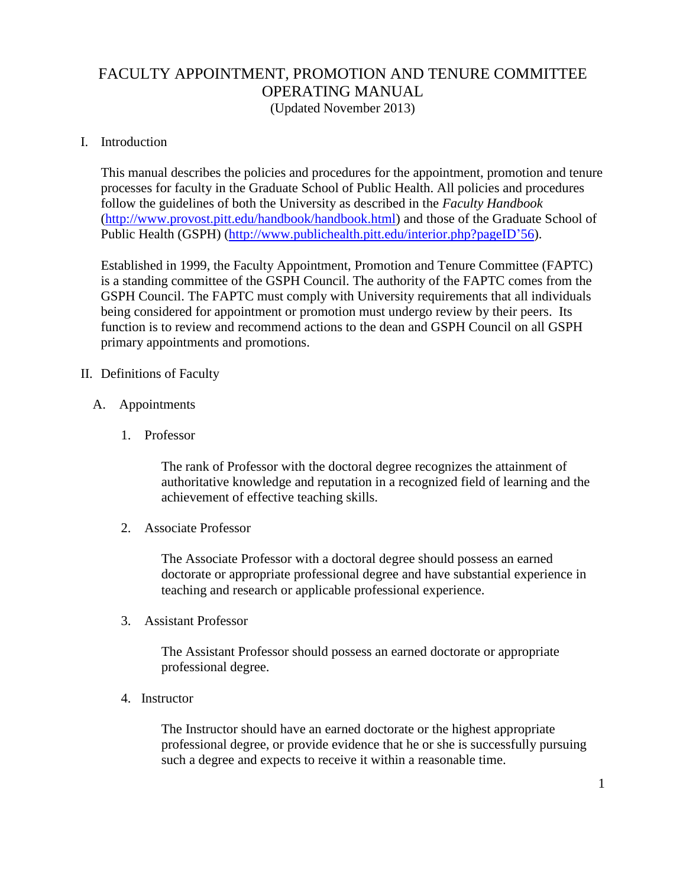# FACULTY APPOINTMENT, PROMOTION AND TENURE COMMITTEE OPERATING MANUAL

(Updated November 2013)

## I. Introduction

This manual describes the policies and procedures for the appointment, promotion and tenure processes for faculty in the Graduate School of Public Health. All policies and procedures follow the guidelines of both the University as described in the *Faculty Handbook* ([http://www.provost.pitt.edu/handbook/handbook.html](http://www.provost.pitt.edu/handbook/handbook.html)) and those of the Graduate School of Public Health (GSPH) ([http://www.publichealth.pitt.edu/interior.php?pageID'56](http://www.publichealth.pitt.edu/interior.php?pageID'56)).

Established in 1999, the Faculty Appointment, Promotion and Tenure Committee (FAPTC) is a standing committee of the GSPH Council. The authority of the FAPTC comes from the GSPH Council. The FAPTC must comply with University requirements that all individuals being considered for appointment or promotion must undergo review by their peers. Its function is to review and recommend actions to the dean and GSPH Council on all GSPH primary appointments and promotions.

## II. Definitions of Faculty

### A. Appointments

1. Professor

   The rank of Professor with the doctoral degree recognizes the attainment of authoritative knowledge and reputation in a recognized field of learning and the achievement of effective teaching skills.

2. Associate Professor

   The Associate Professor with a doctoral degree should possess an earned doctorate or appropriate professional degree and have substantial experience in teaching and research or applicable professional experience.

3. Assistant Professor

   The Assistant Professor should possess an earned doctorate or appropriate professional degree.

4. Instructor

   The Instructor should have an earned doctorate or the highest appropriate professional degree, or provide evidence that he or she is successfully pursuing such a degree and expects to receive it within a reasonable time.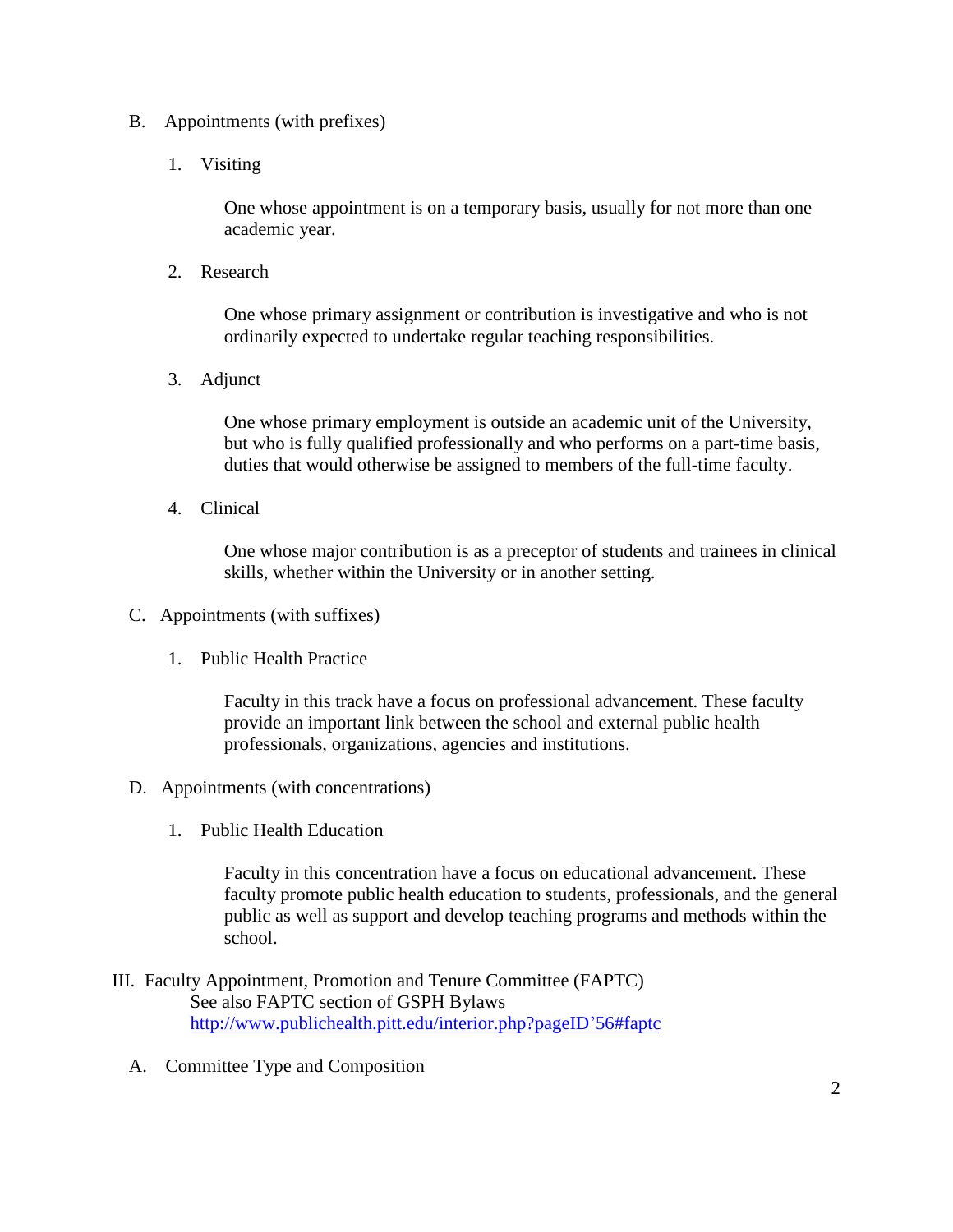B. Appointments (with prefixes)

1. Visiting

   One whose appointment is on a temporary basis, usually for not more than one academic year.

2. Research

   One whose primary assignment or contribution is investigative and who is not ordinarily expected to undertake regular teaching responsibilities.

3. Adjunct

   One whose primary employment is outside an academic unit of the University, but who is fully qualified professionally and who performs on a part-time basis, duties that would otherwise be assigned to members of the full-time faculty.

4. Clinical

   One whose major contribution is as a preceptor of students and trainees in clinical skills, whether within the University or in another setting.

C. Appointments (with suffixes)

1. Public Health Practice

   Faculty in this track have a focus on professional advancement. These faculty provide an important link between the school and external public health professionals, organizations, agencies and institutions.

D. Appointments (with concentrations)

1. Public Health Education

   Faculty in this concentration have a focus on educational advancement. These faculty promote public health education to students, professionals, and the general public as well as support and develop teaching programs and methods within the school.

III. Faculty Appointment, Promotion and Tenure Committee (FAPTC)
See also FAPTC section of GSPH Bylaws
http://www.publichealth.pitt.edu/interior.php?pageID’56#faptc

A. Committee Type and Composition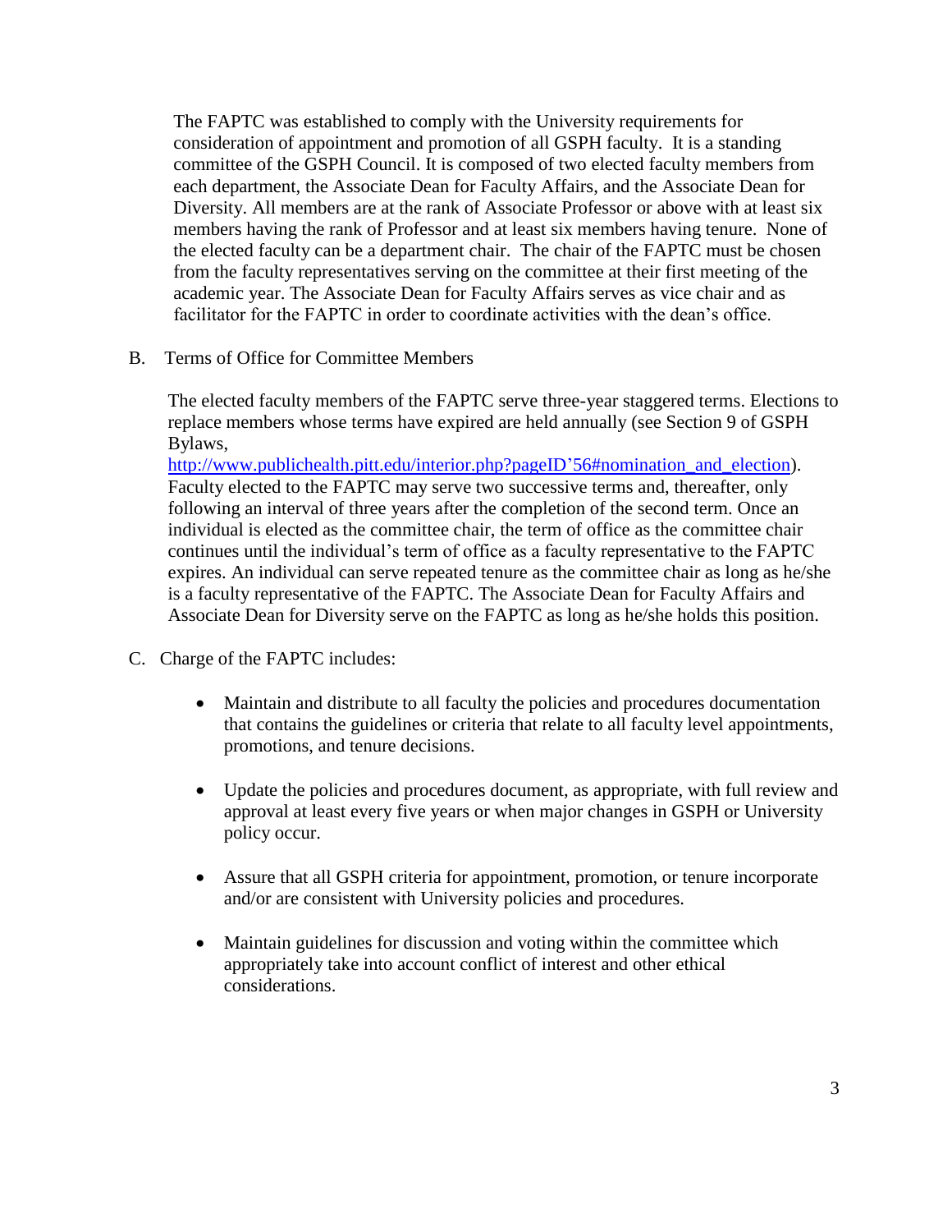The FAPTC was established to comply with the University requirements for consideration of appointment and promotion of all GSPH faculty. It is a standing committee of the GSPH Council. It is composed of two elected faculty members from each department, the Associate Dean for Faculty Affairs, and the Associate Dean for Diversity. All members are at the rank of Associate Professor or above with at least six members having the rank of Professor and at least six members having tenure. None of the elected faculty can be a department chair. The chair of the FAPTC must be chosen from the faculty representatives serving on the committee at their first meeting of the academic year. The Associate Dean for Faculty Affairs serves as vice chair and as facilitator for the FAPTC in order to coordinate activities with the dean's office.

B. Terms of Office for Committee Members

The elected faculty members of the FAPTC serve three-year staggered terms. Elections to replace members whose terms have expired are held annually (see Section 9 of GSPH Bylaws, http://www.publichealth.pitt.edu/interior.php?pageID'56#nomination_and_election). Faculty elected to the FAPTC may serve two successive terms and, thereafter, only following an interval of three years after the completion of the second term. Once an individual is elected as the committee chair, the term of office as the committee chair continues until the individual's term of office as a faculty representative to the FAPTC expires. An individual can serve repeated tenure as the committee chair as long as he/she is a faculty representative of the FAPTC. The Associate Dean for Faculty Affairs and Associate Dean for Diversity serve on the FAPTC as long as he/she holds this position.

C. Charge of the FAPTC includes:

- Maintain and distribute to all faculty the policies and procedures documentation that contains the guidelines or criteria that relate to all faculty level appointments, promotions, and tenure decisions.

- Update the policies and procedures document, as appropriate, with full review and approval at least every five years or when major changes in GSPH or University policy occur.

- Assure that all GSPH criteria for appointment, promotion, or tenure incorporate and/or are consistent with University policies and procedures.

- Maintain guidelines for discussion and voting within the committee which appropriately take into account conflict of interest and other ethical considerations.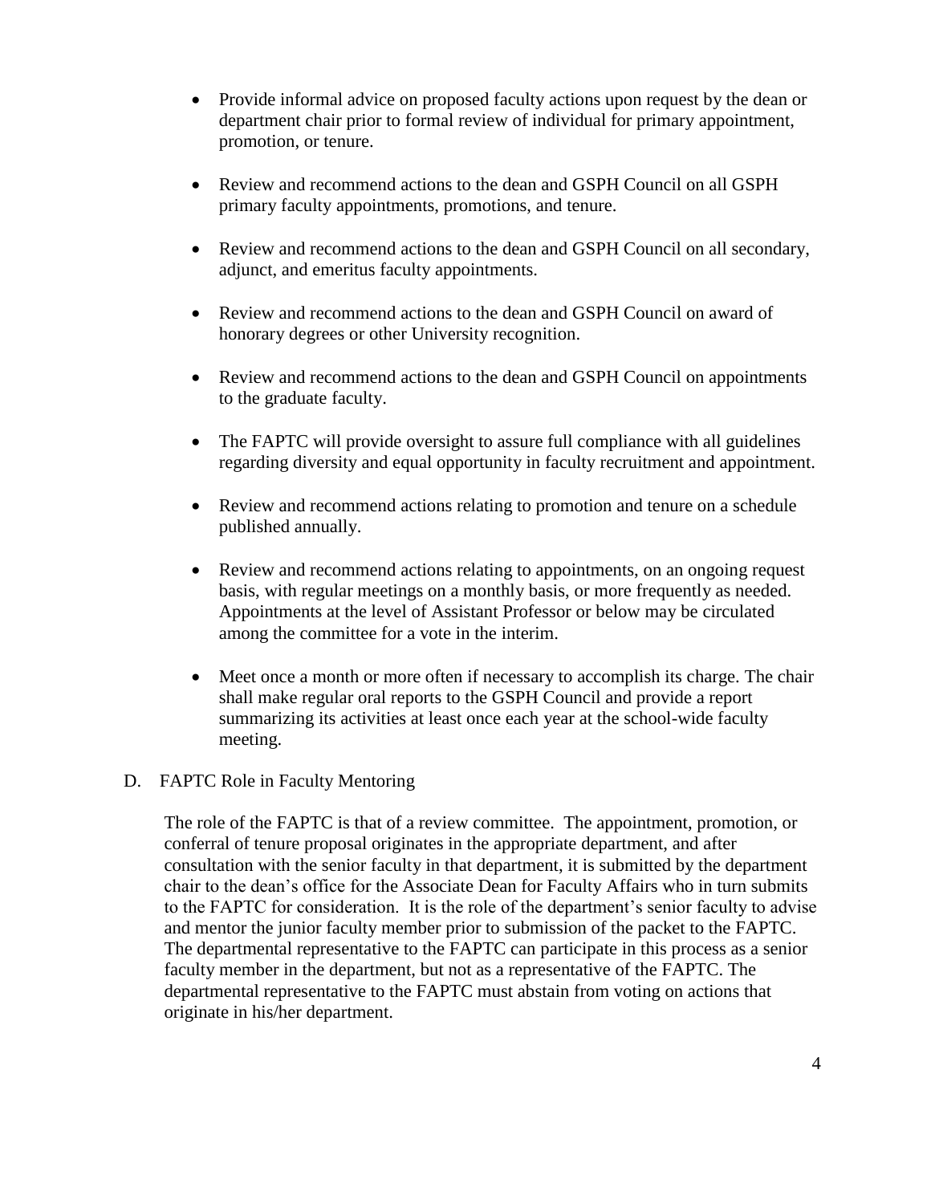- Provide informal advice on proposed faculty actions upon request by the dean or department chair prior to formal review of individual for primary appointment, promotion, or tenure.

- Review and recommend actions to the dean and GSPH Council on all GSPH primary faculty appointments, promotions, and tenure.

- Review and recommend actions to the dean and GSPH Council on all secondary, adjunct, and emeritus faculty appointments.

- Review and recommend actions to the dean and GSPH Council on award of honorary degrees or other University recognition.

- Review and recommend actions to the dean and GSPH Council on appointments to the graduate faculty.

- The FAPTC will provide oversight to assure full compliance with all guidelines regarding diversity and equal opportunity in faculty recruitment and appointment.

- Review and recommend actions relating to promotion and tenure on a schedule published annually.

- Review and recommend actions relating to appointments, on an ongoing request basis, with regular meetings on a monthly basis, or more frequently as needed. Appointments at the level of Assistant Professor or below may be circulated among the committee for a vote in the interim.

- Meet once a month or more often if necessary to accomplish its charge. The chair shall make regular oral reports to the GSPH Council and provide a report summarizing its activities at least once each year at the school-wide faculty meeting.

D. FAPTC Role in Faculty Mentoring

The role of the FAPTC is that of a review committee. The appointment, promotion, or conferral of tenure proposal originates in the appropriate department, and after consultation with the senior faculty in that department, it is submitted by the department chair to the dean's office for the Associate Dean for Faculty Affairs who in turn submits to the FAPTC for consideration. It is the role of the department's senior faculty to advise and mentor the junior faculty member prior to submission of the packet to the FAPTC. The departmental representative to the FAPTC can participate in this process as a senior faculty member in the department, but not as a representative of the FAPTC. The departmental representative to the FAPTC must abstain from voting on actions that originate in his/her department.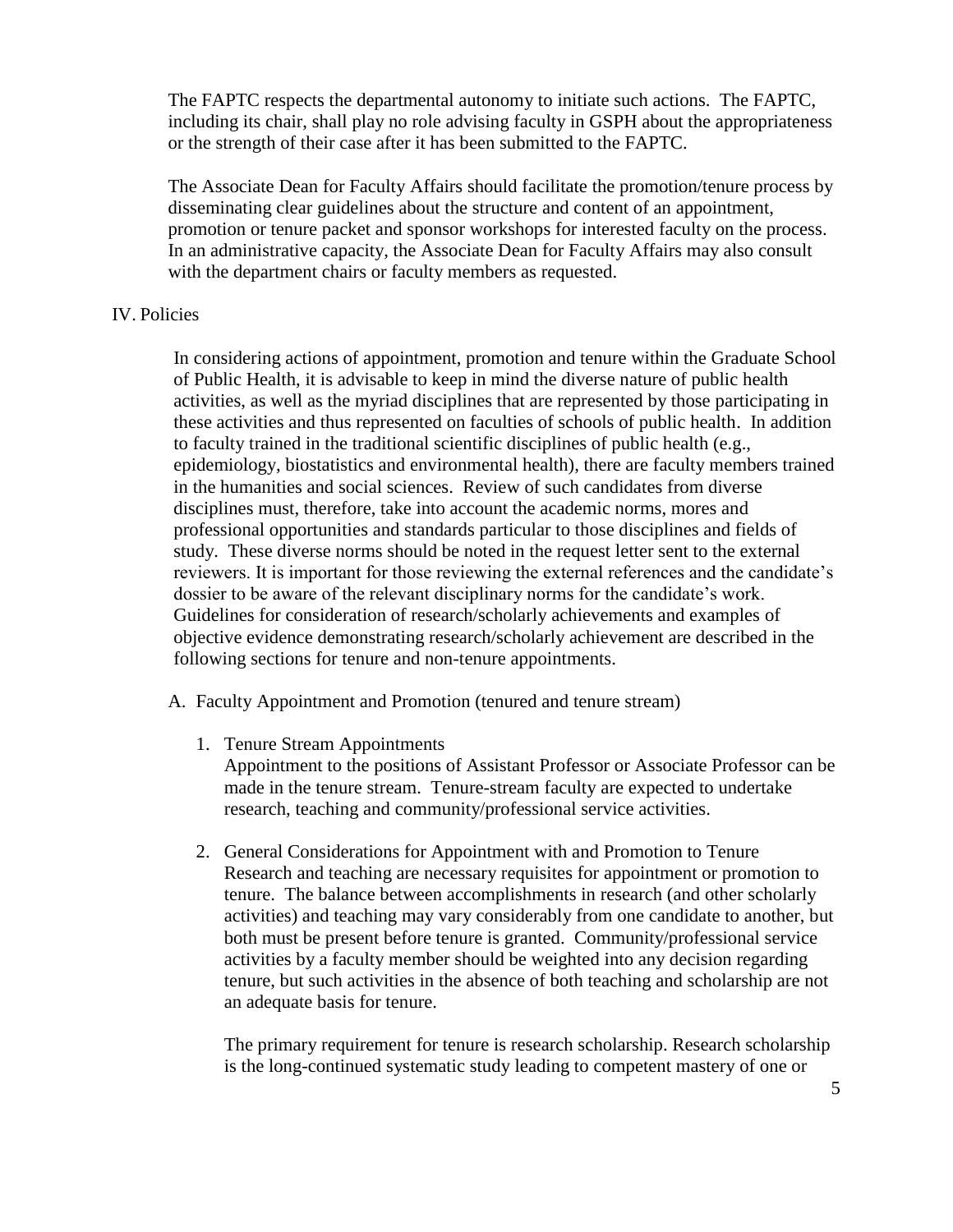The FAPTC respects the departmental autonomy to initiate such actions. The FAPTC, including its chair, shall play no role advising faculty in GSPH about the appropriateness or the strength of their case after it has been submitted to the FAPTC.

The Associate Dean for Faculty Affairs should facilitate the promotion/tenure process by disseminating clear guidelines about the structure and content of an appointment, promotion or tenure packet and sponsor workshops for interested faculty on the process. In an administrative capacity, the Associate Dean for Faculty Affairs may also consult with the department chairs or faculty members as requested.

## IV. Policies

In considering actions of appointment, promotion and tenure within the Graduate School of Public Health, it is advisable to keep in mind the diverse nature of public health activities, as well as the myriad disciplines that are represented by those participating in these activities and thus represented on faculties of schools of public health. In addition to faculty trained in the traditional scientific disciplines of public health (e.g., epidemiology, biostatistics and environmental health), there are faculty members trained in the humanities and social sciences. Review of such candidates from diverse disciplines must, therefore, take into account the academic norms, mores and professional opportunities and standards particular to those disciplines and fields of study. These diverse norms should be noted in the request letter sent to the external reviewers. It is important for those reviewing the external references and the candidate's dossier to be aware of the relevant disciplinary norms for the candidate's work. Guidelines for consideration of research/scholarly achievements and examples of objective evidence demonstrating research/scholarly achievement are described in the following sections for tenure and non-tenure appointments.

### A. Faculty Appointment and Promotion (tenured and tenure stream)

1. Tenure Stream Appointments
   Appointment to the positions of Assistant Professor or Associate Professor can be made in the tenure stream. Tenure-stream faculty are expected to undertake research, teaching and community/professional service activities.

2. General Considerations for Appointment with and Promotion to Tenure
   Research and teaching are necessary requisites for appointment or promotion to tenure. The balance between accomplishments in research (and other scholarly activities) and teaching may vary considerably from one candidate to another, but both must be present before tenure is granted. Community/professional service activities by a faculty member should be weighted into any decision regarding tenure, but such activities in the absence of both teaching and scholarship are not an adequate basis for tenure.

   The primary requirement for tenure is research scholarship. Research scholarship is the long-continued systematic study leading to competent mastery of one or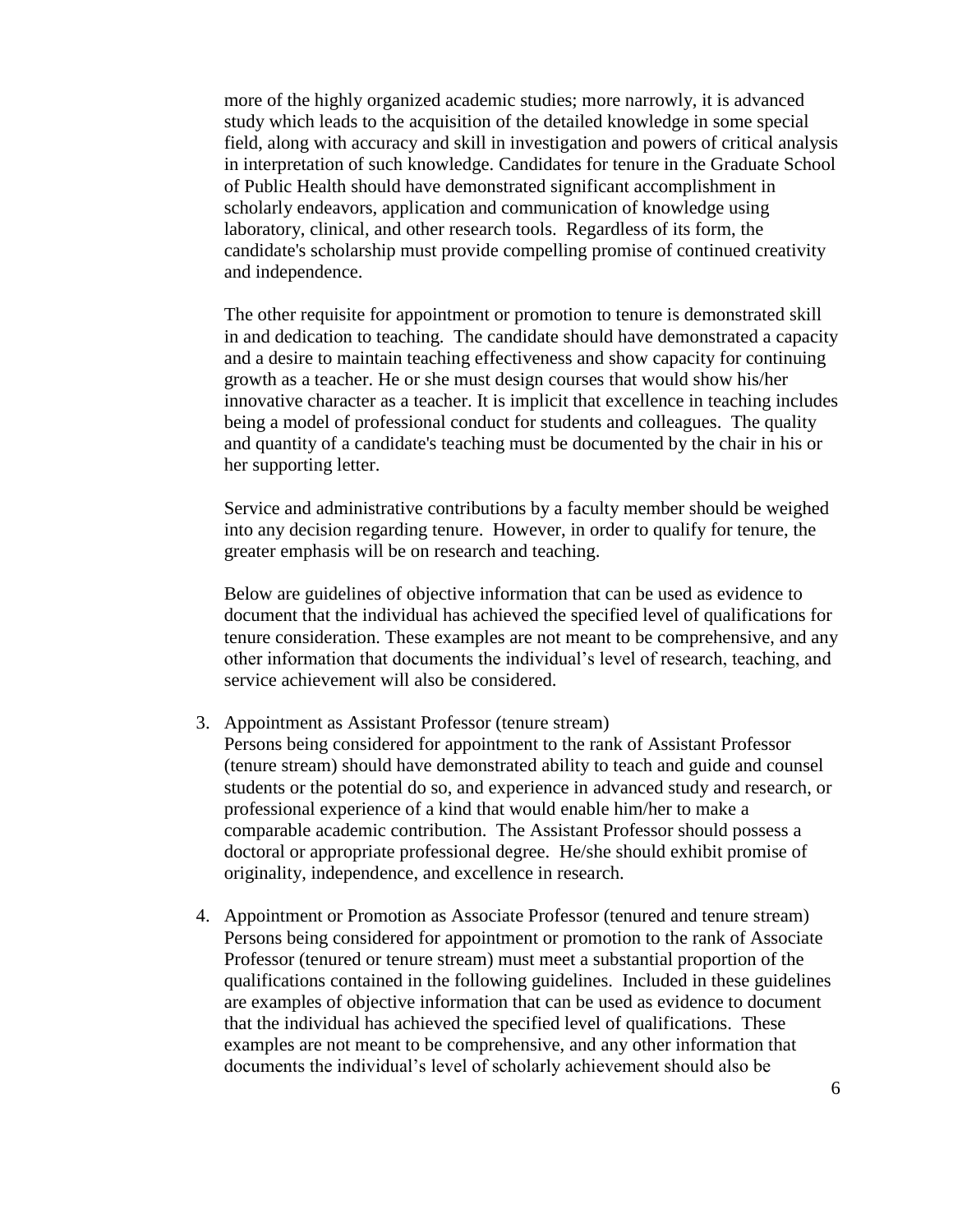more of the highly organized academic studies; more narrowly, it is advanced study which leads to the acquisition of the detailed knowledge in some special field, along with accuracy and skill in investigation and powers of critical analysis in interpretation of such knowledge. Candidates for tenure in the Graduate School of Public Health should have demonstrated significant accomplishment in scholarly endeavors, application and communication of knowledge using laboratory, clinical, and other research tools. Regardless of its form, the candidate's scholarship must provide compelling promise of continued creativity and independence.

The other requisite for appointment or promotion to tenure is demonstrated skill in and dedication to teaching. The candidate should have demonstrated a capacity and a desire to maintain teaching effectiveness and show capacity for continuing growth as a teacher. He or she must design courses that would show his/her innovative character as a teacher. It is implicit that excellence in teaching includes being a model of professional conduct for students and colleagues. The quality and quantity of a candidate's teaching must be documented by the chair in his or her supporting letter.

Service and administrative contributions by a faculty member should be weighed into any decision regarding tenure. However, in order to qualify for tenure, the greater emphasis will be on research and teaching.

Below are guidelines of objective information that can be used as evidence to document that the individual has achieved the specified level of qualifications for tenure consideration. These examples are not meant to be comprehensive, and any other information that documents the individual's level of research, teaching, and service achievement will also be considered.

3. Appointment as Assistant Professor (tenure stream)
   Persons being considered for appointment to the rank of Assistant Professor (tenure stream) should have demonstrated ability to teach and guide and counsel students or the potential do so, and experience in advanced study and research, or professional experience of a kind that would enable him/her to make a comparable academic contribution. The Assistant Professor should possess a doctoral or appropriate professional degree. He/she should exhibit promise of originality, independence, and excellence in research.

4. Appointment or Promotion as Associate Professor (tenured and tenure stream)
   Persons being considered for appointment or promotion to the rank of Associate Professor (tenured or tenure stream) must meet a substantial proportion of the qualifications contained in the following guidelines. Included in these guidelines are examples of objective information that can be used as evidence to document that the individual has achieved the specified level of qualifications. These examples are not meant to be comprehensive, and any other information that documents the individual's level of scholarly achievement should also be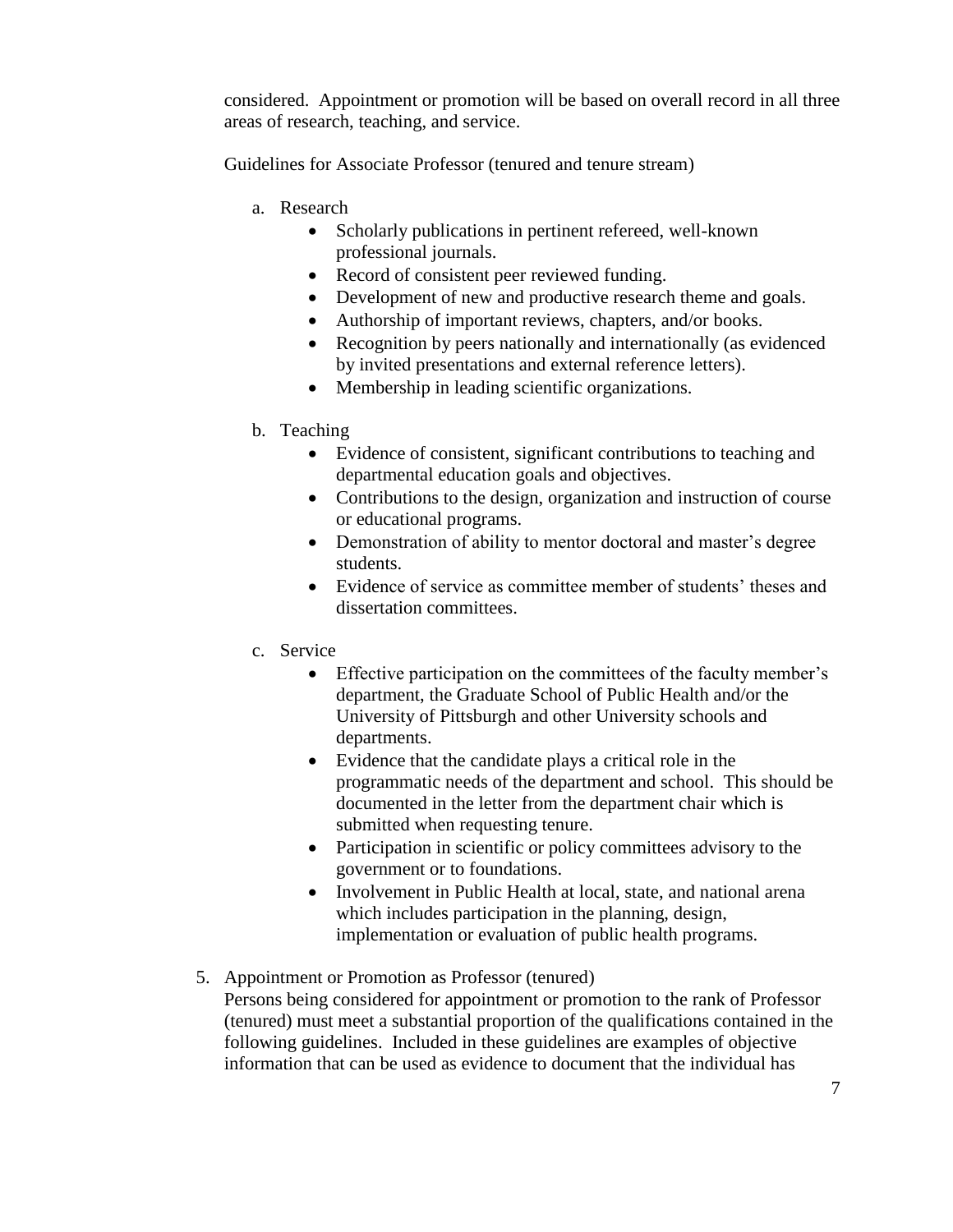considered. Appointment or promotion will be based on overall record in all three areas of research, teaching, and service.

Guidelines for Associate Professor (tenured and tenure stream)

a. Research
   - Scholarly publications in pertinent refereed, well-known professional journals.
   - Record of consistent peer reviewed funding.
   - Development of new and productive research theme and goals.
   - Authorship of important reviews, chapters, and/or books.
   - Recognition by peers nationally and internationally (as evidenced by invited presentations and external reference letters).
   - Membership in leading scientific organizations.

b. Teaching
   - Evidence of consistent, significant contributions to teaching and departmental education goals and objectives.
   - Contributions to the design, organization and instruction of course or educational programs.
   - Demonstration of ability to mentor doctoral and master's degree students.
   - Evidence of service as committee member of students' theses and dissertation committees.

c. Service
   - Effective participation on the committees of the faculty member's department, the Graduate School of Public Health and/or the University of Pittsburgh and other University schools and departments.
   - Evidence that the candidate plays a critical role in the programmatic needs of the department and school. This should be documented in the letter from the department chair which is submitted when requesting tenure.
   - Participation in scientific or policy committees advisory to the government or to foundations.
   - Involvement in Public Health at local, state, and national arena which includes participation in the planning, design, implementation or evaluation of public health programs.

5. Appointment or Promotion as Professor (tenured)
   Persons being considered for appointment or promotion to the rank of Professor (tenured) must meet a substantial proportion of the qualifications contained in the following guidelines. Included in these guidelines are examples of objective information that can be used as evidence to document that the individual has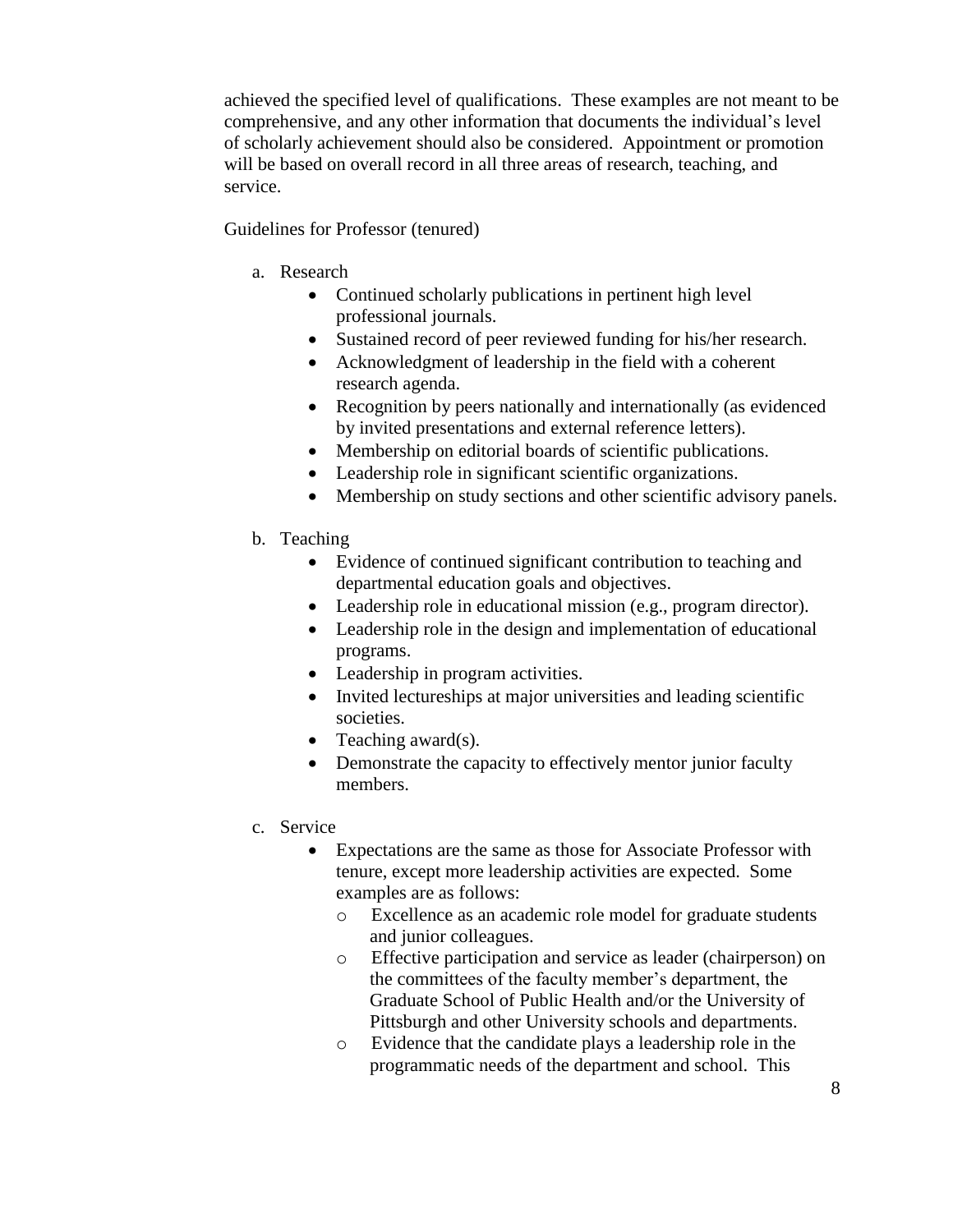achieved the specified level of qualifications. These examples are not meant to be comprehensive, and any other information that documents the individual's level of scholarly achievement should also be considered. Appointment or promotion will be based on overall record in all three areas of research, teaching, and service.

Guidelines for Professor (tenured)

a. Research
   - Continued scholarly publications in pertinent high level professional journals.
   - Sustained record of peer reviewed funding for his/her research.
   - Acknowledgment of leadership in the field with a coherent research agenda.
   - Recognition by peers nationally and internationally (as evidenced by invited presentations and external reference letters).
   - Membership on editorial boards of scientific publications.
   - Leadership role in significant scientific organizations.
   - Membership on study sections and other scientific advisory panels.

b. Teaching
   - Evidence of continued significant contribution to teaching and departmental education goals and objectives.
   - Leadership role in educational mission (e.g., program director).
   - Leadership role in the design and implementation of educational programs.
   - Leadership in program activities.
   - Invited lectureships at major universities and leading scientific societies.
   - Teaching award(s).
   - Demonstrate the capacity to effectively mentor junior faculty members.

c. Service
   - Expectations are the same as those for Associate Professor with tenure, except more leadership activities are expected. Some examples are as follows:
     - Excellence as an academic role model for graduate students and junior colleagues.
     - Effective participation and service as leader (chairperson) on the committees of the faculty member's department, the Graduate School of Public Health and/or the University of Pittsburgh and other University schools and departments.
     - Evidence that the candidate plays a leadership role in the programmatic needs of the department and school. This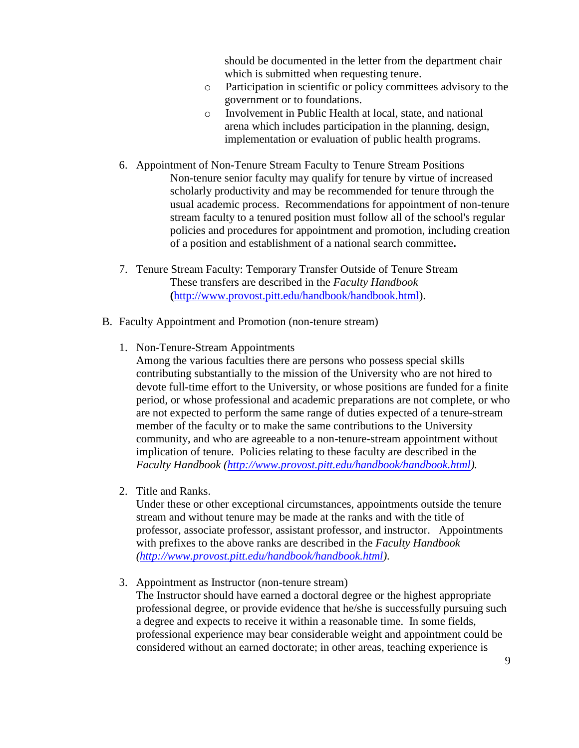should be documented in the letter from the department chair which is submitted when requesting tenure.

  - Participation in scientific or policy committees advisory to the government or to foundations.
  - Involvement in Public Health at local, state, and national arena which includes participation in the planning, design, implementation or evaluation of public health programs.

6. Appointment of Non-Tenure Stream Faculty to Tenure Stream Positions

   Non-tenure senior faculty may qualify for tenure by virtue of increased scholarly productivity and may be recommended for tenure through the usual academic process. Recommendations for appointment of non-tenure stream faculty to a tenured position must follow all of the school's regular policies and procedures for appointment and promotion, including creation of a position and establishment of a national search committee**.**

7. Tenure Stream Faculty: Temporary Transfer Outside of Tenure Stream

   These transfers are described in the *Faculty Handbook* **(**[http://www.provost.pitt.edu/handbook/handbook.html](http://www.provost.pitt.edu/handbook/handbook.html)).

B. Faculty Appointment and Promotion (non-tenure stream)

1. Non-Tenure-Stream Appointments

   Among the various faculties there are persons who possess special skills contributing substantially to the mission of the University who are not hired to devote full-time effort to the University, or whose positions are funded for a finite period, or whose professional and academic preparations are not complete, or who are not expected to perform the same range of duties expected of a tenure-stream member of the faculty or to make the same contributions to the University community, and who are agreeable to a non-tenure-stream appointment without implication of tenure. Policies relating to these faculty are described in the *Faculty Handbook ([http://www.provost.pitt.edu/handbook/handbook.html](http://www.provost.pitt.edu/handbook/handbook.html)).*

2. Title and Ranks.

   Under these or other exceptional circumstances, appointments outside the tenure stream and without tenure may be made at the ranks and with the title of professor, associate professor, assistant professor, and instructor. Appointments with prefixes to the above ranks are described in the *Faculty Handbook ([http://www.provost.pitt.edu/handbook/handbook.html](http://www.provost.pitt.edu/handbook/handbook.html)).*

3. Appointment as Instructor (non-tenure stream)

   The Instructor should have earned a doctoral degree or the highest appropriate professional degree, or provide evidence that he/she is successfully pursuing such a degree and expects to receive it within a reasonable time. In some fields, professional experience may bear considerable weight and appointment could be considered without an earned doctorate; in other areas, teaching experience is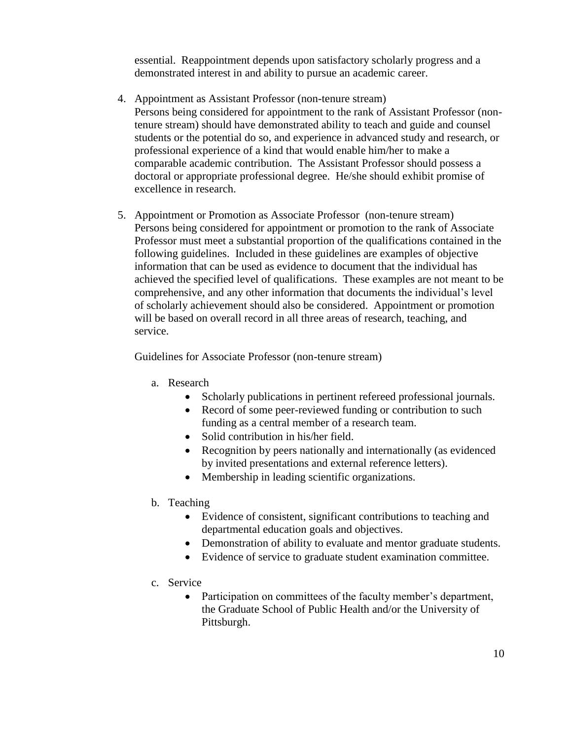essential. Reappointment depends upon satisfactory scholarly progress and a demonstrated interest in and ability to pursue an academic career.

4. Appointment as Assistant Professor (non-tenure stream)
   Persons being considered for appointment to the rank of Assistant Professor (non-tenure stream) should have demonstrated ability to teach and guide and counsel students or the potential do so, and experience in advanced study and research, or professional experience of a kind that would enable him/her to make a comparable academic contribution. The Assistant Professor should possess a doctoral or appropriate professional degree. He/she should exhibit promise of excellence in research.

5. Appointment or Promotion as Associate Professor (non-tenure stream)
   Persons being considered for appointment or promotion to the rank of Associate Professor must meet a substantial proportion of the qualifications contained in the following guidelines. Included in these guidelines are examples of objective information that can be used as evidence to document that the individual has achieved the specified level of qualifications. These examples are not meant to be comprehensive, and any other information that documents the individual's level of scholarly achievement should also be considered. Appointment or promotion will be based on overall record in all three areas of research, teaching, and service.

   Guidelines for Associate Professor (non-tenure stream)

   a. Research
      - Scholarly publications in pertinent refereed professional journals.
      - Record of some peer-reviewed funding or contribution to such funding as a central member of a research team.
      - Solid contribution in his/her field.
      - Recognition by peers nationally and internationally (as evidenced by invited presentations and external reference letters).
      - Membership in leading scientific organizations.

   b. Teaching
      - Evidence of consistent, significant contributions to teaching and departmental education goals and objectives.
      - Demonstration of ability to evaluate and mentor graduate students.
      - Evidence of service to graduate student examination committee.

   c. Service
      - Participation on committees of the faculty member's department, the Graduate School of Public Health and/or the University of Pittsburgh.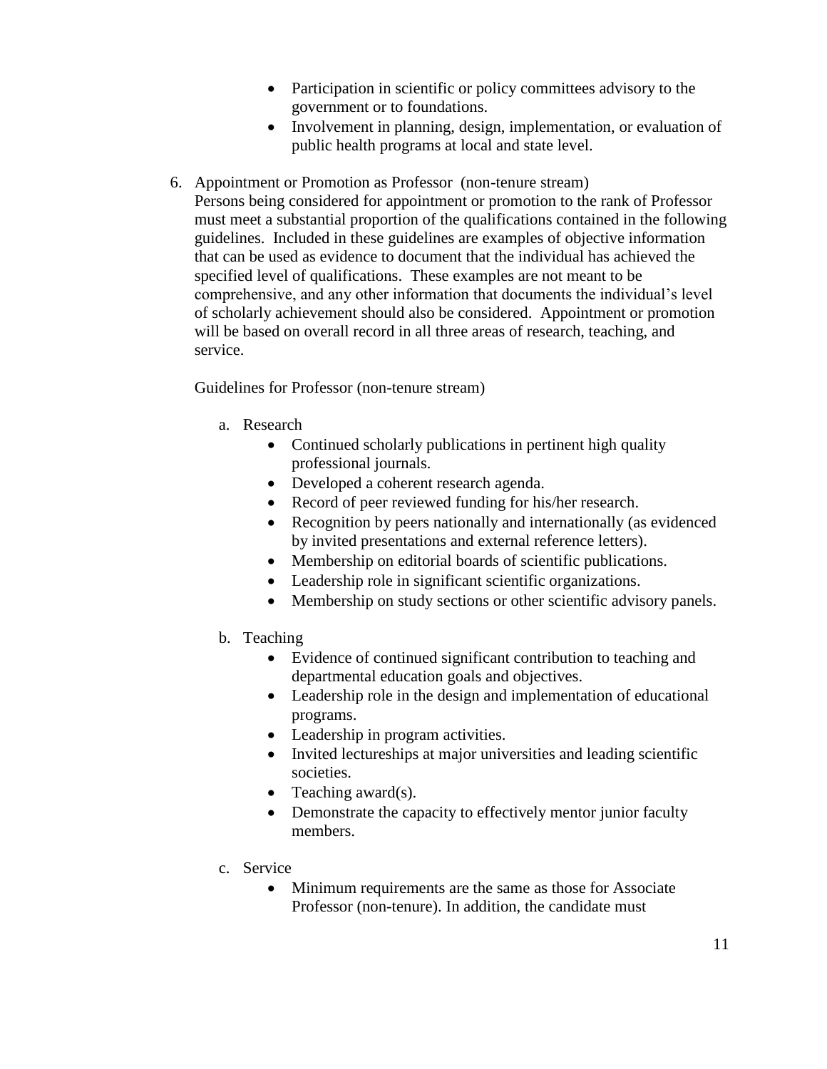- Participation in scientific or policy committees advisory to the government or to foundations.
- Involvement in planning, design, implementation, or evaluation of public health programs at local and state level.

6. Appointment or Promotion as Professor (non-tenure stream)

   Persons being considered for appointment or promotion to the rank of Professor must meet a substantial proportion of the qualifications contained in the following guidelines. Included in these guidelines are examples of objective information that can be used as evidence to document that the individual has achieved the specified level of qualifications. These examples are not meant to be comprehensive, and any other information that documents the individual's level of scholarly achievement should also be considered. Appointment or promotion will be based on overall record in all three areas of research, teaching, and service.

   Guidelines for Professor (non-tenure stream)

   a. Research
      - Continued scholarly publications in pertinent high quality professional journals.
      - Developed a coherent research agenda.
      - Record of peer reviewed funding for his/her research.
      - Recognition by peers nationally and internationally (as evidenced by invited presentations and external reference letters).
      - Membership on editorial boards of scientific publications.
      - Leadership role in significant scientific organizations.
      - Membership on study sections or other scientific advisory panels.

   b. Teaching
      - Evidence of continued significant contribution to teaching and departmental education goals and objectives.
      - Leadership role in the design and implementation of educational programs.
      - Leadership in program activities.
      - Invited lectureships at major universities and leading scientific societies.
      - Teaching award(s).
      - Demonstrate the capacity to effectively mentor junior faculty members.

   c. Service
      - Minimum requirements are the same as those for Associate Professor (non-tenure). In addition, the candidate must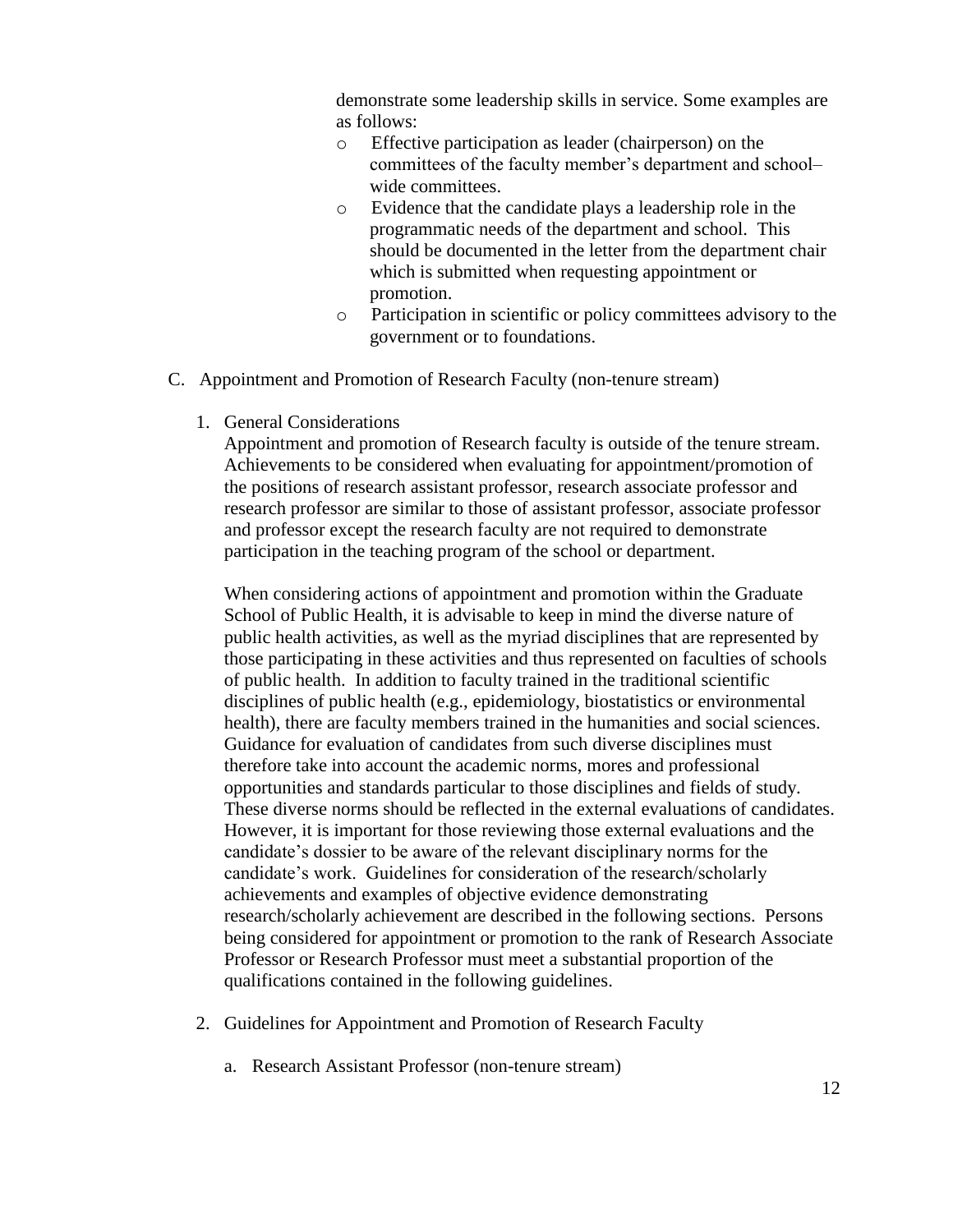demonstrate some leadership skills in service. Some examples are as follows:

- Effective participation as leader (chairperson) on the committees of the faculty member's department and school–wide committees.
- Evidence that the candidate plays a leadership role in the programmatic needs of the department and school. This should be documented in the letter from the department chair which is submitted when requesting appointment or promotion.
- Participation in scientific or policy committees advisory to the government or to foundations.

C. Appointment and Promotion of Research Faculty (non-tenure stream)

1. General Considerations

Appointment and promotion of Research faculty is outside of the tenure stream. Achievements to be considered when evaluating for appointment/promotion of the positions of research assistant professor, research associate professor and research professor are similar to those of assistant professor, associate professor and professor except the research faculty are not required to demonstrate participation in the teaching program of the school or department.

When considering actions of appointment and promotion within the Graduate School of Public Health, it is advisable to keep in mind the diverse nature of public health activities, as well as the myriad disciplines that are represented by those participating in these activities and thus represented on faculties of schools of public health. In addition to faculty trained in the traditional scientific disciplines of public health (e.g., epidemiology, biostatistics or environmental health), there are faculty members trained in the humanities and social sciences. Guidance for evaluation of candidates from such diverse disciplines must therefore take into account the academic norms, mores and professional opportunities and standards particular to those disciplines and fields of study. These diverse norms should be reflected in the external evaluations of candidates. However, it is important for those reviewing those external evaluations and the candidate's dossier to be aware of the relevant disciplinary norms for the candidate's work. Guidelines for consideration of the research/scholarly achievements and examples of objective evidence demonstrating research/scholarly achievement are described in the following sections. Persons being considered for appointment or promotion to the rank of Research Associate Professor or Research Professor must meet a substantial proportion of the qualifications contained in the following guidelines.

2. Guidelines for Appointment and Promotion of Research Faculty

   a. Research Assistant Professor (non-tenure stream)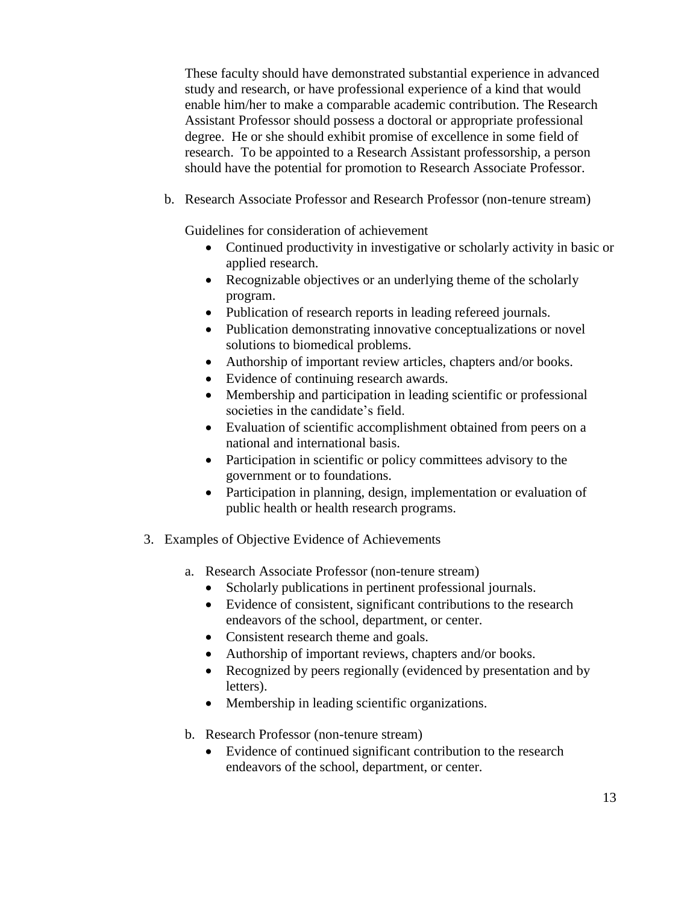These faculty should have demonstrated substantial experience in advanced study and research, or have professional experience of a kind that would enable him/her to make a comparable academic contribution. The Research Assistant Professor should possess a doctoral or appropriate professional degree. He or she should exhibit promise of excellence in some field of research. To be appointed to a Research Assistant professorship, a person should have the potential for promotion to Research Associate Professor.

b. Research Associate Professor and Research Professor (non-tenure stream)

Guidelines for consideration of achievement

- Continued productivity in investigative or scholarly activity in basic or applied research.
- Recognizable objectives or an underlying theme of the scholarly program.
- Publication of research reports in leading refereed journals.
- Publication demonstrating innovative conceptualizations or novel solutions to biomedical problems.
- Authorship of important review articles, chapters and/or books.
- Evidence of continuing research awards.
- Membership and participation in leading scientific or professional societies in the candidate's field.
- Evaluation of scientific accomplishment obtained from peers on a national and international basis.
- Participation in scientific or policy committees advisory to the government or to foundations.
- Participation in planning, design, implementation or evaluation of public health or health research programs.

3. Examples of Objective Evidence of Achievements

a. Research Associate Professor (non-tenure stream)

- Scholarly publications in pertinent professional journals.
- Evidence of consistent, significant contributions to the research endeavors of the school, department, or center.
- Consistent research theme and goals.
- Authorship of important reviews, chapters and/or books.
- Recognized by peers regionally (evidenced by presentation and by letters).
- Membership in leading scientific organizations.

b. Research Professor (non-tenure stream)

- Evidence of continued significant contribution to the research endeavors of the school, department, or center.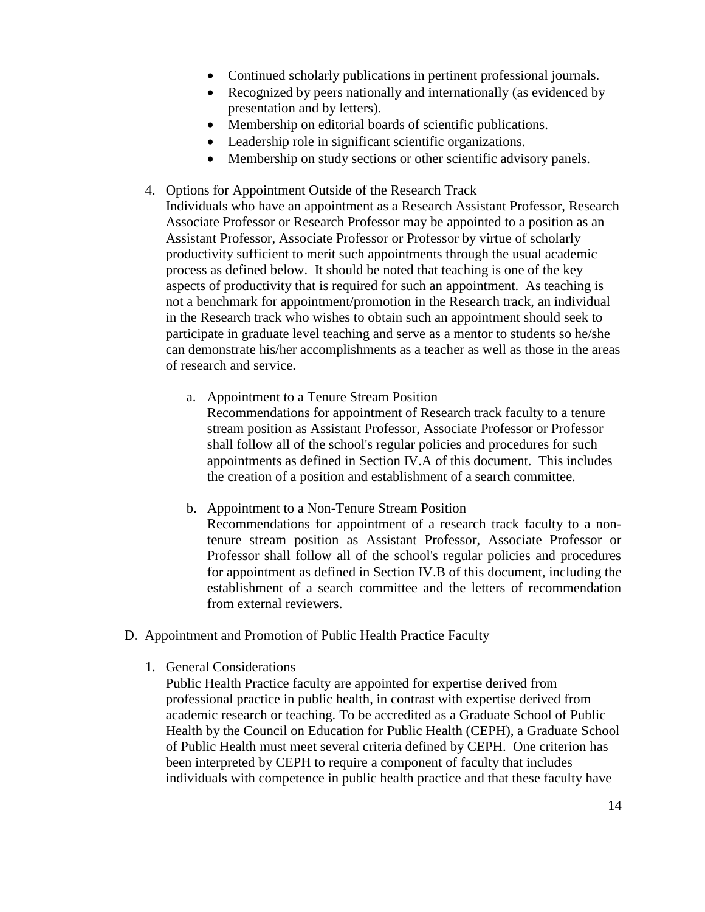- Continued scholarly publications in pertinent professional journals.
- Recognized by peers nationally and internationally (as evidenced by presentation and by letters).
- Membership on editorial boards of scientific publications.
- Leadership role in significant scientific organizations.
- Membership on study sections or other scientific advisory panels.

4. Options for Appointment Outside of the Research Track

   Individuals who have an appointment as a Research Assistant Professor, Research Associate Professor or Research Professor may be appointed to a position as an Assistant Professor, Associate Professor or Professor by virtue of scholarly productivity sufficient to merit such appointments through the usual academic process as defined below. It should be noted that teaching is one of the key aspects of productivity that is required for such an appointment. As teaching is not a benchmark for appointment/promotion in the Research track, an individual in the Research track who wishes to obtain such an appointment should seek to participate in graduate level teaching and serve as a mentor to students so he/she can demonstrate his/her accomplishments as a teacher as well as those in the areas of research and service.

   a. Appointment to a Tenure Stream Position

      Recommendations for appointment of Research track faculty to a tenure stream position as Assistant Professor, Associate Professor or Professor shall follow all of the school's regular policies and procedures for such appointments as defined in Section IV.A of this document. This includes the creation of a position and establishment of a search committee.

   b. Appointment to a Non-Tenure Stream Position

      Recommendations for appointment of a research track faculty to a non-tenure stream position as Assistant Professor, Associate Professor or Professor shall follow all of the school's regular policies and procedures for appointment as defined in Section IV.B of this document, including the establishment of a search committee and the letters of recommendation from external reviewers.

D. Appointment and Promotion of Public Health Practice Faculty

1. General Considerations

   Public Health Practice faculty are appointed for expertise derived from professional practice in public health, in contrast with expertise derived from academic research or teaching. To be accredited as a Graduate School of Public Health by the Council on Education for Public Health (CEPH), a Graduate School of Public Health must meet several criteria defined by CEPH. One criterion has been interpreted by CEPH to require a component of faculty that includes individuals with competence in public health practice and that these faculty have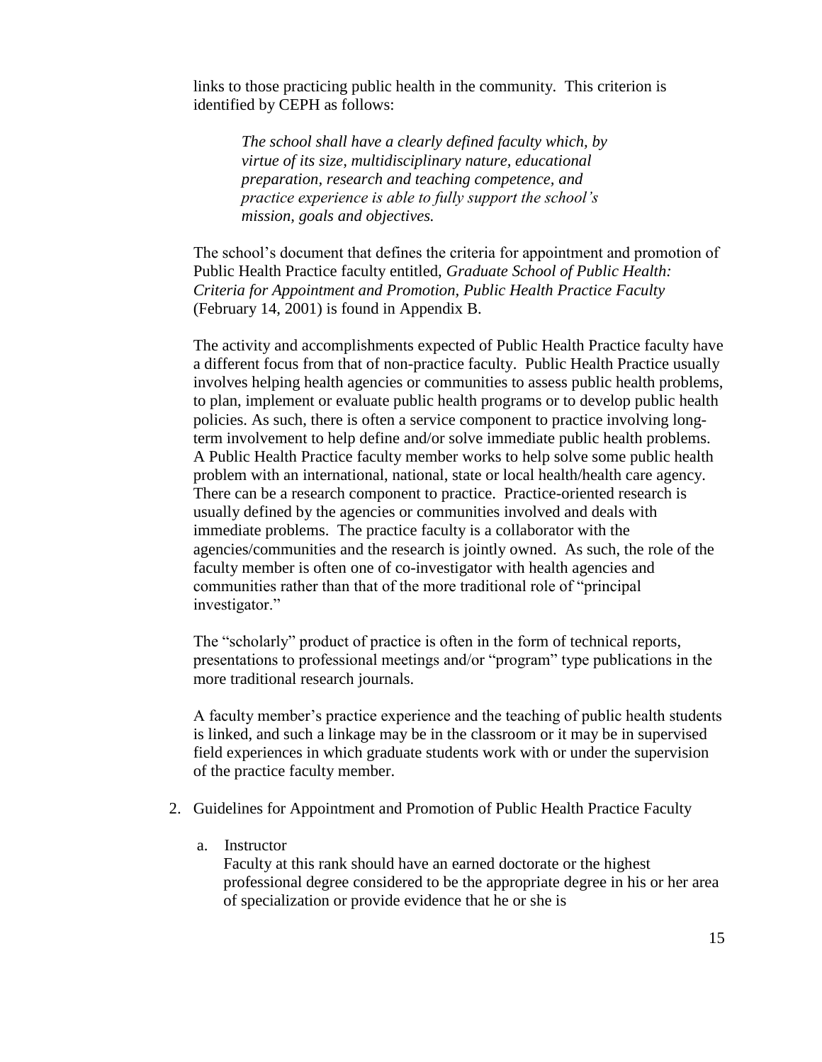links to those practicing public health in the community. This criterion is identified by CEPH as follows:

> *The school shall have a clearly defined faculty which, by virtue of its size, multidisciplinary nature, educational preparation, research and teaching competence, and practice experience is able to fully support the school's mission, goals and objectives.*

The school's document that defines the criteria for appointment and promotion of Public Health Practice faculty entitled, *Graduate School of Public Health: Criteria for Appointment and Promotion, Public Health Practice Faculty* (February 14, 2001) is found in Appendix B.

The activity and accomplishments expected of Public Health Practice faculty have a different focus from that of non-practice faculty. Public Health Practice usually involves helping health agencies or communities to assess public health problems, to plan, implement or evaluate public health programs or to develop public health policies. As such, there is often a service component to practice involving long-term involvement to help define and/or solve immediate public health problems. A Public Health Practice faculty member works to help solve some public health problem with an international, national, state or local health/health care agency. There can be a research component to practice. Practice-oriented research is usually defined by the agencies or communities involved and deals with immediate problems. The practice faculty is a collaborator with the agencies/communities and the research is jointly owned. As such, the role of the faculty member is often one of co-investigator with health agencies and communities rather than that of the more traditional role of "principal investigator."

The "scholarly" product of practice is often in the form of technical reports, presentations to professional meetings and/or "program" type publications in the more traditional research journals.

A faculty member's practice experience and the teaching of public health students is linked, and such a linkage may be in the classroom or it may be in supervised field experiences in which graduate students work with or under the supervision of the practice faculty member.

2. Guidelines for Appointment and Promotion of Public Health Practice Faculty

   a. Instructor

      Faculty at this rank should have an earned doctorate or the highest professional degree considered to be the appropriate degree in his or her area of specialization or provide evidence that he or she is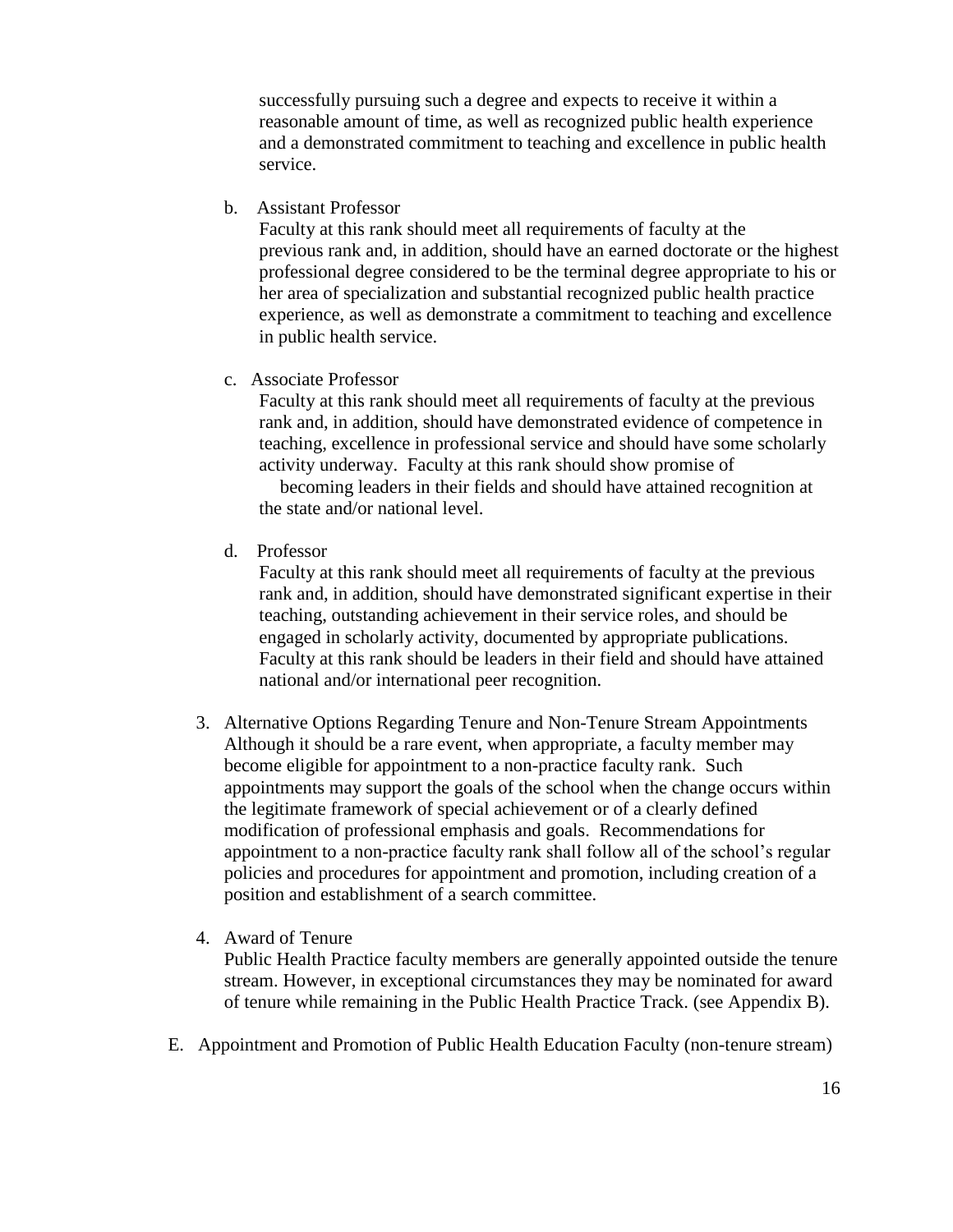successfully pursuing such a degree and expects to receive it within a reasonable amount of time, as well as recognized public health experience and a demonstrated commitment to teaching and excellence in public health service.

b. Assistant Professor
Faculty at this rank should meet all requirements of faculty at the previous rank and, in addition, should have an earned doctorate or the highest professional degree considered to be the terminal degree appropriate to his or her area of specialization and substantial recognized public health practice experience, as well as demonstrate a commitment to teaching and excellence in public health service.

c. Associate Professor
Faculty at this rank should meet all requirements of faculty at the previous rank and, in addition, should have demonstrated evidence of competence in teaching, excellence in professional service and should have some scholarly activity underway. Faculty at this rank should show promise of becoming leaders in their fields and should have attained recognition at the state and/or national level.

d. Professor
Faculty at this rank should meet all requirements of faculty at the previous rank and, in addition, should have demonstrated significant expertise in their teaching, outstanding achievement in their service roles, and should be engaged in scholarly activity, documented by appropriate publications. Faculty at this rank should be leaders in their field and should have attained national and/or international peer recognition.

3. Alternative Options Regarding Tenure and Non-Tenure Stream Appointments
Although it should be a rare event, when appropriate, a faculty member may become eligible for appointment to a non-practice faculty rank. Such appointments may support the goals of the school when the change occurs within the legitimate framework of special achievement or of a clearly defined modification of professional emphasis and goals. Recommendations for appointment to a non-practice faculty rank shall follow all of the school's regular policies and procedures for appointment and promotion, including creation of a position and establishment of a search committee.

4. Award of Tenure
Public Health Practice faculty members are generally appointed outside the tenure stream. However, in exceptional circumstances they may be nominated for award of tenure while remaining in the Public Health Practice Track. (see Appendix B).

E. Appointment and Promotion of Public Health Education Faculty (non-tenure stream)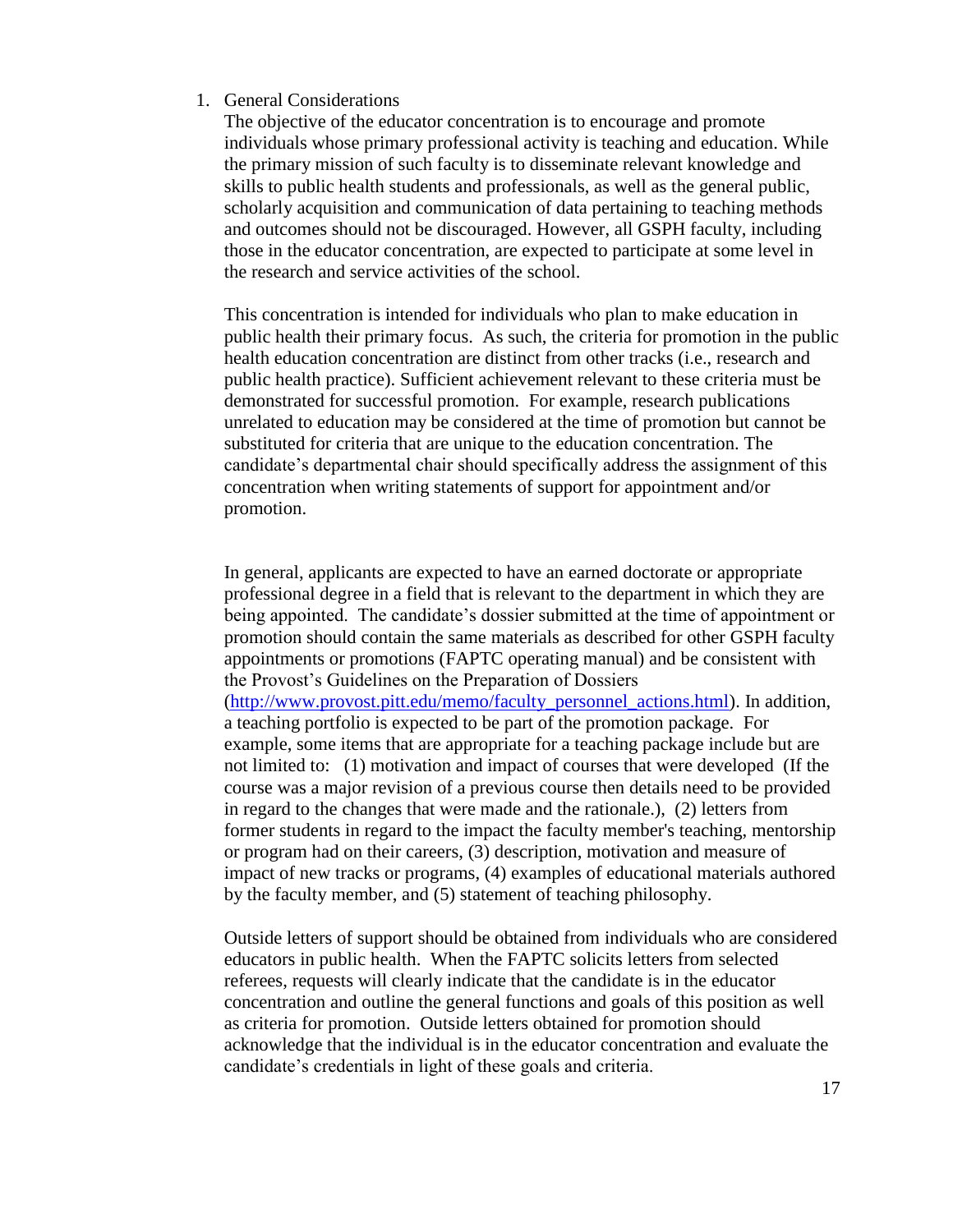1. General Considerations

   The objective of the educator concentration is to encourage and promote individuals whose primary professional activity is teaching and education. While the primary mission of such faculty is to disseminate relevant knowledge and skills to public health students and professionals, as well as the general public, scholarly acquisition and communication of data pertaining to teaching methods and outcomes should not be discouraged. However, all GSPH faculty, including those in the educator concentration, are expected to participate at some level in the research and service activities of the school.

   This concentration is intended for individuals who plan to make education in public health their primary focus. As such, the criteria for promotion in the public health education concentration are distinct from other tracks (i.e., research and public health practice). Sufficient achievement relevant to these criteria must be demonstrated for successful promotion. For example, research publications unrelated to education may be considered at the time of promotion but cannot be substituted for criteria that are unique to the education concentration. The candidate's departmental chair should specifically address the assignment of this concentration when writing statements of support for appointment and/or promotion.

   In general, applicants are expected to have an earned doctorate or appropriate professional degree in a field that is relevant to the department in which they are being appointed. The candidate's dossier submitted at the time of appointment or promotion should contain the same materials as described for other GSPH faculty appointments or promotions (FAPTC operating manual) and be consistent with the Provost's Guidelines on the Preparation of Dossiers ([http://www.provost.pitt.edu/memo/faculty_personnel_actions.html](http://www.provost.pitt.edu/memo/faculty_personnel_actions.html)). In addition, a teaching portfolio is expected to be part of the promotion package. For example, some items that are appropriate for a teaching package include but are not limited to: (1) motivation and impact of courses that were developed (If the course was a major revision of a previous course then details need to be provided in regard to the changes that were made and the rationale.), (2) letters from former students in regard to the impact the faculty member's teaching, mentorship or program had on their careers, (3) description, motivation and measure of impact of new tracks or programs, (4) examples of educational materials authored by the faculty member, and (5) statement of teaching philosophy.

   Outside letters of support should be obtained from individuals who are considered educators in public health. When the FAPTC solicits letters from selected referees, requests will clearly indicate that the candidate is in the educator concentration and outline the general functions and goals of this position as well as criteria for promotion. Outside letters obtained for promotion should acknowledge that the individual is in the educator concentration and evaluate the candidate's credentials in light of these goals and criteria.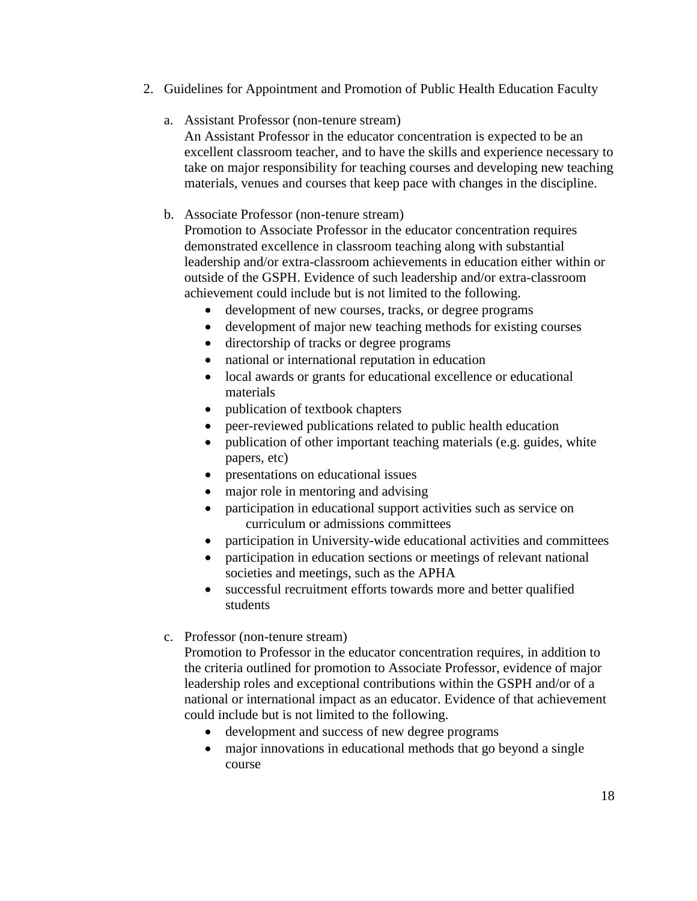2. Guidelines for Appointment and Promotion of Public Health Education Faculty

   a. Assistant Professor (non-tenure stream)
      An Assistant Professor in the educator concentration is expected to be an excellent classroom teacher, and to have the skills and experience necessary to take on major responsibility for teaching courses and developing new teaching materials, venues and courses that keep pace with changes in the discipline.

   b. Associate Professor (non-tenure stream)
      Promotion to Associate Professor in the educator concentration requires demonstrated excellence in classroom teaching along with substantial leadership and/or extra-classroom achievements in education either within or outside of the GSPH. Evidence of such leadership and/or extra-classroom achievement could include but is not limited to the following.
      - development of new courses, tracks, or degree programs
      - development of major new teaching methods for existing courses
      - directorship of tracks or degree programs
      - national or international reputation in education
      - local awards or grants for educational excellence or educational materials
      - publication of textbook chapters
      - peer-reviewed publications related to public health education
      - publication of other important teaching materials (e.g. guides, white papers, etc)
      - presentations on educational issues
      - major role in mentoring and advising
      - participation in educational support activities such as service on curriculum or admissions committees
      - participation in University-wide educational activities and committees
      - participation in education sections or meetings of relevant national societies and meetings, such as the APHA
      - successful recruitment efforts towards more and better qualified students

   c. Professor (non-tenure stream)
      Promotion to Professor in the educator concentration requires, in addition to the criteria outlined for promotion to Associate Professor, evidence of major leadership roles and exceptional contributions within the GSPH and/or of a national or international impact as an educator. Evidence of that achievement could include but is not limited to the following.
      - development and success of new degree programs
      - major innovations in educational methods that go beyond a single course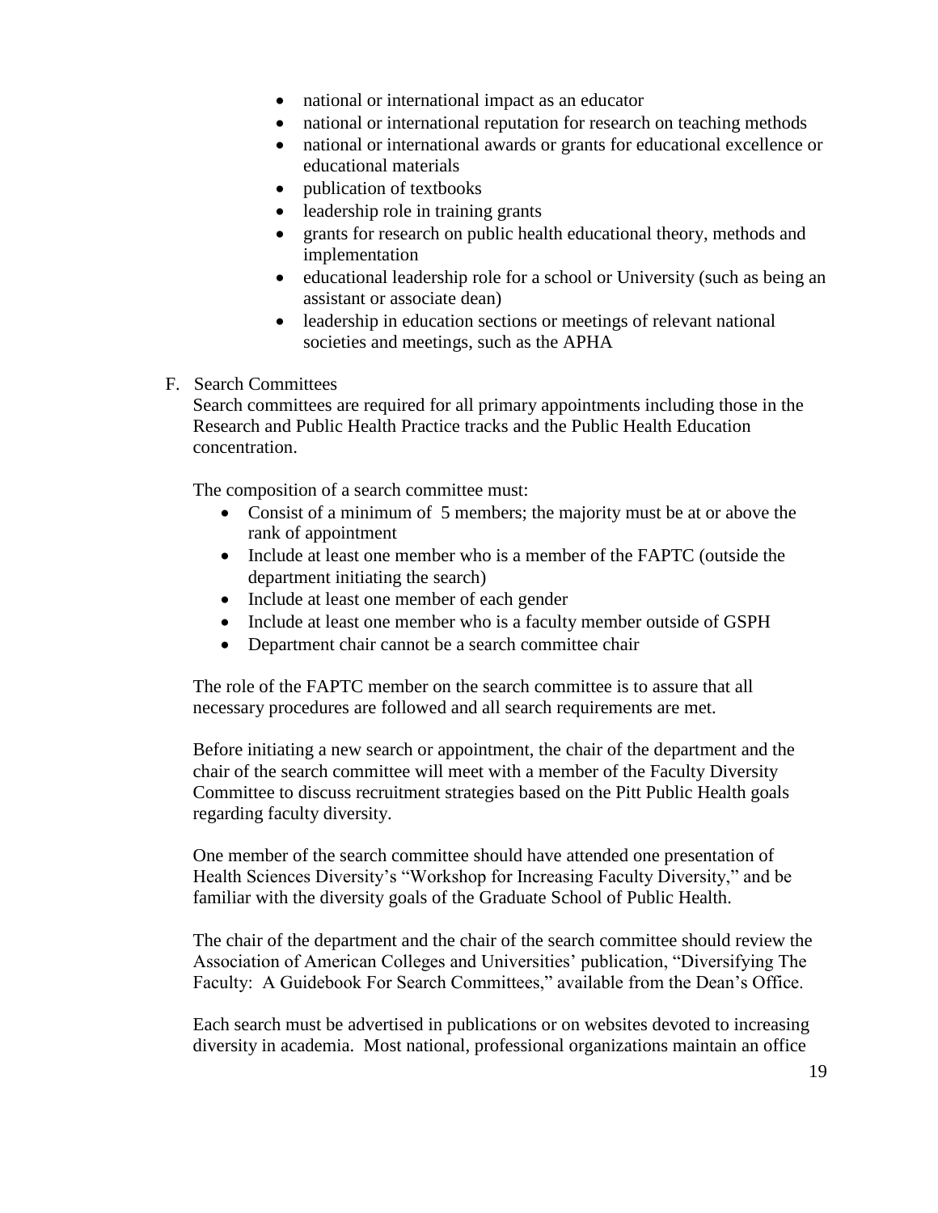- national or international impact as an educator
- national or international reputation for research on teaching methods
- national or international awards or grants for educational excellence or educational materials
- publication of textbooks
- leadership role in training grants
- grants for research on public health educational theory, methods and implementation
- educational leadership role for a school or University (such as being an assistant or associate dean)
- leadership in education sections or meetings of relevant national societies and meetings, such as the APHA

F. Search Committees

Search committees are required for all primary appointments including those in the Research and Public Health Practice tracks and the Public Health Education concentration.

The composition of a search committee must:

- Consist of a minimum of 5 members; the majority must be at or above the rank of appointment
- Include at least one member who is a member of the FAPTC (outside the department initiating the search)
- Include at least one member of each gender
- Include at least one member who is a faculty member outside of GSPH
- Department chair cannot be a search committee chair

The role of the FAPTC member on the search committee is to assure that all necessary procedures are followed and all search requirements are met.

Before initiating a new search or appointment, the chair of the department and the chair of the search committee will meet with a member of the Faculty Diversity Committee to discuss recruitment strategies based on the Pitt Public Health goals regarding faculty diversity.

One member of the search committee should have attended one presentation of Health Sciences Diversity's "Workshop for Increasing Faculty Diversity," and be familiar with the diversity goals of the Graduate School of Public Health.

The chair of the department and the chair of the search committee should review the Association of American Colleges and Universities' publication, "Diversifying The Faculty: A Guidebook For Search Committees," available from the Dean's Office.

Each search must be advertised in publications or on websites devoted to increasing diversity in academia. Most national, professional organizations maintain an office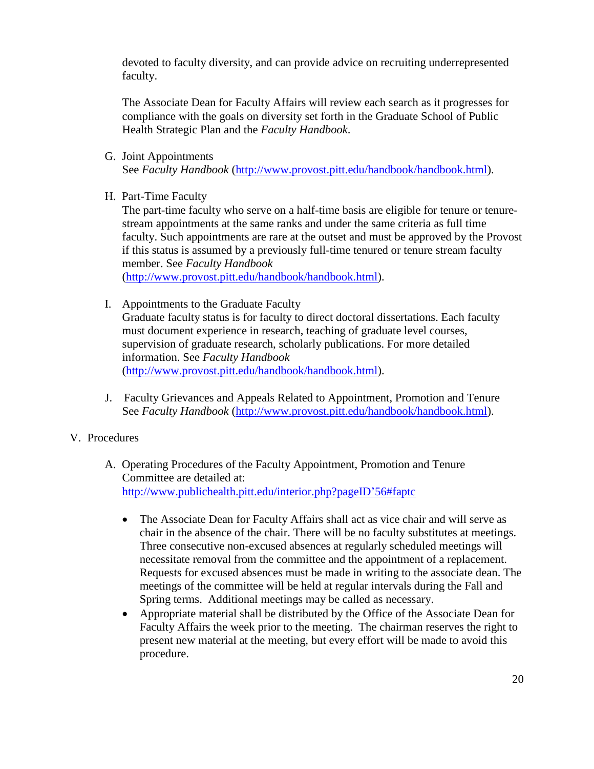devoted to faculty diversity, and can provide advice on recruiting underrepresented faculty.

The Associate Dean for Faculty Affairs will review each search as it progresses for compliance with the goals on diversity set forth in the Graduate School of Public Health Strategic Plan and the *Faculty Handbook.*

G. Joint Appointments
   See *Faculty Handbook* (http://www.provost.pitt.edu/handbook/handbook.html).

H. Part-Time Faculty
   The part-time faculty who serve on a half-time basis are eligible for tenure or tenure-stream appointments at the same ranks and under the same criteria as full time faculty. Such appointments are rare at the outset and must be approved by the Provost if this status is assumed by a previously full-time tenured or tenure stream faculty member. See *Faculty Handbook* (http://www.provost.pitt.edu/handbook/handbook.html).

I. Appointments to the Graduate Faculty
   Graduate faculty status is for faculty to direct doctoral dissertations. Each faculty must document experience in research, teaching of graduate level courses, supervision of graduate research, scholarly publications. For more detailed information. See *Faculty Handbook* (http://www.provost.pitt.edu/handbook/handbook.html).

J. Faculty Grievances and Appeals Related to Appointment, Promotion and Tenure
   See *Faculty Handbook* (http://www.provost.pitt.edu/handbook/handbook.html).

V. Procedures

A. Operating Procedures of the Faculty Appointment, Promotion and Tenure Committee are detailed at:
   http://www.publichealth.pitt.edu/interior.php?pageID’56#faptc

- The Associate Dean for Faculty Affairs shall act as vice chair and will serve as chair in the absence of the chair. There will be no faculty substitutes at meetings. Three consecutive non-excused absences at regularly scheduled meetings will necessitate removal from the committee and the appointment of a replacement. Requests for excused absences must be made in writing to the associate dean. The meetings of the committee will be held at regular intervals during the Fall and Spring terms. Additional meetings may be called as necessary.
- Appropriate material shall be distributed by the Office of the Associate Dean for Faculty Affairs the week prior to the meeting. The chairman reserves the right to present new material at the meeting, but every effort will be made to avoid this procedure.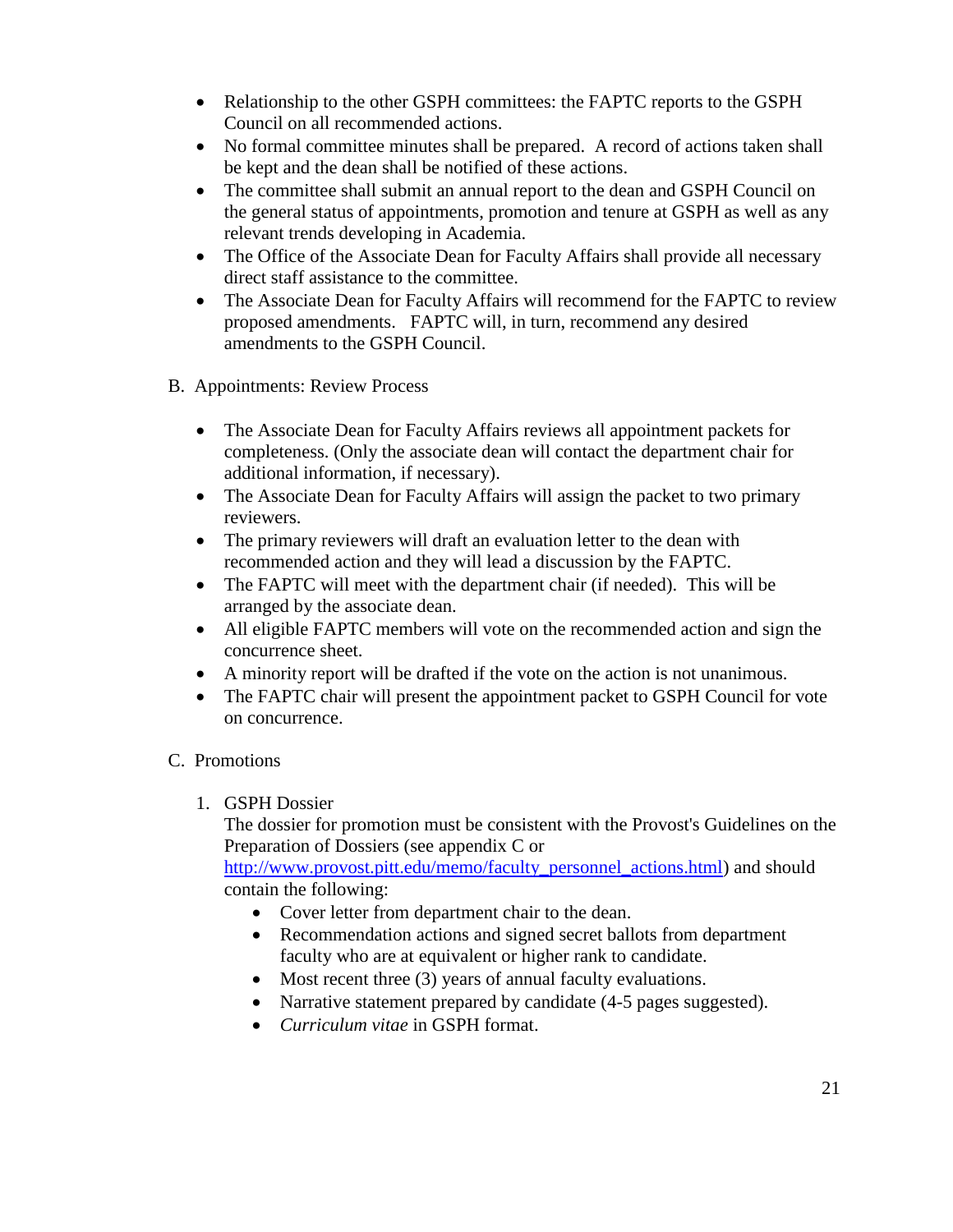- Relationship to the other GSPH committees: the FAPTC reports to the GSPH Council on all recommended actions.
- No formal committee minutes shall be prepared. A record of actions taken shall be kept and the dean shall be notified of these actions.
- The committee shall submit an annual report to the dean and GSPH Council on the general status of appointments, promotion and tenure at GSPH as well as any relevant trends developing in Academia.
- The Office of the Associate Dean for Faculty Affairs shall provide all necessary direct staff assistance to the committee.
- The Associate Dean for Faculty Affairs will recommend for the FAPTC to review proposed amendments. FAPTC will, in turn, recommend any desired amendments to the GSPH Council.

B. Appointments: Review Process

- The Associate Dean for Faculty Affairs reviews all appointment packets for completeness. (Only the associate dean will contact the department chair for additional information, if necessary).
- The Associate Dean for Faculty Affairs will assign the packet to two primary reviewers.
- The primary reviewers will draft an evaluation letter to the dean with recommended action and they will lead a discussion by the FAPTC.
- The FAPTC will meet with the department chair (if needed). This will be arranged by the associate dean.
- All eligible FAPTC members will vote on the recommended action and sign the concurrence sheet.
- A minority report will be drafted if the vote on the action is not unanimous.
- The FAPTC chair will present the appointment packet to GSPH Council for vote on concurrence.

C. Promotions

1. GSPH Dossier

   The dossier for promotion must be consistent with the Provost's Guidelines on the Preparation of Dossiers (see appendix C or http://www.provost.pitt.edu/memo/faculty_personnel_actions.html) and should contain the following:

   - Cover letter from department chair to the dean.
   - Recommendation actions and signed secret ballots from department faculty who are at equivalent or higher rank to candidate.
   - Most recent three (3) years of annual faculty evaluations.
   - Narrative statement prepared by candidate (4-5 pages suggested).
   - *Curriculum vitae* in GSPH format.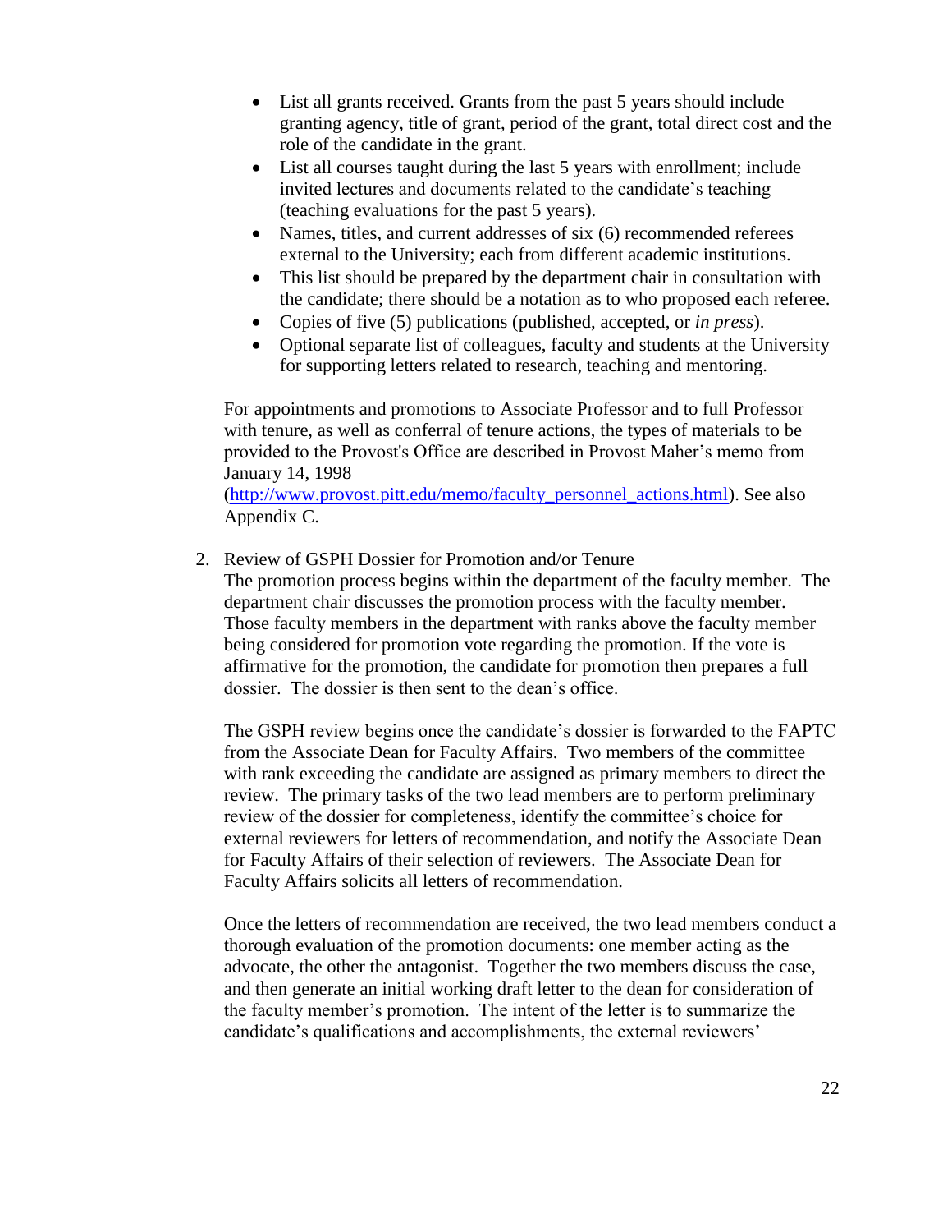- List all grants received. Grants from the past 5 years should include granting agency, title of grant, period of the grant, total direct cost and the role of the candidate in the grant.
- List all courses taught during the last 5 years with enrollment; include invited lectures and documents related to the candidate's teaching (teaching evaluations for the past 5 years).
- Names, titles, and current addresses of six (6) recommended referees external to the University; each from different academic institutions.
- This list should be prepared by the department chair in consultation with the candidate; there should be a notation as to who proposed each referee.
- Copies of five (5) publications (published, accepted, or *in press*).
- Optional separate list of colleagues, faculty and students at the University for supporting letters related to research, teaching and mentoring.

For appointments and promotions to Associate Professor and to full Professor with tenure, as well as conferral of tenure actions, the types of materials to be provided to the Provost's Office are described in Provost Maher's memo from January 14, 1998 (http://www.provost.pitt.edu/memo/faculty_personnel_actions.html). See also Appendix C.

2. Review of GSPH Dossier for Promotion and/or Tenure

   The promotion process begins within the department of the faculty member. The department chair discusses the promotion process with the faculty member. Those faculty members in the department with ranks above the faculty member being considered for promotion vote regarding the promotion. If the vote is affirmative for the promotion, the candidate for promotion then prepares a full dossier. The dossier is then sent to the dean's office.

   The GSPH review begins once the candidate's dossier is forwarded to the FAPTC from the Associate Dean for Faculty Affairs. Two members of the committee with rank exceeding the candidate are assigned as primary members to direct the review. The primary tasks of the two lead members are to perform preliminary review of the dossier for completeness, identify the committee's choice for external reviewers for letters of recommendation, and notify the Associate Dean for Faculty Affairs of their selection of reviewers. The Associate Dean for Faculty Affairs solicits all letters of recommendation.

   Once the letters of recommendation are received, the two lead members conduct a thorough evaluation of the promotion documents: one member acting as the advocate, the other the antagonist. Together the two members discuss the case, and then generate an initial working draft letter to the dean for consideration of the faculty member's promotion. The intent of the letter is to summarize the candidate's qualifications and accomplishments, the external reviewers'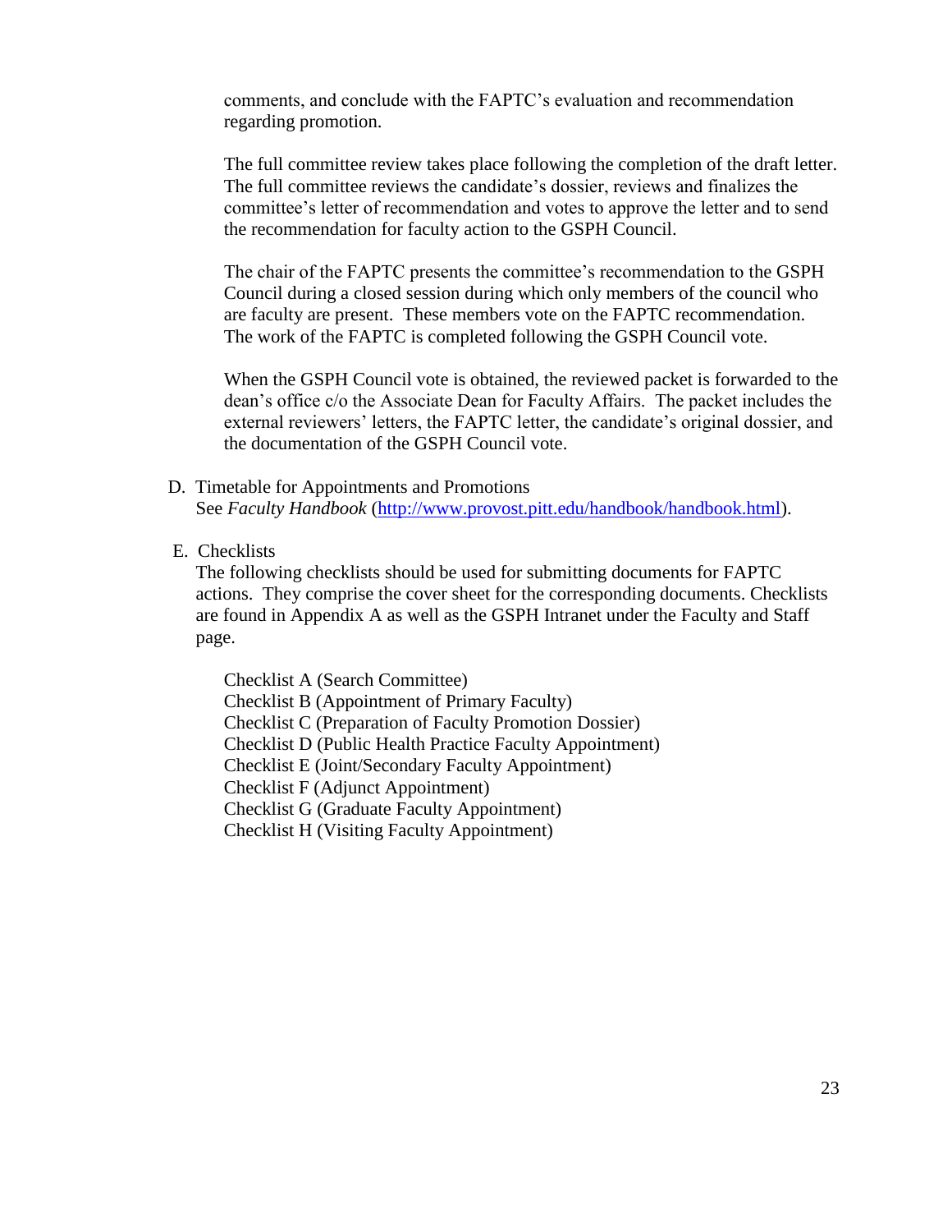comments, and conclude with the FAPTC's evaluation and recommendation regarding promotion.

The full committee review takes place following the completion of the draft letter. The full committee reviews the candidate's dossier, reviews and finalizes the committee's letter of recommendation and votes to approve the letter and to send the recommendation for faculty action to the GSPH Council.

The chair of the FAPTC presents the committee's recommendation to the GSPH Council during a closed session during which only members of the council who are faculty are present. These members vote on the FAPTC recommendation. The work of the FAPTC is completed following the GSPH Council vote.

When the GSPH Council vote is obtained, the reviewed packet is forwarded to the dean's office c/o the Associate Dean for Faculty Affairs. The packet includes the external reviewers' letters, the FAPTC letter, the candidate's original dossier, and the documentation of the GSPH Council vote.

D. Timetable for Appointments and Promotions
See *Faculty Handbook* (http://www.provost.pitt.edu/handbook/handbook.html).

E. Checklists
The following checklists should be used for submitting documents for FAPTC actions. They comprise the cover sheet for the corresponding documents. Checklists are found in Appendix A as well as the GSPH Intranet under the Faculty and Staff page.

Checklist A (Search Committee)
Checklist B (Appointment of Primary Faculty)
Checklist C (Preparation of Faculty Promotion Dossier)
Checklist D (Public Health Practice Faculty Appointment)
Checklist E (Joint/Secondary Faculty Appointment)
Checklist F (Adjunct Appointment)
Checklist G (Graduate Faculty Appointment)
Checklist H (Visiting Faculty Appointment)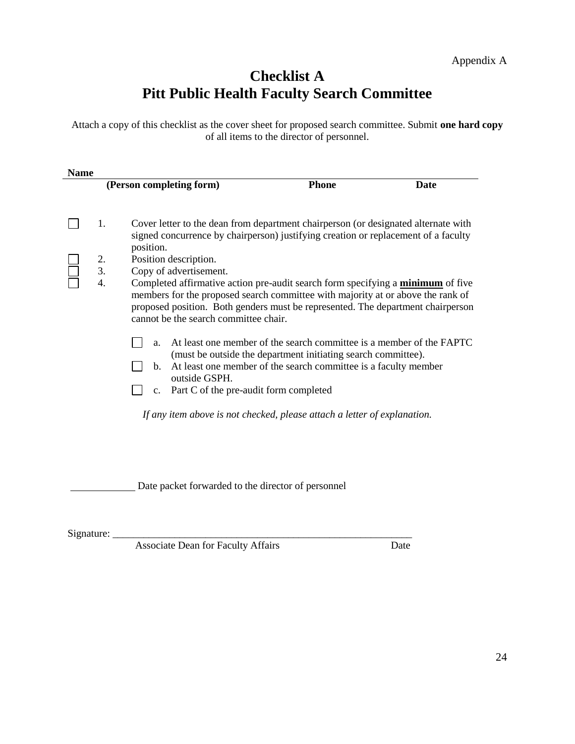Appendix A

# Checklist A
# Pitt Public Health Faculty Search Committee

Attach a copy of this checklist as the cover sheet for proposed search committee. Submit **one hard copy** of all items to the director of personnel.

**Name**

| **(Person completing form)** | **Phone** | **Date** |
|---|---|---|
| | | |

- ☐ 1. Cover letter to the dean from department chairperson (or designated alternate with signed concurrence by chairperson) justifying creation or replacement of a faculty position.
- ☐ 2. Position description.
- ☐ 3. Copy of advertisement.
- ☐ 4. Completed affirmative action pre-audit search form specifying a **minimum** of five members for the proposed search committee with majority at or above the rank of proposed position. Both genders must be represented. The department chairperson cannot be the search committee chair.
  - ☐ a. At least one member of the search committee is a member of the FAPTC (must be outside the department initiating search committee).
  - ☐ b. At least one member of the search committee is a faculty member outside GSPH.
  - ☐ c. Part C of the pre-audit form completed

*If any item above is not checked, please attach a letter of explanation.*

____________ Date packet forwarded to the director of personnel

Signature: ___________________________________________________________

Associate Dean for Faculty Affairs Date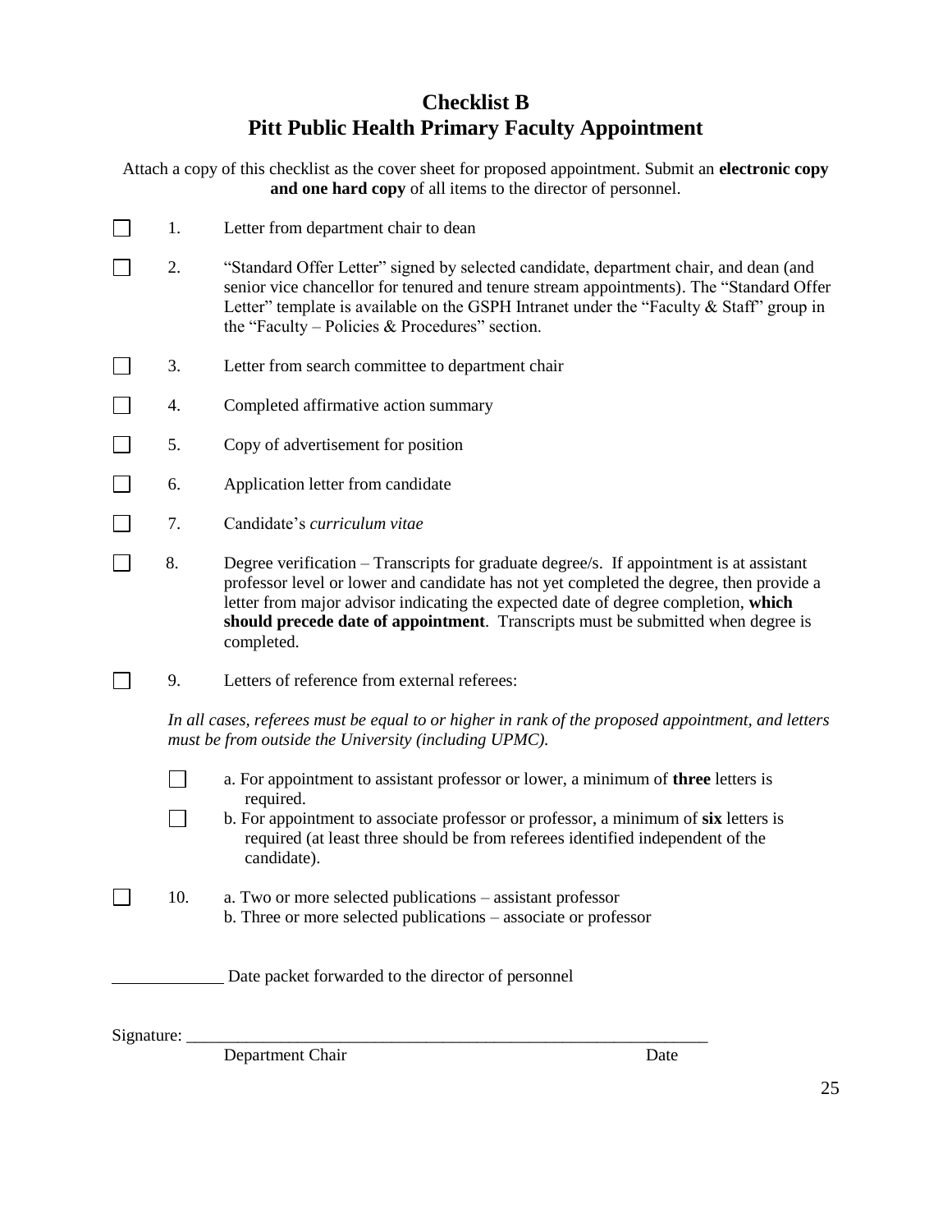# Checklist B
# Pitt Public Health Primary Faculty Appointment

Attach a copy of this checklist as the cover sheet for proposed appointment. Submit an **electronic copy and one hard copy** of all items to the director of personnel.

- ☐ 1. Letter from department chair to dean
- ☐ 2. "Standard Offer Letter" signed by selected candidate, department chair, and dean (and senior vice chancellor for tenured and tenure stream appointments). The "Standard Offer Letter" template is available on the GSPH Intranet under the "Faculty & Staff" group in the "Faculty – Policies & Procedures" section.
- ☐ 3. Letter from search committee to department chair
- ☐ 4. Completed affirmative action summary
- ☐ 5. Copy of advertisement for position
- ☐ 6. Application letter from candidate
- ☐ 7. Candidate's *curriculum vitae*
- ☐ 8. Degree verification – Transcripts for graduate degree/s. If appointment is at assistant professor level or lower and candidate has not yet completed the degree, then provide a letter from major advisor indicating the expected date of degree completion, **which should precede date of appointment**. Transcripts must be submitted when degree is completed.
- ☐ 9. Letters of reference from external referees:

  *In all cases, referees must be equal to or higher in rank of the proposed appointment, and letters must be from outside the University (including UPMC).*

  - ☐ a. For appointment to assistant professor or lower, a minimum of **three** letters is required.
  - ☐ b. For appointment to associate professor or professor, a minimum of **six** letters is required (at least three should be from referees identified independent of the candidate).
- ☐ 10. a. Two or more selected publications – assistant professor
  b. Three or more selected publications – associate or professor

_____________ Date packet forwarded to the director of personnel

Signature: ______________________________________________________________

Department Chair                                                                                    Date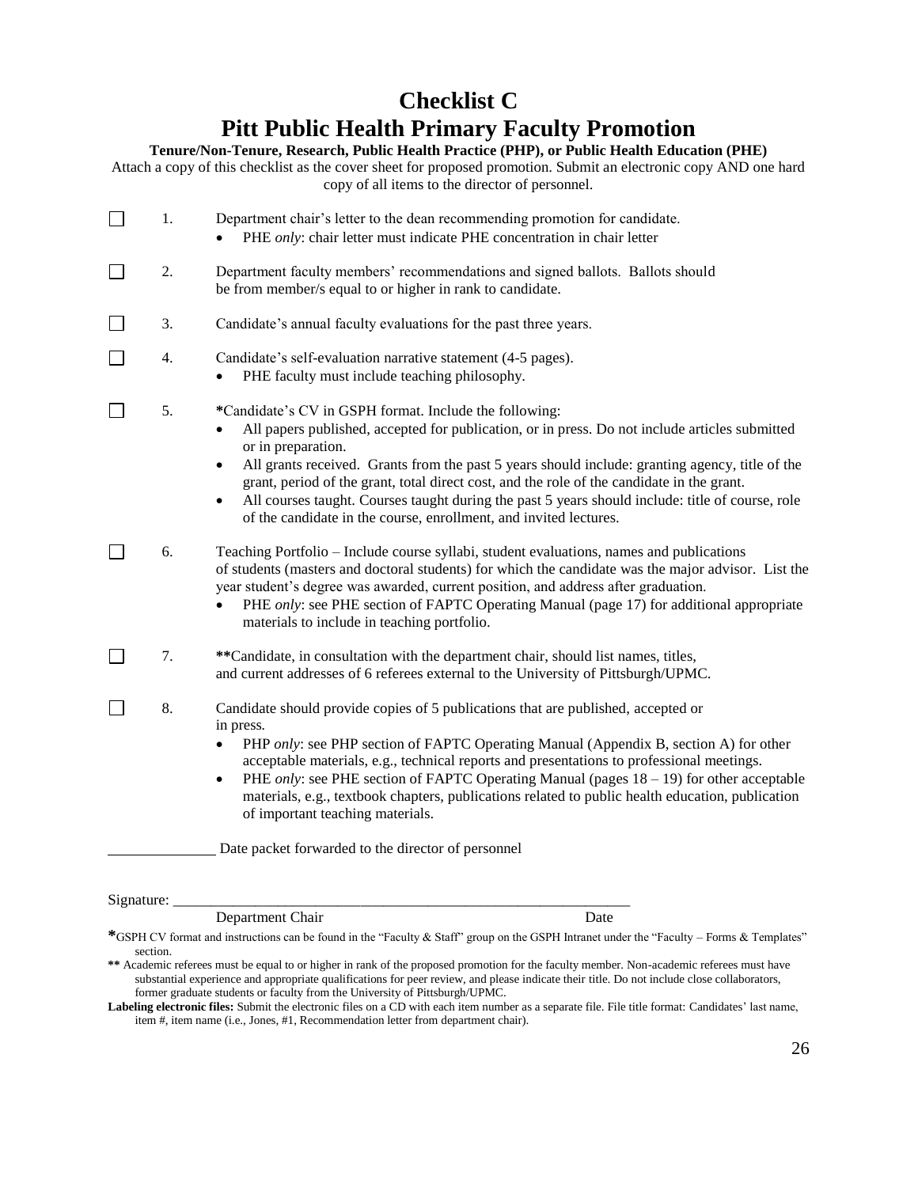# Checklist C

# Pitt Public Health Primary Faculty Promotion

**Tenure/Non-Tenure, Research, Public Health Practice (PHP), or Public Health Education (PHE)**

Attach a copy of this checklist as the cover sheet for proposed promotion. Submit an electronic copy AND one hard copy of all items to the director of personnel.

☐ 1. Department chair's letter to the dean recommending promotion for candidate.
- PHE *only*: chair letter must indicate PHE concentration in chair letter

☐ 2. Department faculty members' recommendations and signed ballots. Ballots should be from member/s equal to or higher in rank to candidate.

☐ 3. Candidate's annual faculty evaluations for the past three years.

☐ 4. Candidate's self-evaluation narrative statement (4-5 pages).
- PHE faculty must include teaching philosophy.

☐ 5. **\***Candidate's CV in GSPH format. Include the following:
- All papers published, accepted for publication, or in press. Do not include articles submitted or in preparation.
- All grants received. Grants from the past 5 years should include: granting agency, title of the grant, period of the grant, total direct cost, and the role of the candidate in the grant.
- All courses taught. Courses taught during the past 5 years should include: title of course, role of the candidate in the course, enrollment, and invited lectures.

☐ 6. Teaching Portfolio – Include course syllabi, student evaluations, names and publications of students (masters and doctoral students) for which the candidate was the major advisor. List the year student's degree was awarded, current position, and address after graduation.
- PHE *only*: see PHE section of FAPTC Operating Manual (page 17) for additional appropriate materials to include in teaching portfolio.

☐ 7. **\*\***Candidate, in consultation with the department chair, should list names, titles, and current addresses of 6 referees external to the University of Pittsburgh/UPMC.

☐ 8. Candidate should provide copies of 5 publications that are published, accepted or in press.
- PHP *only*: see PHP section of FAPTC Operating Manual (Appendix B, section A) for other acceptable materials, e.g., technical reports and presentations to professional meetings.
- PHE *only*: see PHE section of FAPTC Operating Manual (pages 18 – 19) for other acceptable materials, e.g., textbook chapters, publications related to public health education, publication of important teaching materials.

______________ Date packet forwarded to the director of personnel

Signature: ______________________________________________________________

Department Chair                                                                                    Date

**\***GSPH CV format and instructions can be found in the "Faculty & Staff" group on the GSPH Intranet under the "Faculty – Forms & Templates" section.

**\*\*** Academic referees must be equal to or higher in rank of the proposed promotion for the faculty member. Non-academic referees must have substantial experience and appropriate qualifications for peer review, and please indicate their title. Do not include close collaborators, former graduate students or faculty from the University of Pittsburgh/UPMC.

**Labeling electronic files:** Submit the electronic files on a CD with each item number as a separate file. File title format: Candidates' last name, item #, item name (i.e., Jones, #1, Recommendation letter from department chair).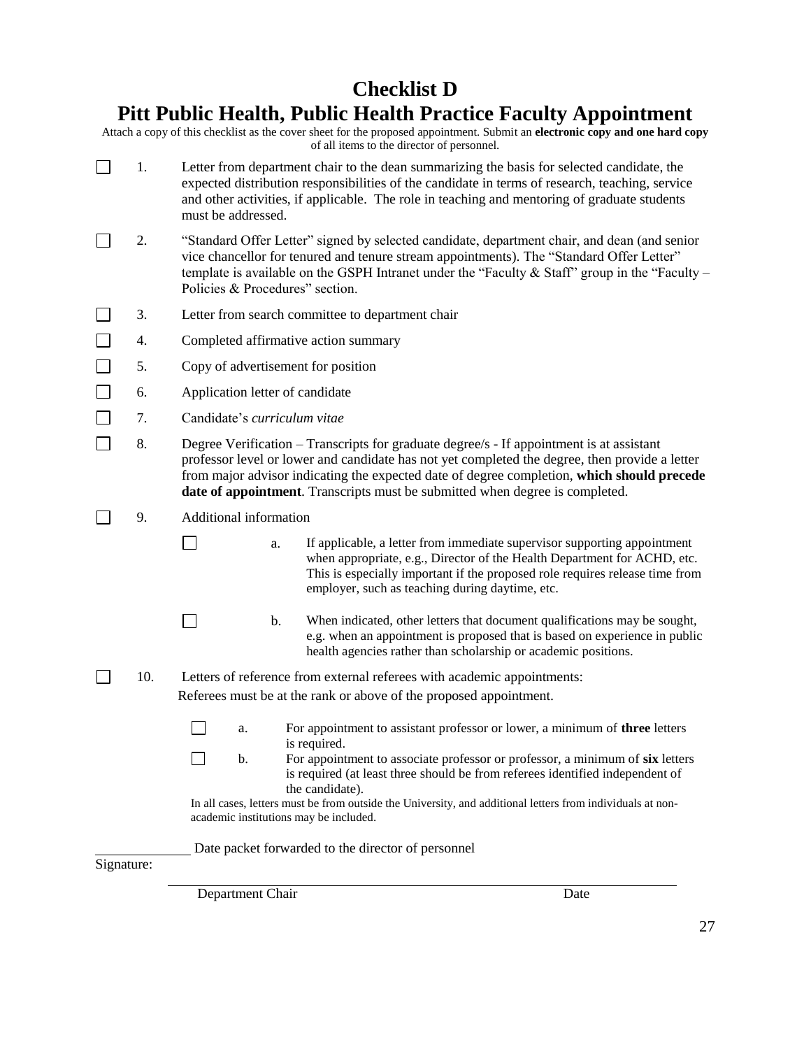# Checklist D

# Pitt Public Health, Public Health Practice Faculty Appointment

Attach a copy of this checklist as the cover sheet for the proposed appointment. Submit an **electronic copy and one hard copy** of all items to the director of personnel.

- ☐ 1. Letter from department chair to the dean summarizing the basis for selected candidate, the expected distribution responsibilities of the candidate in terms of research, teaching, service and other activities, if applicable. The role in teaching and mentoring of graduate students must be addressed.
- ☐ 2. "Standard Offer Letter" signed by selected candidate, department chair, and dean (and senior vice chancellor for tenured and tenure stream appointments). The "Standard Offer Letter" template is available on the GSPH Intranet under the "Faculty & Staff" group in the "Faculty – Policies & Procedures" section.
- ☐ 3. Letter from search committee to department chair
- ☐ 4. Completed affirmative action summary
- ☐ 5. Copy of advertisement for position
- ☐ 6. Application letter of candidate
- ☐ 7. Candidate's *curriculum vitae*
- ☐ 8. Degree Verification – Transcripts for graduate degree/s - If appointment is at assistant professor level or lower and candidate has not yet completed the degree, then provide a letter from major advisor indicating the expected date of degree completion, **which should precede date of appointment**. Transcripts must be submitted when degree is completed.
- ☐ 9. Additional information
  - ☐ a. If applicable, a letter from immediate supervisor supporting appointment when appropriate, e.g., Director of the Health Department for ACHD, etc. This is especially important if the proposed role requires release time from employer, such as teaching during daytime, etc.
  - ☐ b. When indicated, other letters that document qualifications may be sought, e.g. when an appointment is proposed that is based on experience in public health agencies rather than scholarship or academic positions.
- ☐ 10. Letters of reference from external referees with academic appointments:
  Referees must be at the rank or above of the proposed appointment.
  - ☐ a. For appointment to assistant professor or lower, a minimum of **three** letters is required.
  - ☐ b. For appointment to associate professor or professor, a minimum of **six** letters is required (at least three should be from referees identified independent of the candidate).

  In all cases, letters must be from outside the University, and additional letters from individuals at non-academic institutions may be included.

_____________ Date packet forwarded to the director of personnel

Signature:

_____________________________________________________________

Department Chair Date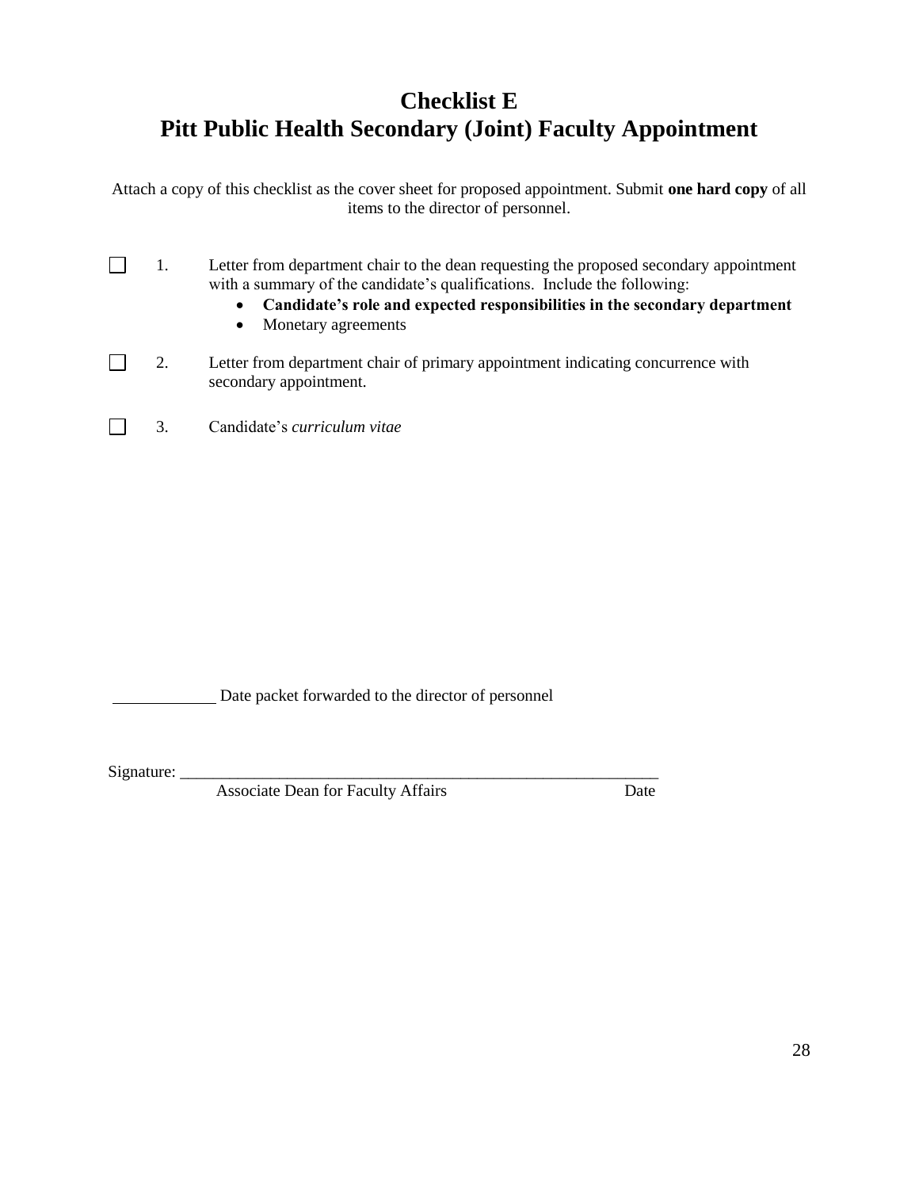# Checklist E
# Pitt Public Health Secondary (Joint) Faculty Appointment

Attach a copy of this checklist as the cover sheet for proposed appointment. Submit **one hard copy** of all items to the director of personnel.

☐ 1. Letter from department chair to the dean requesting the proposed secondary appointment with a summary of the candidate's qualifications. Include the following:
- **Candidate's role and expected responsibilities in the secondary department**
- Monetary agreements

☐ 2. Letter from department chair of primary appointment indicating concurrence with secondary appointment.

☐ 3. Candidate's *curriculum vitae*

____________ Date packet forwarded to the director of personnel

Signature: ___________________________________________________________
Associate Dean for Faculty Affairs Date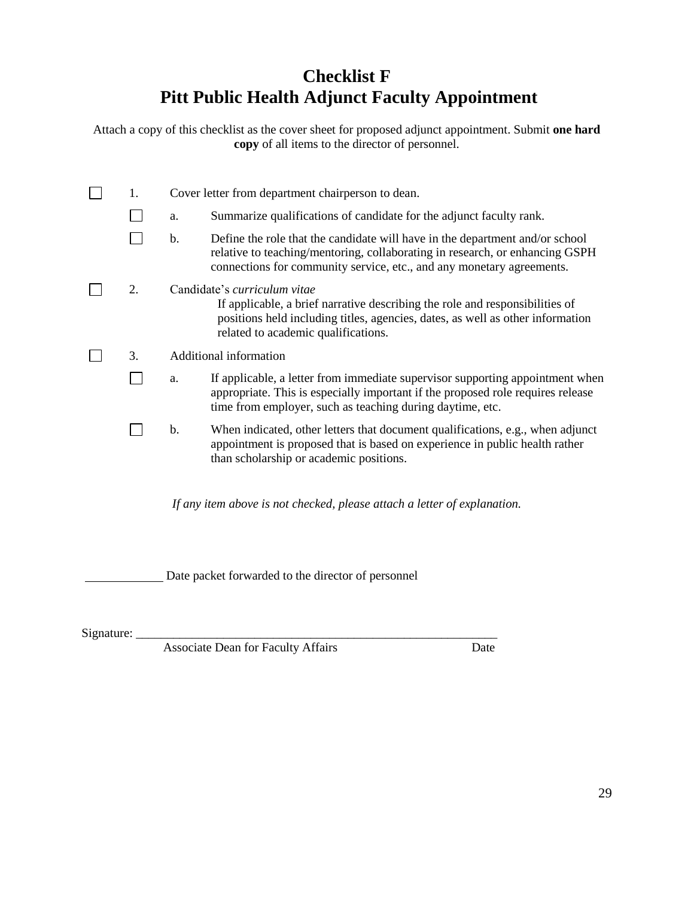# Checklist F
# Pitt Public Health Adjunct Faculty Appointment

Attach a copy of this checklist as the cover sheet for proposed adjunct appointment. Submit **one hard copy** of all items to the director of personnel.

- ☐ 1. Cover letter from department chairperson to dean.
  - ☐ a. Summarize qualifications of candidate for the adjunct faculty rank.
  - ☐ b. Define the role that the candidate will have in the department and/or school relative to teaching/mentoring, collaborating in research, or enhancing GSPH connections for community service, etc., and any monetary agreements.
- ☐ 2. Candidate's *curriculum vitae*

  If applicable, a brief narrative describing the role and responsibilities of positions held including titles, agencies, dates, as well as other information related to academic qualifications.
- ☐ 3. Additional information
  - ☐ a. If applicable, a letter from immediate supervisor supporting appointment when appropriate. This is especially important if the proposed role requires release time from employer, such as teaching during daytime, etc.
  - ☐ b. When indicated, other letters that document qualifications, e.g., when adjunct appointment is proposed that is based on experience in public health rather than scholarship or academic positions.

*If any item above is not checked, please attach a letter of explanation.*

____________ Date packet forwarded to the director of personnel

Signature: ____________________________________________________________

Associate Dean for Faculty Affairs                                        Date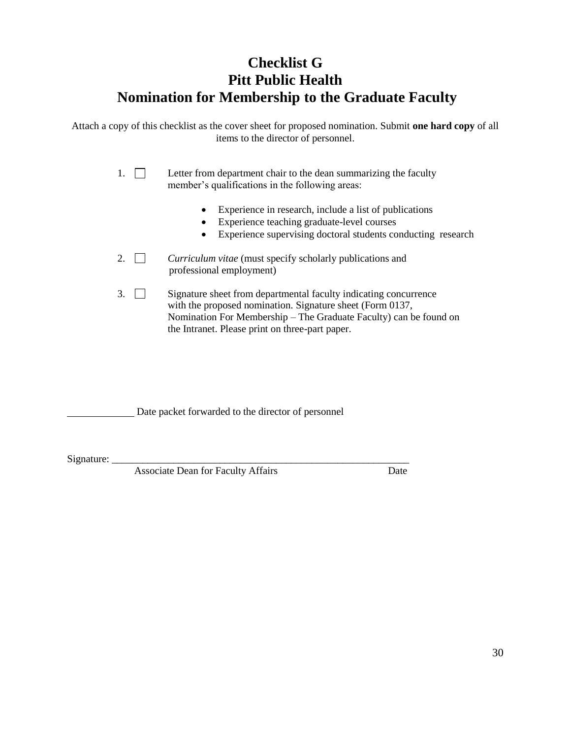# Checklist G
# Pitt Public Health
# Nomination for Membership to the Graduate Faculty

Attach a copy of this checklist as the cover sheet for proposed nomination. Submit **one hard copy** of all items to the director of personnel.

1. ☐ Letter from department chair to the dean summarizing the faculty member's qualifications in the following areas:

   - Experience in research, include a list of publications
   - Experience teaching graduate-level courses
   - Experience supervising doctoral students conducting research

2. ☐ *Curriculum vitae* (must specify scholarly publications and professional employment)

3. ☐ Signature sheet from departmental faculty indicating concurrence with the proposed nomination. Signature sheet (Form 0137, Nomination For Membership – The Graduate Faculty) can be found on the Intranet. Please print on three-part paper.

_____________ Date packet forwarded to the director of personnel

Signature: ___________________________________________________________

Associate Dean for Faculty Affairs                                        Date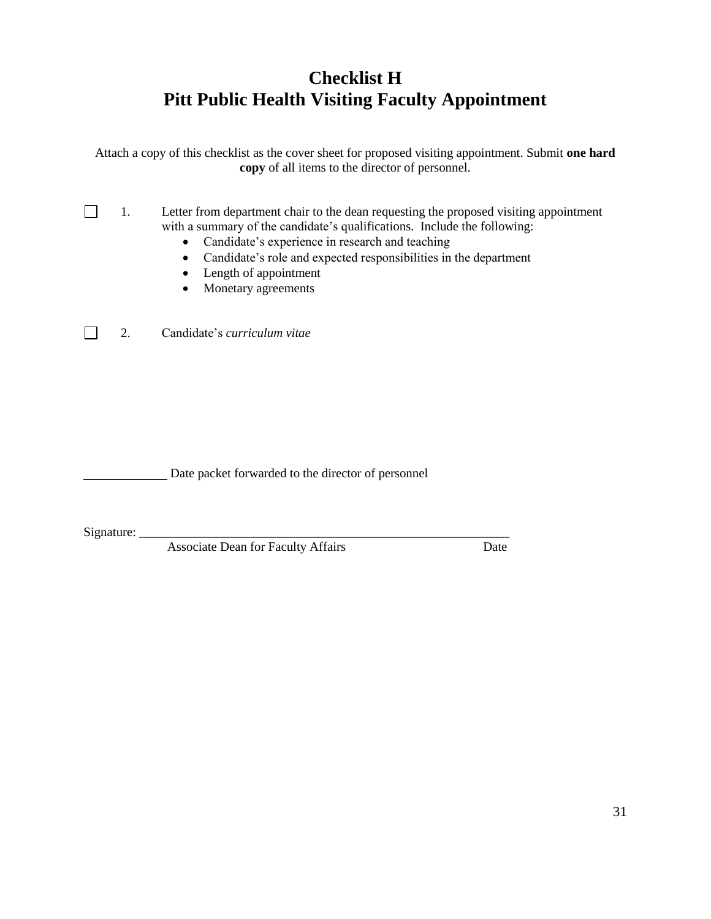# Checklist H
# Pitt Public Health Visiting Faculty Appointment

Attach a copy of this checklist as the cover sheet for proposed visiting appointment. Submit **one hard copy** of all items to the director of personnel.

☐ 1. Letter from department chair to the dean requesting the proposed visiting appointment with a summary of the candidate's qualifications. Include the following:
- Candidate's experience in research and teaching
- Candidate's role and expected responsibilities in the department
- Length of appointment
- Monetary agreements

☐ 2. Candidate's *curriculum vitae*

_____________ Date packet forwarded to the director of personnel

Signature: ___________________________________________________________

Associate Dean for Faculty Affairs                                        Date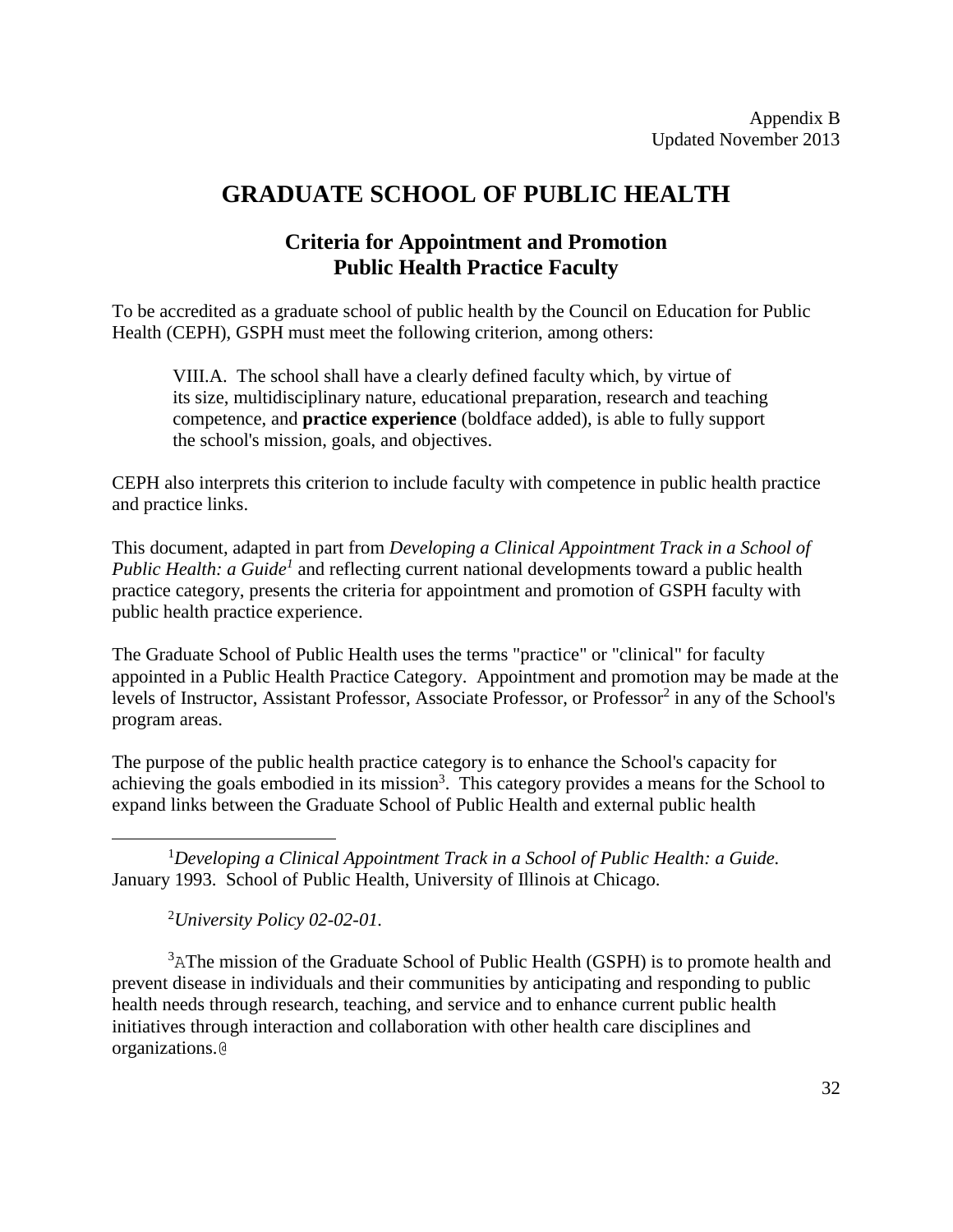Appendix B
Updated November 2013

# GRADUATE SCHOOL OF PUBLIC HEALTH

## Criteria for Appointment and Promotion
## Public Health Practice Faculty

To be accredited as a graduate school of public health by the Council on Education for Public Health (CEPH), GSPH must meet the following criterion, among others:

> VIII.A. The school shall have a clearly defined faculty which, by virtue of its size, multidisciplinary nature, educational preparation, research and teaching competence, and **practice experience** (boldface added), is able to fully support the school's mission, goals, and objectives.

CEPH also interprets this criterion to include faculty with competence in public health practice and practice links.

This document, adapted in part from *Developing a Clinical Appointment Track in a School of Public Health: a Guide*[1] and reflecting current national developments toward a public health practice category, presents the criteria for appointment and promotion of GSPH faculty with public health practice experience.

The Graduate School of Public Health uses the terms "practice" or "clinical" for faculty appointed in a Public Health Practice Category. Appointment and promotion may be made at the levels of Instructor, Assistant Professor, Associate Professor, or Professor[2] in any of the School's program areas.

The purpose of the public health practice category is to enhance the School's capacity for achieving the goals embodied in its mission[3]. This category provides a means for the School to expand links between the Graduate School of Public Health and external public health

---

[1] *Developing a Clinical Appointment Track in a School of Public Health: a Guide.* January 1993. School of Public Health, University of Illinois at Chicago.

[2] *University Policy 02-02-01.*

[3] AThe mission of the Graduate School of Public Health (GSPH) is to promote health and prevent disease in individuals and their communities by anticipating and responding to public health needs through research, teaching, and service and to enhance current public health initiatives through interaction and collaboration with other health care disciplines and organizations.@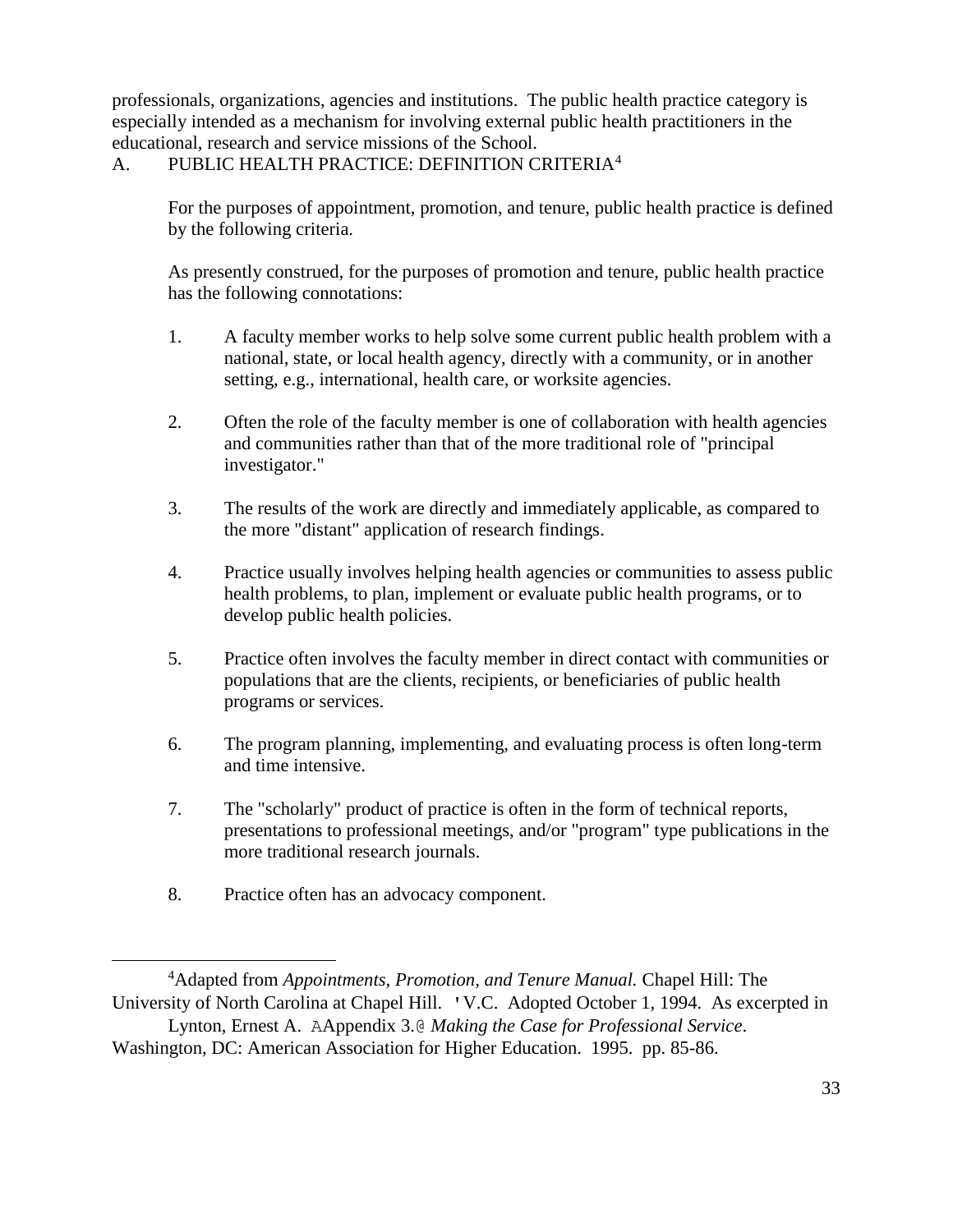professionals, organizations, agencies and institutions. The public health practice category is especially intended as a mechanism for involving external public health practitioners in the educational, research and service missions of the School.

## A. PUBLIC HEALTH PRACTICE: DEFINITION CRITERIA[4]

For the purposes of appointment, promotion, and tenure, public health practice is defined by the following criteria.

As presently construed, for the purposes of promotion and tenure, public health practice has the following connotations:

1. A faculty member works to help solve some current public health problem with a national, state, or local health agency, directly with a community, or in another setting, e.g., international, health care, or worksite agencies.

2. Often the role of the faculty member is one of collaboration with health agencies and communities rather than that of the more traditional role of "principal investigator."

3. The results of the work are directly and immediately applicable, as compared to the more "distant" application of research findings.

4. Practice usually involves helping health agencies or communities to assess public health problems, to plan, implement or evaluate public health programs, or to develop public health policies.

5. Practice often involves the faculty member in direct contact with communities or populations that are the clients, recipients, or beneficiaries of public health programs or services.

6. The program planning, implementing, and evaluating process is often long-term and time intensive.

7. The "scholarly" product of practice is often in the form of technical reports, presentations to professional meetings, and/or "program" type publications in the more traditional research journals.

8. Practice often has an advocacy component.

---

[4] Adapted from *Appointments, Promotion, and Tenure Manual.* Chapel Hill: The University of North Carolina at Chapel Hill. 'V.C. Adopted October 1, 1994. As excerpted in Lynton, Ernest A. AAppendix 3.@ *Making the Case for Professional Service*. Washington, DC: American Association for Higher Education. 1995. pp. 85-86.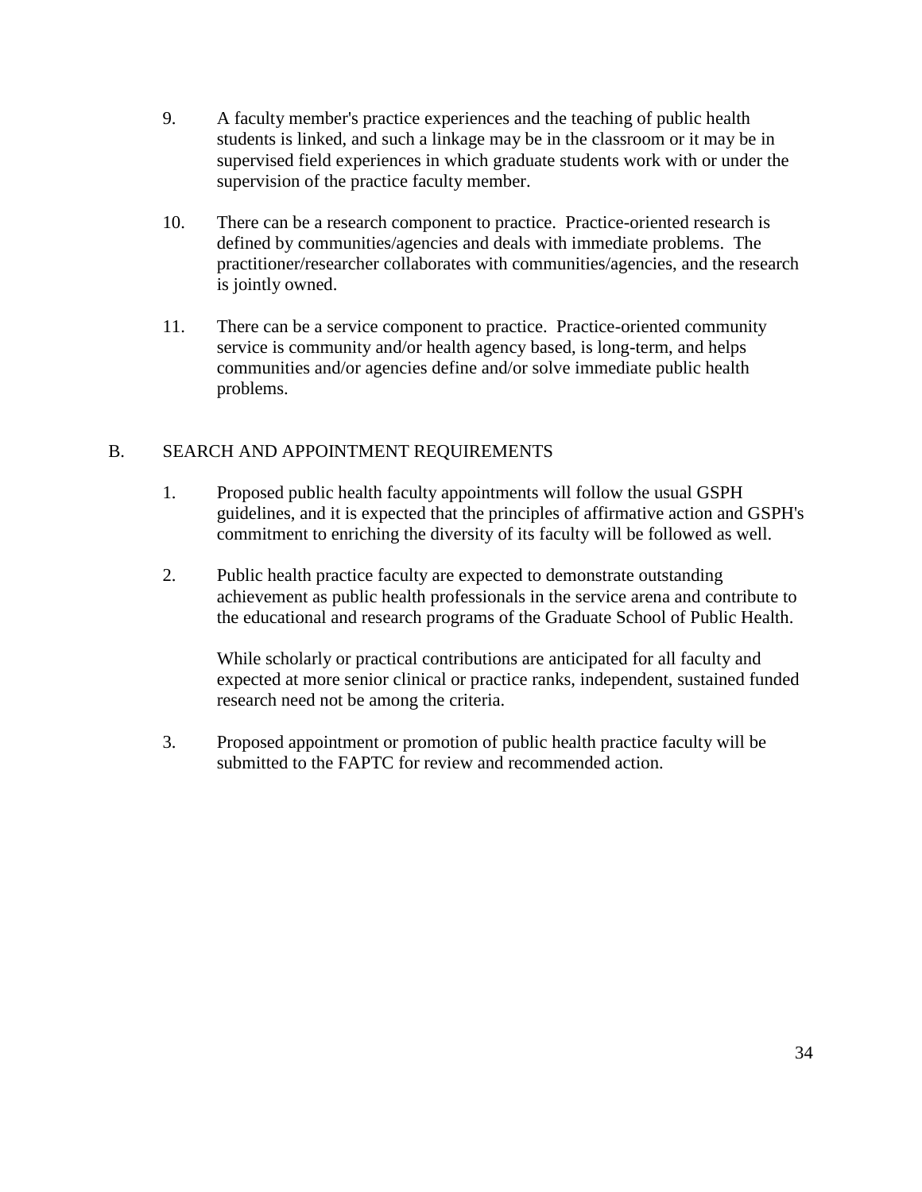9. A faculty member's practice experiences and the teaching of public health students is linked, and such a linkage may be in the classroom or it may be in supervised field experiences in which graduate students work with or under the supervision of the practice faculty member.

10. There can be a research component to practice. Practice-oriented research is defined by communities/agencies and deals with immediate problems. The practitioner/researcher collaborates with communities/agencies, and the research is jointly owned.

11. There can be a service component to practice. Practice-oriented community service is community and/or health agency based, is long-term, and helps communities and/or agencies define and/or solve immediate public health problems.

## B. SEARCH AND APPOINTMENT REQUIREMENTS

1. Proposed public health faculty appointments will follow the usual GSPH guidelines, and it is expected that the principles of affirmative action and GSPH's commitment to enriching the diversity of its faculty will be followed as well.

2. Public health practice faculty are expected to demonstrate outstanding achievement as public health professionals in the service arena and contribute to the educational and research programs of the Graduate School of Public Health.

   While scholarly or practical contributions are anticipated for all faculty and expected at more senior clinical or practice ranks, independent, sustained funded research need not be among the criteria.

3. Proposed appointment or promotion of public health practice faculty will be submitted to the FAPTC for review and recommended action.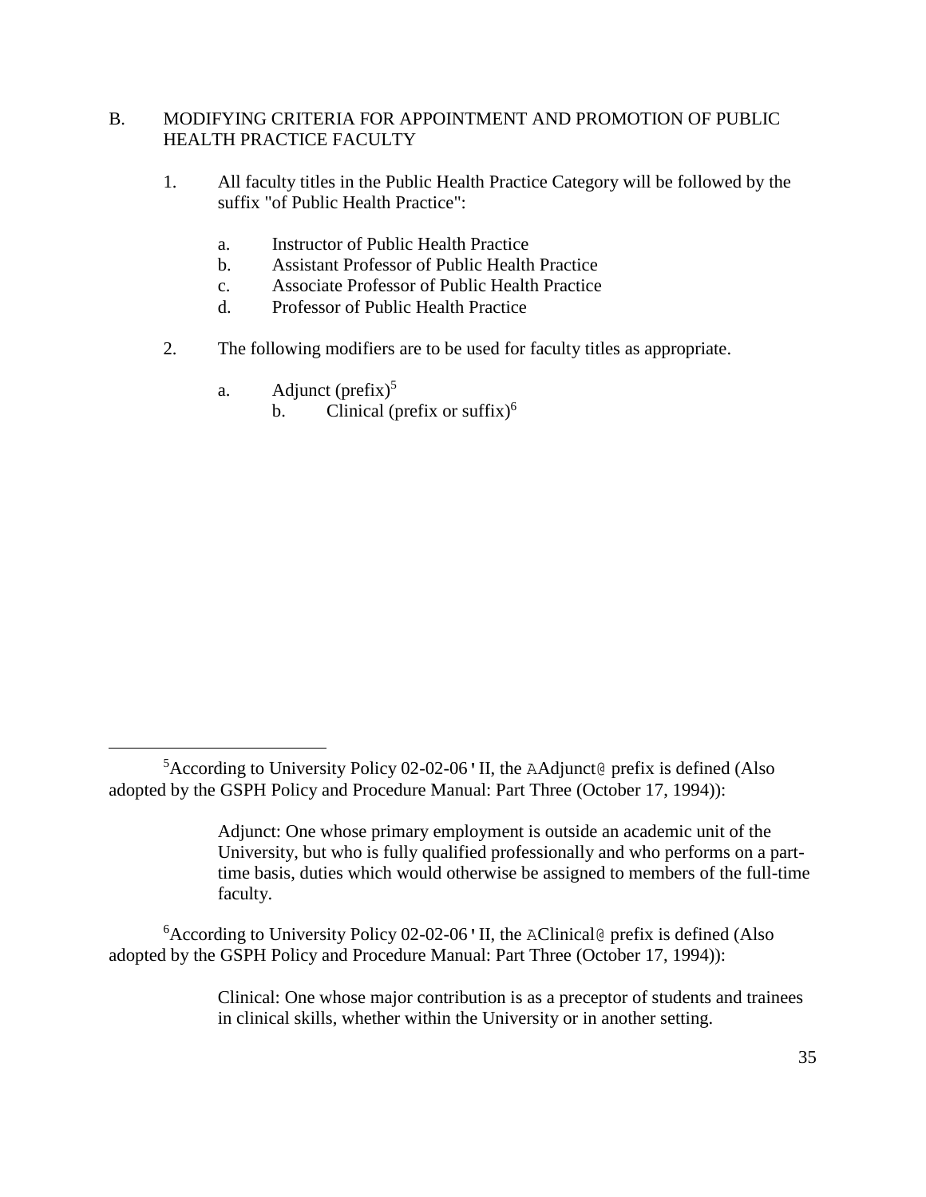## B. MODIFYING CRITERIA FOR APPOINTMENT AND PROMOTION OF PUBLIC HEALTH PRACTICE FACULTY

1. All faculty titles in the Public Health Practice Category will be followed by the suffix "of Public Health Practice":

    a. Instructor of Public Health Practice
    b. Assistant Professor of Public Health Practice
    c. Associate Professor of Public Health Practice
    d. Professor of Public Health Practice

2. The following modifiers are to be used for faculty titles as appropriate.

    a. Adjunct (prefix)[5]
    b. Clinical (prefix or suffix)[6]

---

[5]According to University Policy 02-02-06'II, the AAdjunct@ prefix is defined (Also adopted by the GSPH Policy and Procedure Manual: Part Three (October 17, 1994)):

> Adjunct: One whose primary employment is outside an academic unit of the University, but who is fully qualified professionally and who performs on a part-time basis, duties which would otherwise be assigned to members of the full-time faculty.

[6]According to University Policy 02-02-06'II, the AClinical@ prefix is defined (Also adopted by the GSPH Policy and Procedure Manual: Part Three (October 17, 1994)):

> Clinical: One whose major contribution is as a preceptor of students and trainees in clinical skills, whether within the University or in another setting.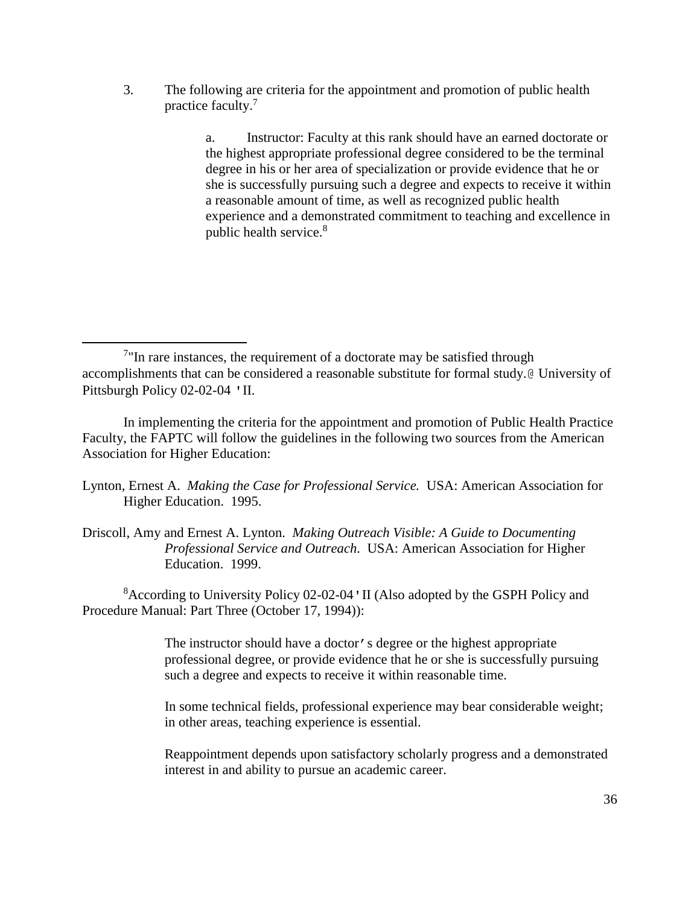3. The following are criteria for the appointment and promotion of public health practice faculty.[7]

   a. Instructor: Faculty at this rank should have an earned doctorate or the highest appropriate professional degree considered to be the terminal degree in his or her area of specialization or provide evidence that he or she is successfully pursuing such a degree and expects to receive it within a reasonable amount of time, as well as recognized public health experience and a demonstrated commitment to teaching and excellence in public health service.[8]

---

[7]"In rare instances, the requirement of a doctorate may be satisfied through accomplishments that can be considered a reasonable substitute for formal study.@ University of Pittsburgh Policy 02-02-04 'II.

In implementing the criteria for the appointment and promotion of Public Health Practice Faculty, the FAPTC will follow the guidelines in the following two sources from the American Association for Higher Education:

Lynton, Ernest A. *Making the Case for Professional Service.* USA: American Association for Higher Education. 1995.

Driscoll, Amy and Ernest A. Lynton. *Making Outreach Visible: A Guide to Documenting Professional Service and Outreach.* USA: American Association for Higher Education. 1999.

[8]According to University Policy 02-02-04'II (Also adopted by the GSPH Policy and Procedure Manual: Part Three (October 17, 1994)):

> The instructor should have a doctor's degree or the highest appropriate professional degree, or provide evidence that he or she is successfully pursuing such a degree and expects to receive it within reasonable time.
>
> In some technical fields, professional experience may bear considerable weight; in other areas, teaching experience is essential.
>
> Reappointment depends upon satisfactory scholarly progress and a demonstrated interest in and ability to pursue an academic career.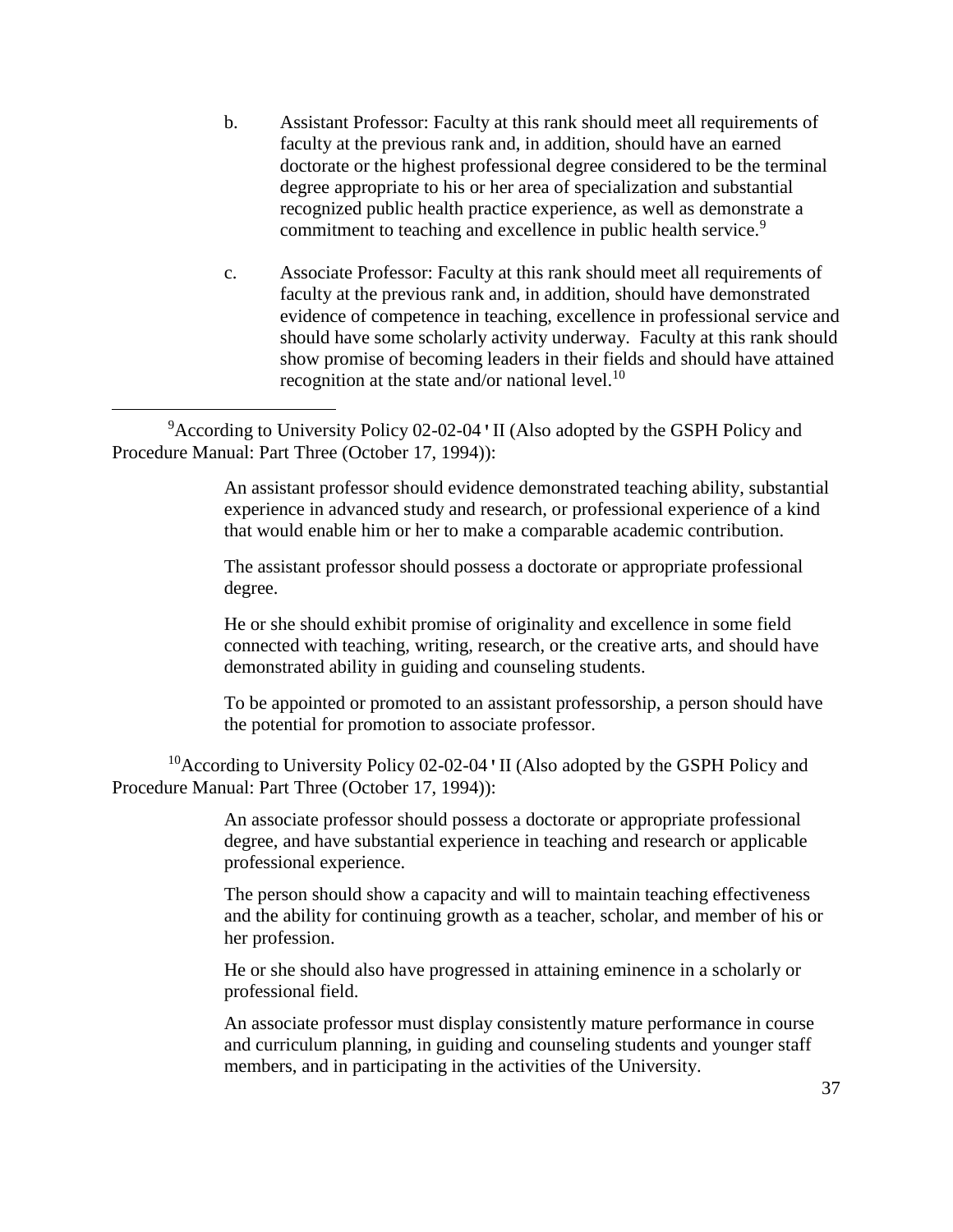b. Assistant Professor: Faculty at this rank should meet all requirements of faculty at the previous rank and, in addition, should have an earned doctorate or the highest professional degree considered to be the terminal degree appropriate to his or her area of specialization and substantial recognized public health practice experience, as well as demonstrate a commitment to teaching and excellence in public health service.[9]

c. Associate Professor: Faculty at this rank should meet all requirements of faculty at the previous rank and, in addition, should have demonstrated evidence of competence in teaching, excellence in professional service and should have some scholarly activity underway. Faculty at this rank should show promise of becoming leaders in their fields and should have attained recognition at the state and/or national level.[10]

---

[9]According to University Policy 02-02-04'II (Also adopted by the GSPH Policy and Procedure Manual: Part Three (October 17, 1994)):

> An assistant professor should evidence demonstrated teaching ability, substantial experience in advanced study and research, or professional experience of a kind that would enable him or her to make a comparable academic contribution.
>
> The assistant professor should possess a doctorate or appropriate professional degree.
>
> He or she should exhibit promise of originality and excellence in some field connected with teaching, writing, research, or the creative arts, and should have demonstrated ability in guiding and counseling students.
>
> To be appointed or promoted to an assistant professorship, a person should have the potential for promotion to associate professor.

[10]According to University Policy 02-02-04'II (Also adopted by the GSPH Policy and Procedure Manual: Part Three (October 17, 1994)):

> An associate professor should possess a doctorate or appropriate professional degree, and have substantial experience in teaching and research or applicable professional experience.
>
> The person should show a capacity and will to maintain teaching effectiveness and the ability for continuing growth as a teacher, scholar, and member of his or her profession.
>
> He or she should also have progressed in attaining eminence in a scholarly or professional field.
>
> An associate professor must display consistently mature performance in course and curriculum planning, in guiding and counseling students and younger staff members, and in participating in the activities of the University.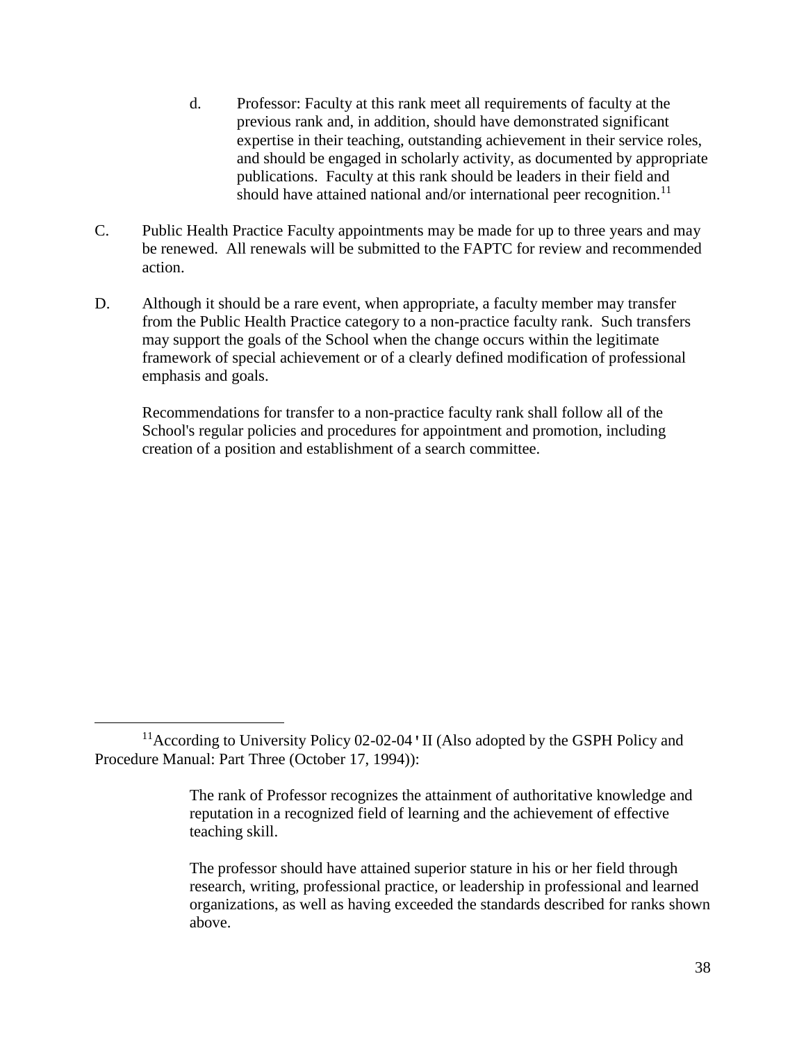d. Professor: Faculty at this rank meet all requirements of faculty at the previous rank and, in addition, should have demonstrated significant expertise in their teaching, outstanding achievement in their service roles, and should be engaged in scholarly activity, as documented by appropriate publications. Faculty at this rank should be leaders in their field and should have attained national and/or international peer recognition.[11]

C. Public Health Practice Faculty appointments may be made for up to three years and may be renewed. All renewals will be submitted to the FAPTC for review and recommended action.

D. Although it should be a rare event, when appropriate, a faculty member may transfer from the Public Health Practice category to a non-practice faculty rank. Such transfers may support the goals of the School when the change occurs within the legitimate framework of special achievement or of a clearly defined modification of professional emphasis and goals.

Recommendations for transfer to a non-practice faculty rank shall follow all of the School's regular policies and procedures for appointment and promotion, including creation of a position and establishment of a search committee.

---

[11] According to University Policy 02-02-04 ' II (Also adopted by the GSPH Policy and Procedure Manual: Part Three (October 17, 1994)):

> The rank of Professor recognizes the attainment of authoritative knowledge and reputation in a recognized field of learning and the achievement of effective teaching skill.
>
> The professor should have attained superior stature in his or her field through research, writing, professional practice, or leadership in professional and learned organizations, as well as having exceeded the standards described for ranks shown above.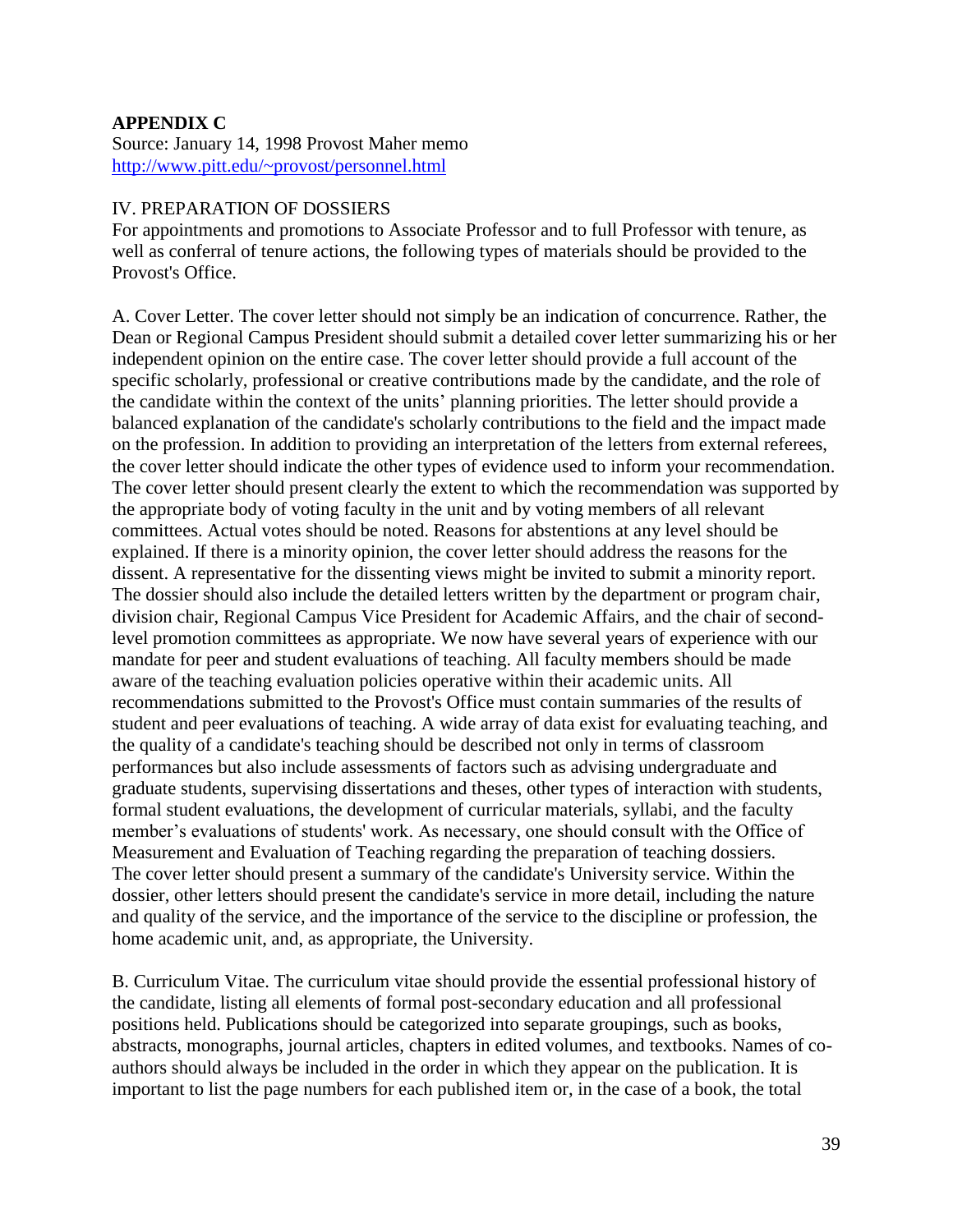**APPENDIX C**

Source: January 14, 1998 Provost Maher memo
http://www.pitt.edu/~provost/personnel.html

IV. PREPARATION OF DOSSIERS

For appointments and promotions to Associate Professor and to full Professor with tenure, as well as conferral of tenure actions, the following types of materials should be provided to the Provost's Office.

A. Cover Letter. The cover letter should not simply be an indication of concurrence. Rather, the Dean or Regional Campus President should submit a detailed cover letter summarizing his or her independent opinion on the entire case. The cover letter should provide a full account of the specific scholarly, professional or creative contributions made by the candidate, and the role of the candidate within the context of the units' planning priorities. The letter should provide a balanced explanation of the candidate's scholarly contributions to the field and the impact made on the profession. In addition to providing an interpretation of the letters from external referees, the cover letter should indicate the other types of evidence used to inform your recommendation. The cover letter should present clearly the extent to which the recommendation was supported by the appropriate body of voting faculty in the unit and by voting members of all relevant committees. Actual votes should be noted. Reasons for abstentions at any level should be explained. If there is a minority opinion, the cover letter should address the reasons for the dissent. A representative for the dissenting views might be invited to submit a minority report. The dossier should also include the detailed letters written by the department or program chair, division chair, Regional Campus Vice President for Academic Affairs, and the chair of second-level promotion committees as appropriate. We now have several years of experience with our mandate for peer and student evaluations of teaching. All faculty members should be made aware of the teaching evaluation policies operative within their academic units. All recommendations submitted to the Provost's Office must contain summaries of the results of student and peer evaluations of teaching. A wide array of data exist for evaluating teaching, and the quality of a candidate's teaching should be described not only in terms of classroom performances but also include assessments of factors such as advising undergraduate and graduate students, supervising dissertations and theses, other types of interaction with students, formal student evaluations, the development of curricular materials, syllabi, and the faculty member's evaluations of students' work. As necessary, one should consult with the Office of Measurement and Evaluation of Teaching regarding the preparation of teaching dossiers. The cover letter should present a summary of the candidate's University service. Within the dossier, other letters should present the candidate's service in more detail, including the nature and quality of the service, and the importance of the service to the discipline or profession, the home academic unit, and, as appropriate, the University.

B. Curriculum Vitae. The curriculum vitae should provide the essential professional history of the candidate, listing all elements of formal post-secondary education and all professional positions held. Publications should be categorized into separate groupings, such as books, abstracts, monographs, journal articles, chapters in edited volumes, and textbooks. Names of co-authors should always be included in the order in which they appear on the publication. It is important to list the page numbers for each published item or, in the case of a book, the total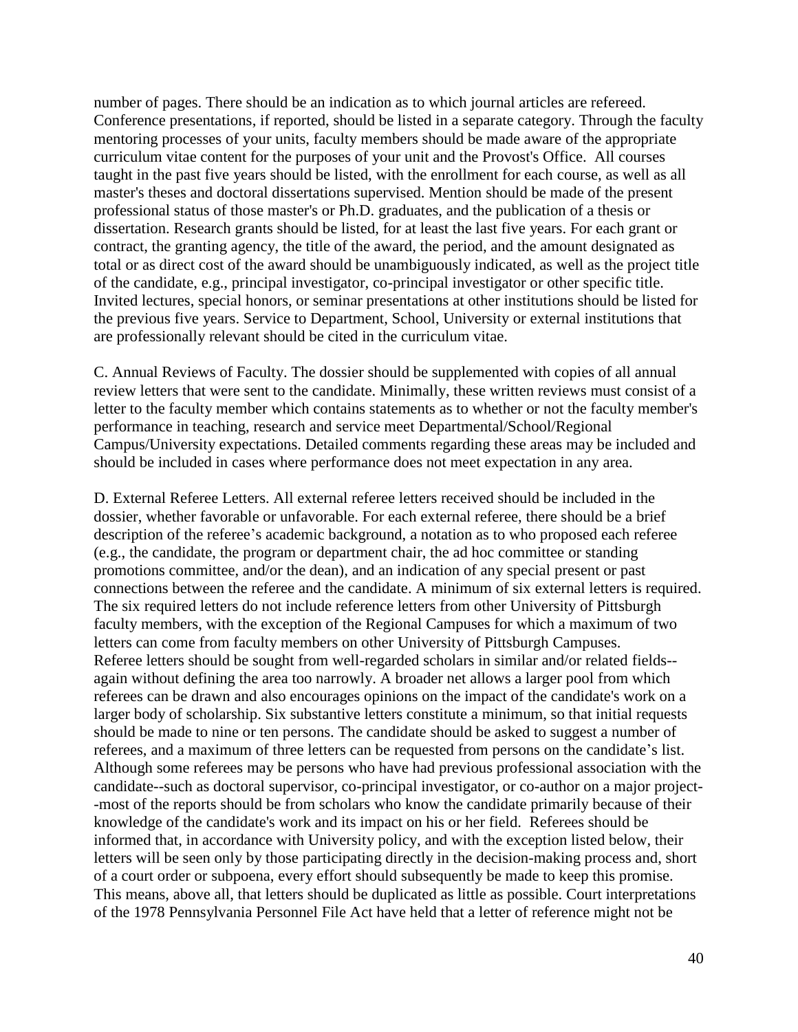number of pages. There should be an indication as to which journal articles are refereed. Conference presentations, if reported, should be listed in a separate category. Through the faculty mentoring processes of your units, faculty members should be made aware of the appropriate curriculum vitae content for the purposes of your unit and the Provost's Office. All courses taught in the past five years should be listed, with the enrollment for each course, as well as all master's theses and doctoral dissertations supervised. Mention should be made of the present professional status of those master's or Ph.D. graduates, and the publication of a thesis or dissertation. Research grants should be listed, for at least the last five years. For each grant or contract, the granting agency, the title of the award, the period, and the amount designated as total or as direct cost of the award should be unambiguously indicated, as well as the project title of the candidate, e.g., principal investigator, co-principal investigator or other specific title. Invited lectures, special honors, or seminar presentations at other institutions should be listed for the previous five years. Service to Department, School, University or external institutions that are professionally relevant should be cited in the curriculum vitae.

C. Annual Reviews of Faculty. The dossier should be supplemented with copies of all annual review letters that were sent to the candidate. Minimally, these written reviews must consist of a letter to the faculty member which contains statements as to whether or not the faculty member's performance in teaching, research and service meet Departmental/School/Regional Campus/University expectations. Detailed comments regarding these areas may be included and should be included in cases where performance does not meet expectation in any area.

D. External Referee Letters. All external referee letters received should be included in the dossier, whether favorable or unfavorable. For each external referee, there should be a brief description of the referee's academic background, a notation as to who proposed each referee (e.g., the candidate, the program or department chair, the ad hoc committee or standing promotions committee, and/or the dean), and an indication of any special present or past connections between the referee and the candidate. A minimum of six external letters is required. The six required letters do not include reference letters from other University of Pittsburgh faculty members, with the exception of the Regional Campuses for which a maximum of two letters can come from faculty members on other University of Pittsburgh Campuses. Referee letters should be sought from well-regarded scholars in similar and/or related fields--again without defining the area too narrowly. A broader net allows a larger pool from which referees can be drawn and also encourages opinions on the impact of the candidate's work on a larger body of scholarship. Six substantive letters constitute a minimum, so that initial requests should be made to nine or ten persons. The candidate should be asked to suggest a number of referees, and a maximum of three letters can be requested from persons on the candidate's list. Although some referees may be persons who have had previous professional association with the candidate--such as doctoral supervisor, co-principal investigator, or co-author on a major project--most of the reports should be from scholars who know the candidate primarily because of their knowledge of the candidate's work and its impact on his or her field. Referees should be informed that, in accordance with University policy, and with the exception listed below, their letters will be seen only by those participating directly in the decision-making process and, short of a court order or subpoena, every effort should subsequently be made to keep this promise. This means, above all, that letters should be duplicated as little as possible. Court interpretations of the 1978 Pennsylvania Personnel File Act have held that a letter of reference might not be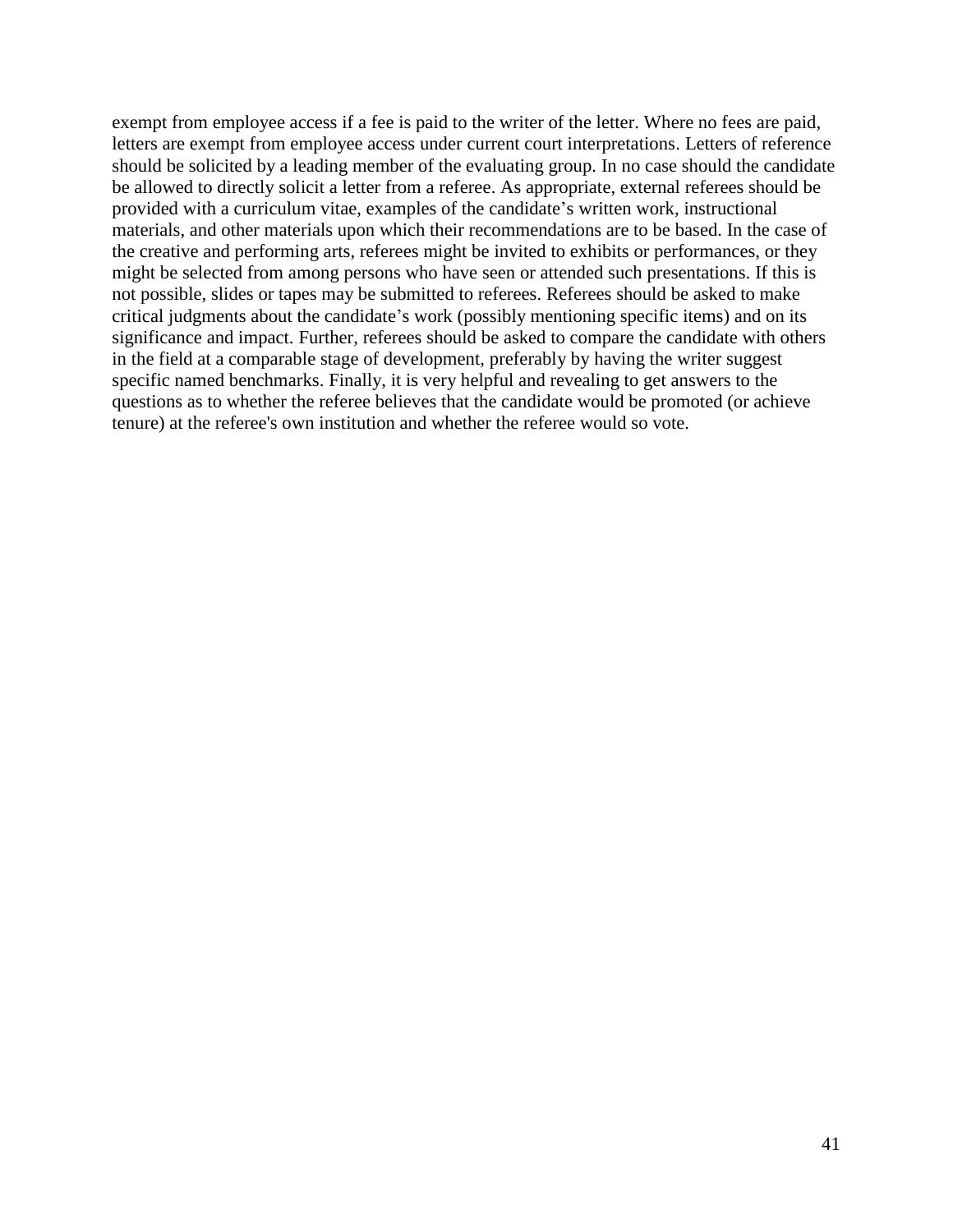exempt from employee access if a fee is paid to the writer of the letter. Where no fees are paid, letters are exempt from employee access under current court interpretations. Letters of reference should be solicited by a leading member of the evaluating group. In no case should the candidate be allowed to directly solicit a letter from a referee. As appropriate, external referees should be provided with a curriculum vitae, examples of the candidate's written work, instructional materials, and other materials upon which their recommendations are to be based. In the case of the creative and performing arts, referees might be invited to exhibits or performances, or they might be selected from among persons who have seen or attended such presentations. If this is not possible, slides or tapes may be submitted to referees. Referees should be asked to make critical judgments about the candidate's work (possibly mentioning specific items) and on its significance and impact. Further, referees should be asked to compare the candidate with others in the field at a comparable stage of development, preferably by having the writer suggest specific named benchmarks. Finally, it is very helpful and revealing to get answers to the questions as to whether the referee believes that the candidate would be promoted (or achieve tenure) at the referee's own institution and whether the referee would so vote.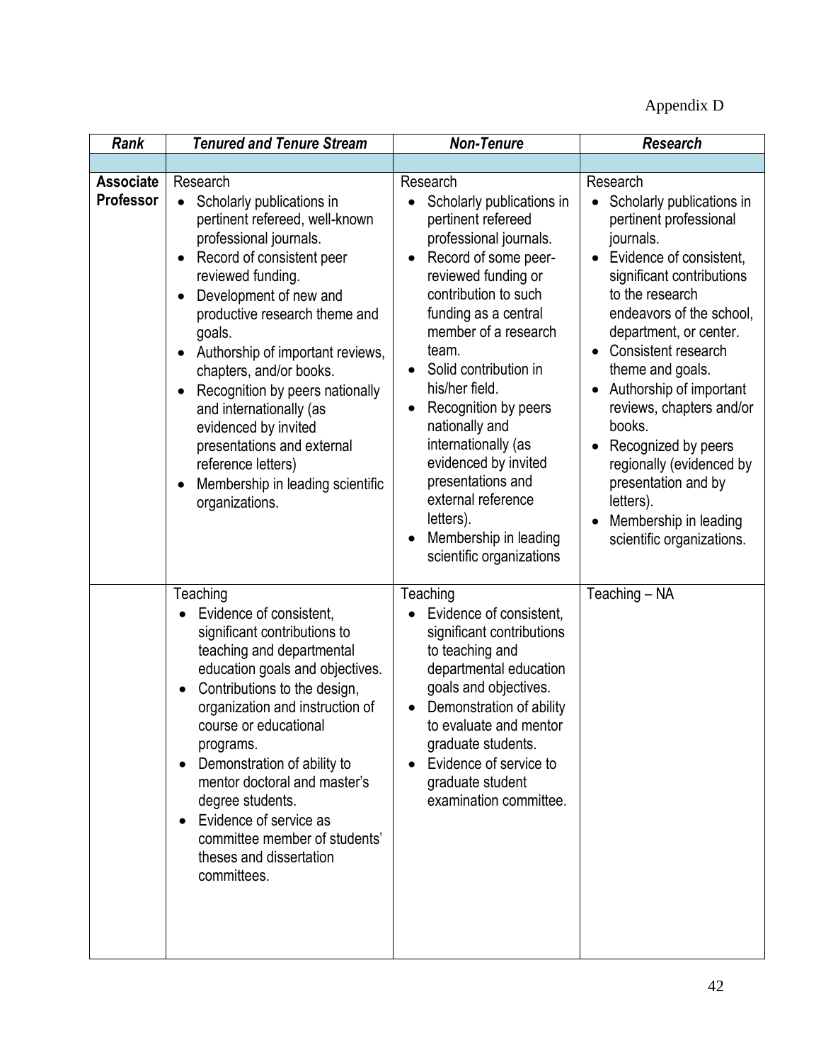Appendix D

| *Rank* | *Tenured and Tenure Stream* | *Non-Tenure* | *Research* |
|---|---|---|---|
| | | | |
| **Associate Professor** | Research<br>• Scholarly publications in pertinent refereed, well-known professional journals.<br>• Record of consistent peer reviewed funding.<br>• Development of new and productive research theme and goals.<br>• Authorship of important reviews, chapters, and/or books.<br>• Recognition by peers nationally and internationally (as evidenced by invited presentations and external reference letters)<br>• Membership in leading scientific organizations. | Research<br>• Scholarly publications in pertinent refereed professional journals.<br>• Record of some peer-reviewed funding or contribution to such funding as a central member of a research team.<br>• Solid contribution in his/her field.<br>• Recognition by peers nationally and internationally (as evidenced by invited presentations and external reference letters).<br>• Membership in leading scientific organizations | Research<br>• Scholarly publications in pertinent professional journals.<br>• Evidence of consistent, significant contributions to the research endeavors of the school, department, or center.<br>• Consistent research theme and goals.<br>• Authorship of important reviews, chapters and/or books.<br>• Recognized by peers regionally (evidenced by presentation and by letters).<br>• Membership in leading scientific organizations. |
| | Teaching<br>• Evidence of consistent, significant contributions to teaching and departmental education goals and objectives.<br>• Contributions to the design, organization and instruction of course or educational programs.<br>• Demonstration of ability to mentor doctoral and master's degree students.<br>• Evidence of service as committee member of students' theses and dissertation committees. | Teaching<br>• Evidence of consistent, significant contributions to teaching and departmental education goals and objectives.<br>• Demonstration of ability to evaluate and mentor graduate students.<br>• Evidence of service to graduate student examination committee. | Teaching – NA |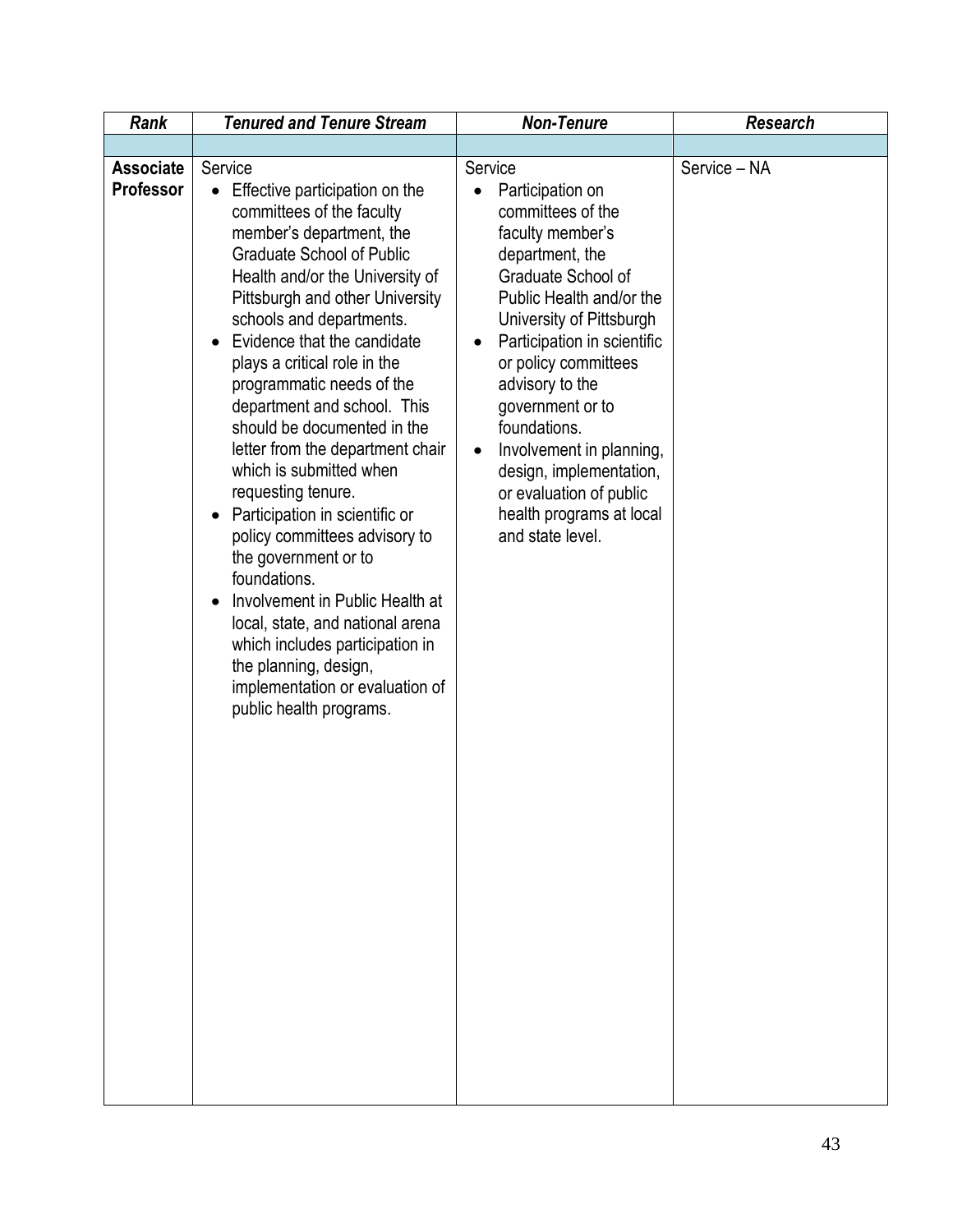| *Rank* | *Tenured and Tenure Stream* | *Non-Tenure* | *Research* |
|---|---|---|---|
| | | | |
| **Associate Professor** | Service<br>• Effective participation on the committees of the faculty member's department, the Graduate School of Public Health and/or the University of Pittsburgh and other University schools and departments.<br>• Evidence that the candidate plays a critical role in the programmatic needs of the department and school. This should be documented in the letter from the department chair which is submitted when requesting tenure.<br>• Participation in scientific or policy committees advisory to the government or to foundations.<br>• Involvement in Public Health at local, state, and national arena which includes participation in the planning, design, implementation or evaluation of public health programs. | Service<br>• Participation on committees of the faculty member's department, the Graduate School of Public Health and/or the University of Pittsburgh<br>• Participation in scientific or policy committees advisory to the government or to foundations.<br>• Involvement in planning, design, implementation, or evaluation of public health programs at local and state level. | Service – NA |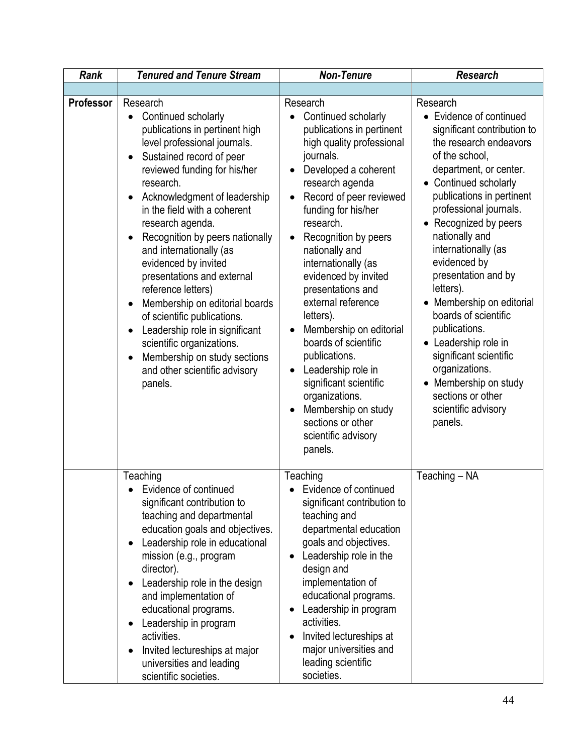| *Rank* | *Tenured and Tenure Stream* | *Non-Tenure* | *Research* |
|---|---|---|---|
| | | | |
| **Professor** | Research<br>• Continued scholarly publications in pertinent high level professional journals.<br>• Sustained record of peer reviewed funding for his/her research.<br>• Acknowledgment of leadership in the field with a coherent research agenda.<br>• Recognition by peers nationally and internationally (as evidenced by invited presentations and external reference letters)<br>• Membership on editorial boards of scientific publications.<br>• Leadership role in significant scientific organizations.<br>• Membership on study sections and other scientific advisory panels. | Research<br>• Continued scholarly publications in pertinent high quality professional journals.<br>• Developed a coherent research agenda<br>• Record of peer reviewed funding for his/her research.<br>• Recognition by peers nationally and internationally (as evidenced by invited presentations and external reference letters).<br>• Membership on editorial boards of scientific publications.<br>• Leadership role in significant scientific organizations.<br>• Membership on study sections or other scientific advisory panels. | Research<br>• Evidence of continued significant contribution to the research endeavors of the school, department, or center.<br>• Continued scholarly publications in pertinent professional journals.<br>• Recognized by peers nationally and internationally (as evidenced by presentation and by letters).<br>• Membership on editorial boards of scientific publications.<br>• Leadership role in significant scientific organizations.<br>• Membership on study sections or other scientific advisory panels. |
| | Teaching<br>• Evidence of continued significant contribution to teaching and departmental education goals and objectives.<br>• Leadership role in educational mission (e.g., program director).<br>• Leadership role in the design and implementation of educational programs.<br>• Leadership in program activities.<br>• Invited lectureships at major universities and leading scientific societies. | Teaching<br>• Evidence of continued significant contribution to teaching and departmental education goals and objectives.<br>• Leadership role in the design and implementation of educational programs.<br>• Leadership in program activities.<br>• Invited lectureships at major universities and leading scientific societies. | Teaching – NA |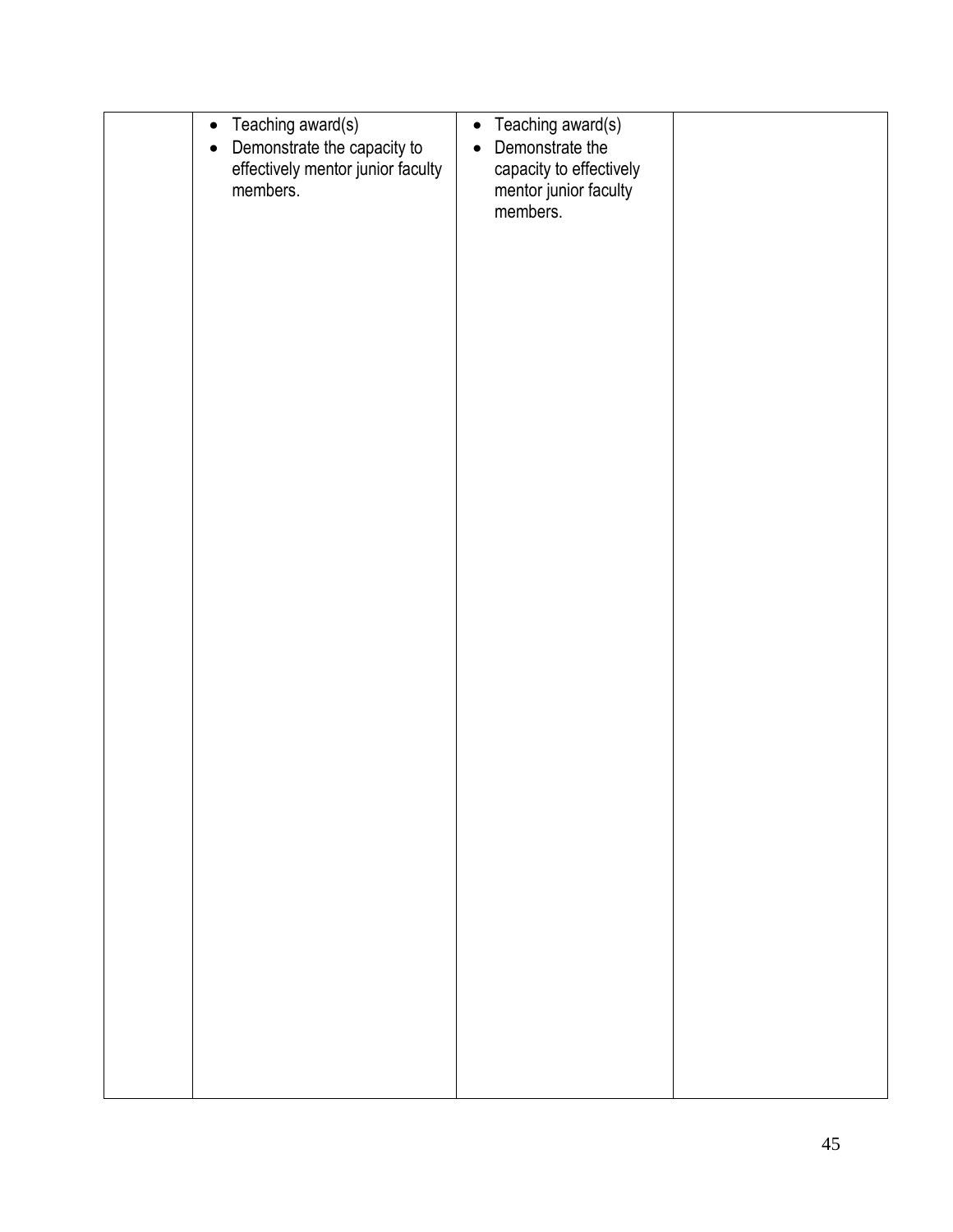| | | | |
|---|---|---|---|
| | • Teaching award(s)<br>• Demonstrate the capacity to effectively mentor junior faculty members. | • Teaching award(s)<br>• Demonstrate the capacity to effectively mentor junior faculty members. | |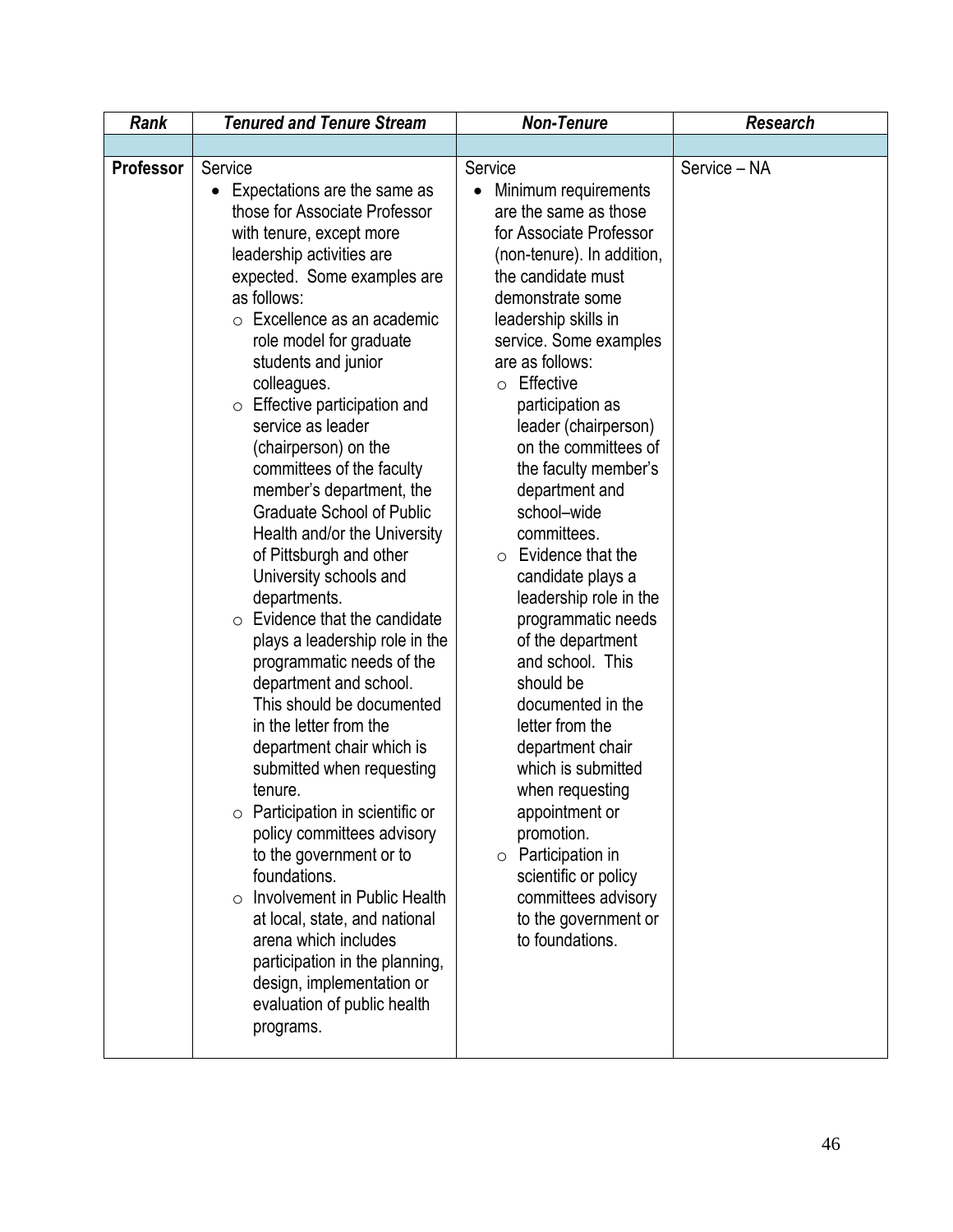| ***Rank*** | ***Tenured and Tenure Stream*** | ***Non-Tenure*** | ***Research*** |
|---|---|---|---|
| | | | |
| **Professor** | Service<br>• Expectations are the same as those for Associate Professor with tenure, except more leadership activities are expected. Some examples are as follows:<br>○ Excellence as an academic role model for graduate students and junior colleagues.<br>○ Effective participation and service as leader (chairperson) on the committees of the faculty member's department, the Graduate School of Public Health and/or the University of Pittsburgh and other University schools and departments.<br>○ Evidence that the candidate plays a leadership role in the programmatic needs of the department and school. This should be documented in the letter from the department chair which is submitted when requesting tenure.<br>○ Participation in scientific or policy committees advisory to the government or to foundations.<br>○ Involvement in Public Health at local, state, and national arena which includes participation in the planning, design, implementation or evaluation of public health programs. | Service<br>• Minimum requirements are the same as those for Associate Professor (non-tenure). In addition, the candidate must demonstrate some leadership skills in service. Some examples are as follows:<br>○ Effective participation as leader (chairperson) on the committees of the faculty member's department and school–wide committees.<br>○ Evidence that the candidate plays a leadership role in the programmatic needs of the department and school. This should be documented in the letter from the department chair which is submitted when requesting appointment or promotion.<br>○ Participation in scientific or policy committees advisory to the government or to foundations. | Service – NA |